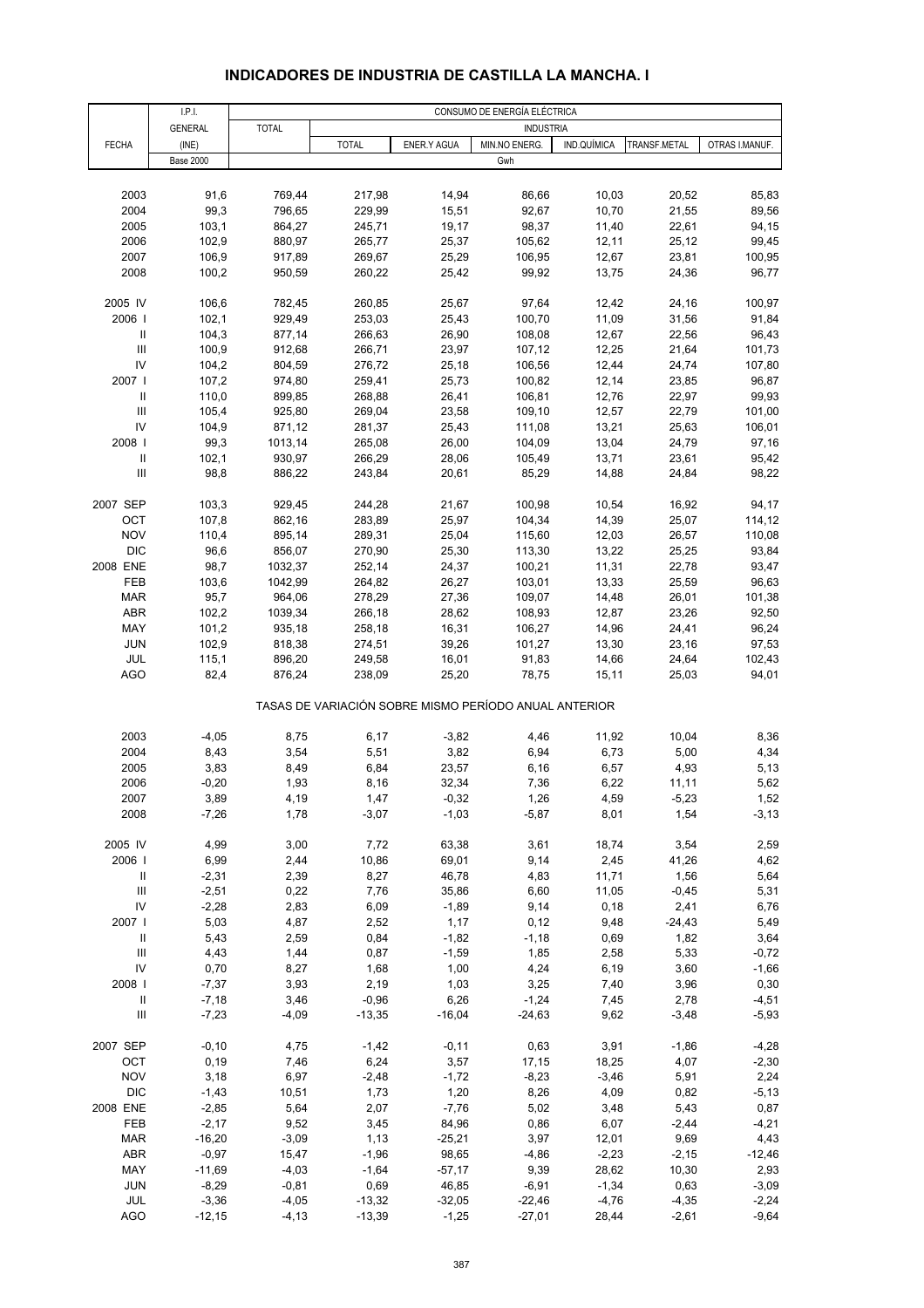# INDICADORES DE INDUSTRIA DE CASTILLA LA MANCHA. I

| | I.P.I. | CONSUMO DE ENERGÍA ELÉCTRICA | | | | | | |
|---|---|---|---|---|---|---|---|---|
| | GENERAL | TOTAL | INDUSTRIA | | | | | |
| FECHA | (INE) | | TOTAL | ENER.Y AGUA | MIN.NO ENERG. | IND.QUÍMICA | TRANSF.METAL | OTRAS I.MANUF. |
| | Base 2000 | Gwh | | | | | | |
| 2003 | 91,6 | 769,44 | 217,98 | 14,94 | 86,66 | 10,03 | 20,52 | 85,83 |
| 2004 | 99,3 | 796,65 | 229,99 | 15,51 | 92,67 | 10,70 | 21,55 | 89,56 |
| 2005 | 103,1 | 864,27 | 245,71 | 19,17 | 98,37 | 11,40 | 22,61 | 94,15 |
| 2006 | 102,9 | 880,97 | 265,77 | 25,37 | 105,62 | 12,11 | 25,12 | 99,45 |
| 2007 | 106,9 | 917,89 | 269,67 | 25,29 | 106,95 | 12,67 | 23,81 | 100,95 |
| 2008 | 100,2 | 950,59 | 260,22 | 25,42 | 99,92 | 13,75 | 24,36 | 96,77 |
| 2005 IV | 106,6 | 782,45 | 260,85 | 25,67 | 97,64 | 12,42 | 24,16 | 100,97 |
| 2006 I | 102,1 | 929,49 | 253,03 | 25,43 | 100,70 | 11,09 | 31,56 | 91,84 |
| II | 104,3 | 877,14 | 266,63 | 26,90 | 108,08 | 12,67 | 22,56 | 96,43 |
| III | 100,9 | 912,68 | 266,71 | 23,97 | 107,12 | 12,25 | 21,64 | 101,73 |
| IV | 104,2 | 804,59 | 276,72 | 25,18 | 106,56 | 12,44 | 24,74 | 107,80 |
| 2007 I | 107,2 | 974,80 | 259,41 | 25,73 | 100,82 | 12,14 | 23,85 | 96,87 |
| II | 110,0 | 899,85 | 268,88 | 26,41 | 106,81 | 12,76 | 22,97 | 99,93 |
| III | 105,4 | 925,80 | 269,04 | 23,58 | 109,10 | 12,57 | 22,79 | 101,00 |
| IV | 104,9 | 871,12 | 281,37 | 25,43 | 111,08 | 13,21 | 25,63 | 106,01 |
| 2008 I | 99,3 | 1013,14 | 265,08 | 26,00 | 104,09 | 13,04 | 24,79 | 97,16 |
| II | 102,1 | 930,97 | 266,29 | 28,06 | 105,49 | 13,71 | 23,61 | 95,42 |
| III | 98,8 | 886,22 | 243,84 | 20,61 | 85,29 | 14,88 | 24,84 | 98,22 |
| 2007 SEP | 103,3 | 929,45 | 244,28 | 21,67 | 100,98 | 10,54 | 16,92 | 94,17 |
| OCT | 107,8 | 862,16 | 283,89 | 25,97 | 104,34 | 14,39 | 25,07 | 114,12 |
| NOV | 110,4 | 895,14 | 289,31 | 25,04 | 115,60 | 12,03 | 26,57 | 110,08 |
| DIC | 96,6 | 856,07 | 270,90 | 25,30 | 113,30 | 13,22 | 25,25 | 93,84 |
| 2008 ENE | 98,7 | 1032,37 | 252,14 | 24,37 | 100,21 | 11,31 | 22,78 | 93,47 |
| FEB | 103,6 | 1042,99 | 264,82 | 26,27 | 103,01 | 13,33 | 25,59 | 96,63 |
| MAR | 95,7 | 964,06 | 278,29 | 27,36 | 109,07 | 14,48 | 26,01 | 101,38 |
| ABR | 102,2 | 1039,34 | 266,18 | 28,62 | 108,93 | 12,87 | 23,26 | 92,50 |
| MAY | 101,2 | 935,18 | 258,18 | 16,31 | 106,27 | 14,96 | 24,41 | 96,24 |
| JUN | 102,9 | 818,38 | 274,51 | 39,26 | 101,27 | 13,30 | 23,16 | 97,53 |
| JUL | 115,1 | 896,20 | 249,58 | 16,01 | 91,83 | 14,66 | 24,64 | 102,43 |
| AGO | 82,4 | 876,24 | 238,09 | 25,20 | 78,75 | 15,11 | 25,03 | 94,01 |
| | TASAS DE VARIACIÓN SOBRE MISMO PERÍODO ANUAL ANTERIOR | | | | | | | |
| 2003 | -4,05 | 8,75 | 6,17 | -3,82 | 4,46 | 11,92 | 10,04 | 8,36 |
| 2004 | 8,43 | 3,54 | 5,51 | 3,82 | 6,94 | 6,73 | 5,00 | 4,34 |
| 2005 | 3,83 | 8,49 | 6,84 | 23,57 | 6,16 | 6,57 | 4,93 | 5,13 |
| 2006 | -0,20 | 1,93 | 8,16 | 32,34 | 7,36 | 6,22 | 11,11 | 5,62 |
| 2007 | 3,89 | 4,19 | 1,47 | -0,32 | 1,26 | 4,59 | -5,23 | 1,52 |
| 2008 | -7,26 | 1,78 | -3,07 | -1,03 | -5,87 | 8,01 | 1,54 | -3,13 |
| 2005 IV | 4,99 | 3,00 | 7,72 | 63,38 | 3,61 | 18,74 | 3,54 | 2,59 |
| 2006 I | 6,99 | 2,44 | 10,86 | 69,01 | 9,14 | 2,45 | 41,26 | 4,62 |
| II | -2,31 | 2,39 | 8,27 | 46,78 | 4,83 | 11,71 | 1,56 | 5,64 |
| III | -2,51 | 0,22 | 7,76 | 35,86 | 6,60 | 11,05 | -0,45 | 5,31 |
| IV | -2,28 | 2,83 | 6,09 | -1,89 | 9,14 | 0,18 | 2,41 | 6,76 |
| 2007 I | 5,03 | 4,87 | 2,52 | 1,17 | 0,12 | 9,48 | -24,43 | 5,49 |
| II | 5,43 | 2,59 | 0,84 | -1,82 | -1,18 | 0,69 | 1,82 | 3,64 |
| III | 4,43 | 1,44 | 0,87 | -1,59 | 1,85 | 2,58 | 5,33 | -0,72 |
| IV | 0,70 | 8,27 | 1,68 | 1,00 | 4,24 | 6,19 | 3,60 | -1,66 |
| 2008 I | -7,37 | 3,93 | 2,19 | 1,03 | 3,25 | 7,40 | 3,96 | 0,30 |
| II | -7,18 | 3,46 | -0,96 | 6,26 | -1,24 | 7,45 | 2,78 | -4,51 |
| III | -7,23 | -4,09 | -13,35 | -16,04 | -24,63 | 9,62 | -3,48 | -5,93 |
| 2007 SEP | -0,10 | 4,75 | -1,42 | -0,11 | 0,63 | 3,91 | -1,86 | -4,28 |
| OCT | 0,19 | 7,46 | 6,24 | 3,57 | 17,15 | 18,25 | 4,07 | -2,30 |
| NOV | 3,18 | 6,97 | -2,48 | -1,72 | -8,23 | -3,46 | 5,91 | 2,24 |
| DIC | -1,43 | 10,51 | 1,73 | 1,20 | 8,26 | 4,09 | 0,82 | -5,13 |
| 2008 ENE | -2,85 | 5,64 | 2,07 | -7,76 | 5,02 | 3,48 | 5,43 | 0,87 |
| FEB | -2,17 | 9,52 | 3,45 | 84,96 | 0,86 | 6,07 | -2,44 | -4,21 |
| MAR | -16,20 | -3,09 | 1,13 | -25,21 | 3,97 | 12,01 | 9,69 | 4,43 |
| ABR | -0,97 | 15,47 | -1,96 | 98,65 | -4,86 | -2,23 | -2,15 | -12,46 |
| MAY | -11,69 | -4,03 | -1,64 | -57,17 | 9,39 | 28,62 | 10,30 | 2,93 |
| JUN | -8,29 | -0,81 | 0,69 | 46,85 | -6,91 | -1,34 | 0,63 | -3,09 |
| JUL | -3,36 | -4,05 | -13,32 | -32,05 | -22,46 | -4,76 | -4,35 | -2,24 |
| AGO | -12,15 | -4,13 | -13,39 | -1,25 | -27,01 | 28,44 | -2,61 | -9,64 |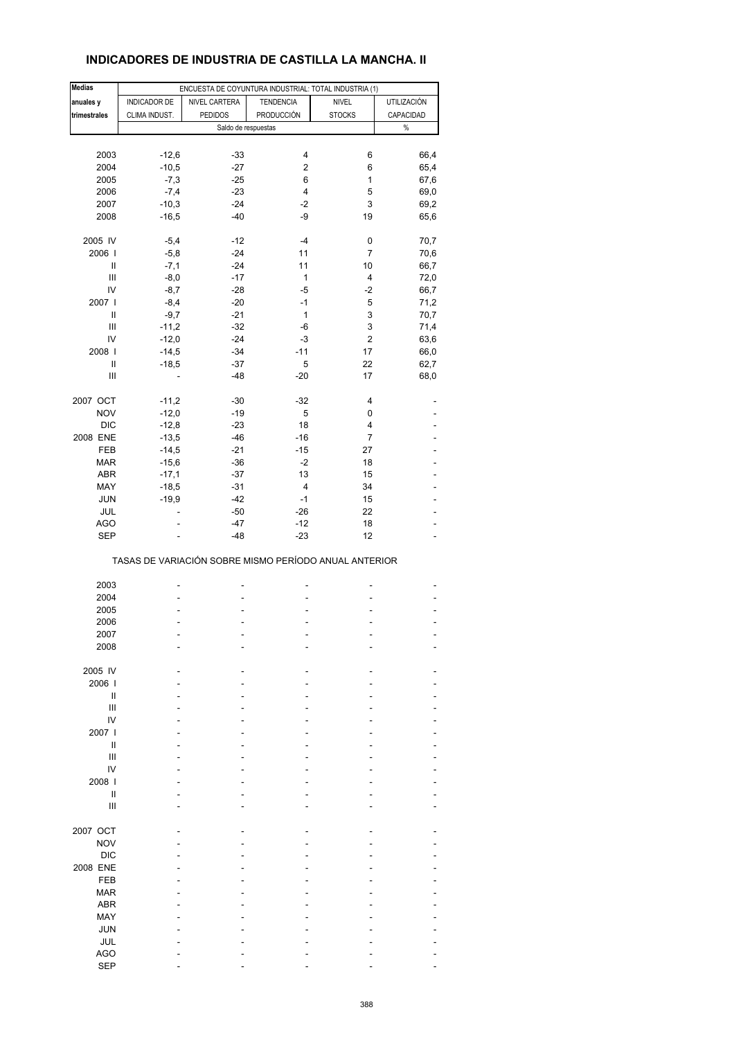# INDICADORES DE INDUSTRIA DE CASTILLA LA MANCHA. II

| Medias anuales y trimestrales | ENCUESTA DE COYUNTURA INDUSTRIAL: TOTAL INDUSTRIA (1) | | | | |
|---|---|---|---|---|---|
| | INDICADOR DE CLIMA INDUST. | NIVEL CARTERA PEDIDOS | TENDENCIA PRODUCCIÓN | NIVEL STOCKS | UTILIZACIÓN CAPACIDAD |
| | Saldo de respuestas | | | | % |
| 2003 | -12,6 | -33 | 4 | 6 | 66,4 |
| 2004 | -10,5 | -27 | 2 | 6 | 65,4 |
| 2005 | -7,3 | -25 | 6 | 1 | 67,6 |
| 2006 | -7,4 | -23 | 4 | 5 | 69,0 |
| 2007 | -10,3 | -24 | -2 | 3 | 69,2 |
| 2008 | -16,5 | -40 | -9 | 19 | 65,6 |
| 2005 IV | -5,4 | -12 | -4 | 0 | 70,7 |
| 2006 I | -5,8 | -24 | 11 | 7 | 70,6 |
| II | -7,1 | -24 | 11 | 10 | 66,7 |
| III | -8,0 | -17 | 1 | 4 | 72,0 |
| IV | -8,7 | -28 | -5 | -2 | 66,7 |
| 2007 I | -8,4 | -20 | -1 | 5 | 71,2 |
| II | -9,7 | -21 | 1 | 3 | 70,7 |
| III | -11,2 | -32 | -6 | 3 | 71,4 |
| IV | -12,0 | -24 | -3 | 2 | 63,6 |
| 2008 I | -14,5 | -34 | -11 | 17 | 66,0 |
| II | -18,5 | -37 | 5 | 22 | 62,7 |
| III | - | -48 | -20 | 17 | 68,0 |
| 2007 OCT | -11,2 | -30 | -32 | 4 | - |
| NOV | -12,0 | -19 | 5 | 0 | - |
| DIC | -12,8 | -23 | 18 | 4 | - |
| 2008 ENE | -13,5 | -46 | -16 | 7 | - |
| FEB | -14,5 | -21 | -15 | 27 | - |
| MAR | -15,6 | -36 | -2 | 18 | - |
| ABR | -17,1 | -37 | 13 | 15 | - |
| MAY | -18,5 | -31 | 4 | 34 | - |
| JUN | -19,9 | -42 | -1 | 15 | - |
| JUL | - | -50 | -26 | 22 | - |
| AGO | - | -47 | -12 | 18 | - |
| SEP | - | -48 | -23 | 12 | - |
| | TASAS DE VARIACIÓN SOBRE MISMO PERÍODO ANUAL ANTERIOR | | | | |
| 2003 | - | - | - | - | - |
| 2004 | - | - | - | - | - |
| 2005 | - | - | - | - | - |
| 2006 | - | - | - | - | - |
| 2007 | - | - | - | - | - |
| 2008 | - | - | - | - | - |
| 2005 IV | - | - | - | - | - |
| 2006 I | - | - | - | - | - |
| II | - | - | - | - | - |
| III | - | - | - | - | - |
| IV | - | - | - | - | - |
| 2007 I | - | - | - | - | - |
| II | - | - | - | - | - |
| III | - | - | - | - | - |
| IV | - | - | - | - | - |
| 2008 I | - | - | - | - | - |
| II | - | - | - | - | - |
| III | - | - | - | - | - |
| 2007 OCT | - | - | - | - | - |
| NOV | - | - | - | - | - |
| DIC | - | - | - | - | - |
| 2008 ENE | - | - | - | - | - |
| FEB | - | - | - | - | - |
| MAR | - | - | - | - | - |
| ABR | - | - | - | - | - |
| MAY | - | - | - | - | - |
| JUN | - | - | - | - | - |
| JUL | - | - | - | - | - |
| AGO | - | - | - | - | - |
| SEP | - | - | - | - | - |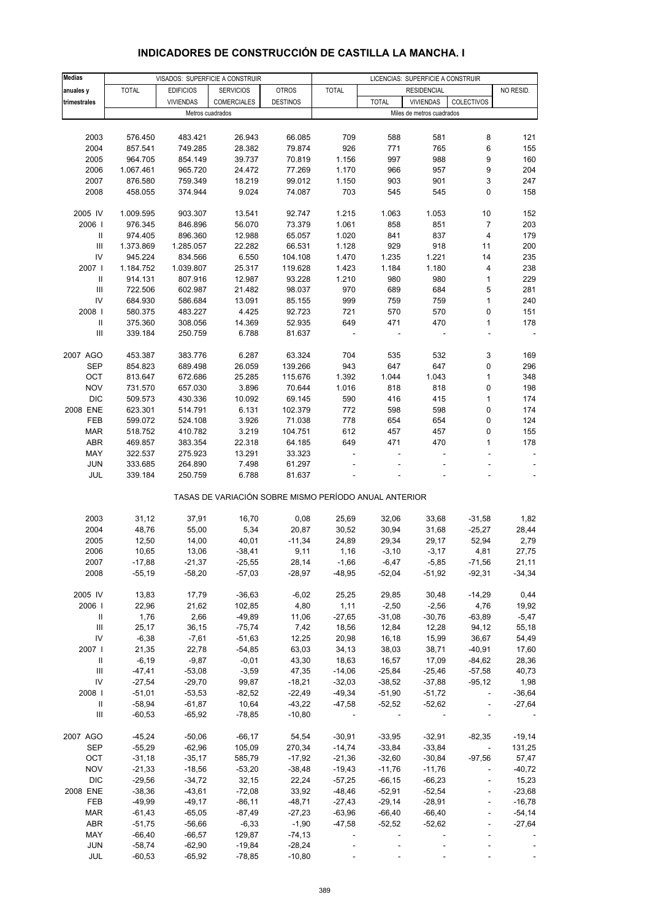# INDICADORES DE CONSTRUCCIÓN DE CASTILLA LA MANCHA. I

| Medias anuales y trimestrales | VISADOS: SUPERFICIE A CONSTRUIR | | | | LICENCIAS: SUPERFICIE A CONSTRUIR | | | | |
|---|---|---|---|---|---|---|---|---|---|
| | TOTAL | EDIFICIOS VIVIENDAS | SERVICIOS COMERCIALES | OTROS DESTINOS | TOTAL | RESIDENCIAL | | | NO RESID. |
| | | | | | | TOTAL | VIVIENDAS | COLECTIVOS | |
| | Metros cuadrados | | | | Miles de metros cuadrados | | | | |
| 2003 | 576.450 | 483.421 | 26.943 | 66.085 | 709 | 588 | 581 | 8 | 121 |
| 2004 | 857.541 | 749.285 | 28.382 | 79.874 | 926 | 771 | 765 | 6 | 155 |
| 2005 | 964.705 | 854.149 | 39.737 | 70.819 | 1.156 | 997 | 988 | 9 | 160 |
| 2006 | 1.067.461 | 965.720 | 24.472 | 77.269 | 1.170 | 966 | 957 | 9 | 204 |
| 2007 | 876.580 | 759.349 | 18.219 | 99.012 | 1.150 | 903 | 901 | 3 | 247 |
| 2008 | 458.055 | 374.944 | 9.024 | 74.087 | 703 | 545 | 545 | 0 | 158 |
| 2005 IV | 1.009.595 | 903.307 | 13.541 | 92.747 | 1.215 | 1.063 | 1.053 | 10 | 152 |
| 2006 I | 976.345 | 846.896 | 56.070 | 73.379 | 1.061 | 858 | 851 | 7 | 203 |
| II | 974.405 | 896.360 | 12.988 | 65.057 | 1.020 | 841 | 837 | 4 | 179 |
| III | 1.373.869 | 1.285.057 | 22.282 | 66.531 | 1.128 | 929 | 918 | 11 | 200 |
| IV | 945.224 | 834.566 | 6.550 | 104.108 | 1.470 | 1.235 | 1.221 | 14 | 235 |
| 2007 I | 1.184.752 | 1.039.807 | 25.317 | 119.628 | 1.423 | 1.184 | 1.180 | 4 | 238 |
| II | 914.131 | 807.916 | 12.987 | 93.228 | 1.210 | 980 | 980 | 1 | 229 |
| III | 722.506 | 602.987 | 21.482 | 98.037 | 970 | 689 | 684 | 5 | 281 |
| IV | 684.930 | 586.684 | 13.091 | 85.155 | 999 | 759 | 759 | 1 | 240 |
| 2008 I | 580.375 | 483.227 | 4.425 | 92.723 | 721 | 570 | 570 | 0 | 151 |
| II | 375.360 | 308.056 | 14.369 | 52.935 | 649 | 471 | 470 | 1 | 178 |
| III | 339.184 | 250.759 | 6.788 | 81.637 | - | - | - | - | - |
| 2007 AGO | 453.387 | 383.776 | 6.287 | 63.324 | 704 | 535 | 532 | 3 | 169 |
| SEP | 854.823 | 689.498 | 26.059 | 139.266 | 943 | 647 | 647 | 0 | 296 |
| OCT | 813.647 | 672.686 | 25.285 | 115.676 | 1.392 | 1.044 | 1.043 | 1 | 348 |
| NOV | 731.570 | 657.030 | 3.896 | 70.644 | 1.016 | 818 | 818 | 0 | 198 |
| DIC | 509.573 | 430.336 | 10.092 | 69.145 | 590 | 416 | 415 | 1 | 174 |
| 2008 ENE | 623.301 | 514.791 | 6.131 | 102.379 | 772 | 598 | 598 | 0 | 174 |
| FEB | 599.072 | 524.108 | 3.926 | 71.038 | 778 | 654 | 654 | 0 | 124 |
| MAR | 518.752 | 410.782 | 3.219 | 104.751 | 612 | 457 | 457 | 0 | 155 |
| ABR | 469.857 | 383.354 | 22.318 | 64.185 | 649 | 471 | 470 | 1 | 178 |
| MAY | 322.537 | 275.923 | 13.291 | 33.323 | - | - | - | - | - |
| JUN | 333.685 | 264.890 | 7.498 | 61.297 | - | - | - | - | - |
| JUL | 339.184 | 250.759 | 6.788 | 81.637 | - | - | - | - | - |
| **TASAS DE VARIACIÓN SOBRE MISMO PERÍODO ANUAL ANTERIOR** | | | | | | | | | |
| 2003 | 31,12 | 37,91 | 16,70 | 0,08 | 25,69 | 32,06 | 33,68 | -31,58 | 1,82 |
| 2004 | 48,76 | 55,00 | 5,34 | 20,87 | 30,52 | 30,94 | 31,68 | -25,27 | 28,44 |
| 2005 | 12,50 | 14,00 | 40,01 | -11,34 | 24,89 | 29,34 | 29,17 | 52,94 | 2,79 |
| 2006 | 10,65 | 13,06 | -38,41 | 9,11 | 1,16 | -3,10 | -3,17 | 4,81 | 27,75 |
| 2007 | -17,88 | -21,37 | -25,55 | 28,14 | -1,66 | -6,47 | -5,85 | -71,56 | 21,11 |
| 2008 | -55,19 | -58,20 | -57,03 | -28,97 | -48,95 | -52,04 | -51,92 | -92,31 | -34,34 |
| 2005 IV | 13,83 | 17,79 | -36,63 | -6,02 | 25,25 | 29,85 | 30,48 | -14,29 | 0,44 |
| 2006 I | 22,96 | 21,62 | 102,85 | 4,80 | 1,11 | -2,50 | -2,56 | 4,76 | 19,92 |
| II | 1,76 | 2,66 | -49,89 | 11,06 | -27,65 | -31,08 | -30,76 | -63,89 | -5,47 |
| III | 25,17 | 36,15 | -75,74 | 7,42 | 18,56 | 12,84 | 12,28 | 94,12 | 55,18 |
| IV | -6,38 | -7,61 | -51,63 | 12,25 | 20,98 | 16,18 | 15,99 | 36,67 | 54,49 |
| 2007 I | 21,35 | 22,78 | -54,85 | 63,03 | 34,13 | 38,03 | 38,71 | -40,91 | 17,60 |
| II | -6,19 | -9,87 | -0,01 | 43,30 | 18,63 | 16,57 | 17,09 | -84,62 | 28,36 |
| III | -47,41 | -53,08 | -3,59 | 47,35 | -14,06 | -25,84 | -25,46 | -57,58 | 40,73 |
| IV | -27,54 | -29,70 | 99,87 | -18,21 | -32,03 | -38,52 | -37,88 | -95,12 | 1,98 |
| 2008 I | -51,01 | -53,53 | -82,52 | -22,49 | -49,34 | -51,90 | -51,72 | - | -36,64 |
| II | -58,94 | -61,87 | 10,64 | -43,22 | -47,58 | -52,52 | -52,62 | - | -27,64 |
| III | -60,53 | -65,92 | -78,85 | -10,80 | - | - | - | - | - |
| 2007 AGO | -45,24 | -50,06 | -66,17 | 54,54 | -30,91 | -33,95 | -32,91 | -82,35 | -19,14 |
| SEP | -55,29 | -62,96 | 105,09 | 270,34 | -14,74 | -33,84 | -33,84 | - | 131,25 |
| OCT | -31,18 | -35,17 | 585,79 | -17,92 | -21,36 | -32,60 | -30,84 | -97,56 | 57,47 |
| NOV | -21,33 | -18,56 | -53,20 | -38,48 | -19,43 | -11,76 | -11,76 | - | -40,72 |
| DIC | -29,56 | -34,72 | 32,15 | 22,24 | -57,25 | -66,15 | -66,23 | - | 15,23 |
| 2008 ENE | -38,36 | -43,61 | -72,08 | 33,92 | -48,46 | -52,91 | -52,54 | - | -23,68 |
| FEB | -49,99 | -49,17 | -86,11 | -48,71 | -27,43 | -29,14 | -28,91 | - | -16,78 |
| MAR | -61,43 | -65,05 | -87,49 | -27,23 | -63,96 | -66,40 | -66,40 | - | -54,14 |
| ABR | -51,75 | -56,66 | -6,33 | -1,90 | -47,58 | -52,52 | -52,62 | - | -27,64 |
| MAY | -66,40 | -66,57 | 129,87 | -74,13 | - | - | - | - | - |
| JUN | -58,74 | -62,90 | -19,84 | -28,24 | - | - | - | - | - |
| JUL | -60,53 | -65,92 | -78,85 | -10,80 | - | - | - | - | - |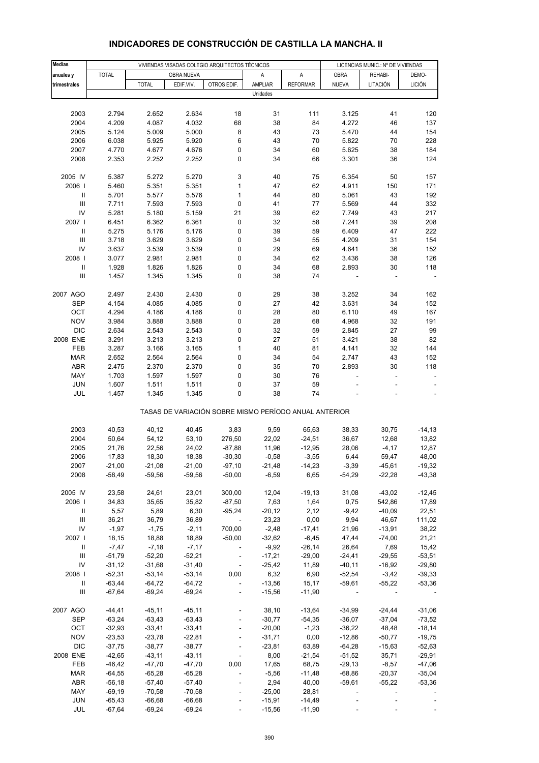# INDICADORES DE CONSTRUCCIÓN DE CASTILLA LA MANCHA. II

| Medias anuales y trimestrales | VIVIENDAS VISADAS COLEGIO ARQUITECTOS TÉCNICOS | | | | | | LICENCIAS MUNIC.: Nº DE VIVIENDAS | | |
|---|---|---|---|---|---|---|---|---|---|
| | TOTAL | OBRA NUEVA | | | A | A | OBRA | REHABI- | DEMO- |
| | | TOTAL | EDIF.VIV. | OTROS EDIF. | AMPLIAR | REFORMAR | NUEVA | LITACIÓN | LICIÓN |
| | Unidades | | | | | | | | |
| 2003 | 2.794 | 2.652 | 2.634 | 18 | 31 | 111 | 3.125 | 41 | 120 |
| 2004 | 4.209 | 4.087 | 4.032 | 68 | 38 | 84 | 4.272 | 46 | 137 |
| 2005 | 5.124 | 5.009 | 5.000 | 8 | 43 | 73 | 5.470 | 44 | 154 |
| 2006 | 6.038 | 5.925 | 5.920 | 6 | 43 | 70 | 5.822 | 70 | 228 |
| 2007 | 4.770 | 4.677 | 4.676 | 0 | 34 | 60 | 5.625 | 38 | 184 |
| 2008 | 2.353 | 2.252 | 2.252 | 0 | 34 | 66 | 3.301 | 36 | 124 |
| 2005 IV | 5.387 | 5.272 | 5.270 | 3 | 40 | 75 | 6.354 | 50 | 157 |
| 2006 I | 5.460 | 5.351 | 5.351 | 1 | 47 | 62 | 4.911 | 150 | 171 |
| II | 5.701 | 5.577 | 5.576 | 1 | 44 | 80 | 5.061 | 43 | 192 |
| III | 7.711 | 7.593 | 7.593 | 0 | 41 | 77 | 5.569 | 44 | 332 |
| IV | 5.281 | 5.180 | 5.159 | 21 | 39 | 62 | 7.749 | 43 | 217 |
| 2007 I | 6.451 | 6.362 | 6.361 | 0 | 32 | 58 | 7.241 | 39 | 208 |
| II | 5.275 | 5.176 | 5.176 | 0 | 39 | 59 | 6.409 | 47 | 222 |
| III | 3.718 | 3.629 | 3.629 | 0 | 34 | 55 | 4.209 | 31 | 154 |
| IV | 3.637 | 3.539 | 3.539 | 0 | 29 | 69 | 4.641 | 36 | 152 |
| 2008 I | 3.077 | 2.981 | 2.981 | 0 | 34 | 62 | 3.436 | 38 | 126 |
| II | 1.928 | 1.826 | 1.826 | 0 | 34 | 68 | 2.893 | 30 | 118 |
| III | 1.457 | 1.345 | 1.345 | 0 | 38 | 74 | - | - | - |
| 2007 AGO | 2.497 | 2.430 | 2.430 | 0 | 29 | 38 | 3.252 | 34 | 162 |
| SEP | 4.154 | 4.085 | 4.085 | 0 | 27 | 42 | 3.631 | 34 | 152 |
| OCT | 4.294 | 4.186 | 4.186 | 0 | 28 | 80 | 6.110 | 49 | 167 |
| NOV | 3.984 | 3.888 | 3.888 | 0 | 28 | 68 | 4.968 | 32 | 191 |
| DIC | 2.634 | 2.543 | 2.543 | 0 | 32 | 59 | 2.845 | 27 | 99 |
| 2008 ENE | 3.291 | 3.213 | 3.213 | 0 | 27 | 51 | 3.421 | 38 | 82 |
| FEB | 3.287 | 3.166 | 3.165 | 1 | 40 | 81 | 4.141 | 32 | 144 |
| MAR | 2.652 | 2.564 | 2.564 | 0 | 34 | 54 | 2.747 | 43 | 152 |
| ABR | 2.475 | 2.370 | 2.370 | 0 | 35 | 70 | 2.893 | 30 | 118 |
| MAY | 1.703 | 1.597 | 1.597 | 0 | 30 | 76 | - | - | - |
| JUN | 1.607 | 1.511 | 1.511 | 0 | 37 | 59 | - | - | - |
| JUL | 1.457 | 1.345 | 1.345 | 0 | 38 | 74 | - | - | - |
| | TASAS DE VARIACIÓN SOBRE MISMO PERÍODO ANUAL ANTERIOR | | | | | | | | |
| 2003 | 40,53 | 40,12 | 40,45 | 3,83 | 9,59 | 65,63 | 38,33 | 30,75 | -14,13 |
| 2004 | 50,64 | 54,12 | 53,10 | 276,50 | 22,02 | -24,51 | 36,67 | 12,68 | 13,82 |
| 2005 | 21,76 | 22,56 | 24,02 | -87,88 | 11,96 | -12,95 | 28,06 | -4,17 | 12,87 |
| 2006 | 17,83 | 18,30 | 18,38 | -30,30 | -0,58 | -3,55 | 6,44 | 59,47 | 48,00 |
| 2007 | -21,00 | -21,08 | -21,00 | -97,10 | -21,48 | -14,23 | -3,39 | -45,61 | -19,32 |
| 2008 | -58,49 | -59,56 | -59,56 | -50,00 | -6,59 | 6,65 | -54,29 | -22,28 | -43,38 |
| 2005 IV | 23,58 | 24,61 | 23,01 | 300,00 | 12,04 | -19,13 | 31,08 | -43,02 | -12,45 |
| 2006 I | 34,83 | 35,65 | 35,82 | -87,50 | 7,63 | 1,64 | 0,75 | 542,86 | 17,89 |
| II | 5,57 | 5,89 | 6,30 | -95,24 | -20,12 | 2,12 | -9,42 | -40,09 | 22,51 |
| III | 36,21 | 36,79 | 36,89 | - | 23,23 | 0,00 | 9,94 | 46,67 | 111,02 |
| IV | -1,97 | -1,75 | -2,11 | 700,00 | -2,48 | -17,41 | 21,96 | -13,91 | 38,22 |
| 2007 I | 18,15 | 18,88 | 18,89 | -50,00 | -32,62 | -6,45 | 47,44 | -74,00 | 21,21 |
| II | -7,47 | -7,18 | -7,17 | - | -9,92 | -26,14 | 26,64 | 7,69 | 15,42 |
| III | -51,79 | -52,20 | -52,21 | - | -17,21 | -29,00 | -24,41 | -29,55 | -53,51 |
| IV | -31,12 | -31,68 | -31,40 | - | -25,42 | 11,89 | -40,11 | -16,92 | -29,80 |
| 2008 I | -52,31 | -53,14 | -53,14 | 0,00 | 6,32 | 6,90 | -52,54 | -3,42 | -39,33 |
| II | -63,44 | -64,72 | -64,72 | - | -13,56 | 15,17 | -59,61 | -55,22 | -53,36 |
| III | -67,64 | -69,24 | -69,24 | - | -15,56 | -11,90 | - | - | - |
| 2007 AGO | -44,41 | -45,11 | -45,11 | - | 38,10 | -13,64 | -34,99 | -24,44 | -31,06 |
| SEP | -63,24 | -63,43 | -63,43 | - | -30,77 | -54,35 | -36,07 | -37,04 | -73,52 |
| OCT | -32,93 | -33,41 | -33,41 | - | -20,00 | -1,23 | -36,22 | 48,48 | -18,14 |
| NOV | -23,53 | -23,78 | -22,81 | - | -31,71 | 0,00 | -12,86 | -50,77 | -19,75 |
| DIC | -37,75 | -38,77 | -38,77 | - | -23,81 | 63,89 | -64,28 | -15,63 | -52,63 |
| 2008 ENE | -42,65 | -43,11 | -43,11 | - | 8,00 | -21,54 | -51,52 | 35,71 | -29,91 |
| FEB | -46,42 | -47,70 | -47,70 | 0,00 | 17,65 | 68,75 | -29,13 | -8,57 | -47,06 |
| MAR | -64,55 | -65,28 | -65,28 | - | -5,56 | -11,48 | -68,86 | -20,37 | -35,04 |
| ABR | -56,18 | -57,40 | -57,40 | - | 2,94 | 40,00 | -59,61 | -55,22 | -53,36 |
| MAY | -69,19 | -70,58 | -70,58 | - | -25,00 | 28,81 | - | - | - |
| JUN | -65,43 | -66,68 | -66,68 | - | -15,91 | -14,49 | - | - | - |
| JUL | -67,64 | -69,24 | -69,24 | - | -15,56 | -11,90 | - | - | - |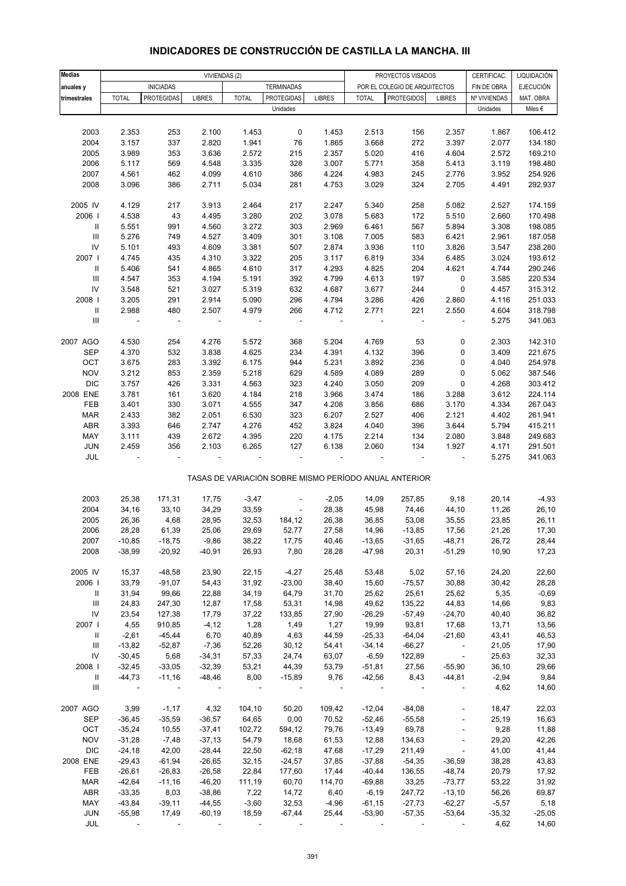# INDICADORES DE CONSTRUCCIÓN DE CASTILLA LA MANCHA. III

| Medias anuales y trimestrales | VIVIENDAS (2) | | | | | | PROYECTOS VISADOS POR EL COLEGIO DE ARQUITECTOS | | | CERTIFICAC. FIN DE OBRA | LIQUIDACIÓN EJECUCIÓN MAT. OBRA |
|---|---|---|---|---|---|---|---|---|---|---|---|
| | INICIADAS | | | TERMINADAS | | | | | | | |
| | TOTAL | PROTEGIDAS | LIBRES | TOTAL | PROTEGIDAS | LIBRES | TOTAL | PROTEGIDOS | LIBRES | Nº VIVIENDAS | |
| | Unidades | | | | | | | | | Unidades | Miles € |
| 2003 | 2.353 | 253 | 2.100 | 1.453 | 0 | 1.453 | 2.513 | 156 | 2.357 | 1.867 | 106.412 |
| 2004 | 3.157 | 337 | 2.820 | 1.941 | 76 | 1.865 | 3.668 | 272 | 3.397 | 2.077 | 134.180 |
| 2005 | 3.989 | 353 | 3.636 | 2.572 | 215 | 2.357 | 5.020 | 416 | 4.604 | 2.572 | 169.210 |
| 2006 | 5.117 | 569 | 4.548 | 3.335 | 328 | 3.007 | 5.771 | 358 | 5.413 | 3.119 | 198.480 |
| 2007 | 4.561 | 462 | 4.099 | 4.610 | 386 | 4.224 | 4.983 | 245 | 2.776 | 3.952 | 254.926 |
| 2008 | 3.096 | 386 | 2.711 | 5.034 | 281 | 4.753 | 3.029 | 324 | 2.705 | 4.491 | 292.937 |
| 2005 IV | 4.129 | 217 | 3.913 | 2.464 | 217 | 2.247 | 5.340 | 258 | 5.082 | 2.527 | 174.159 |
| 2006 I | 4.538 | 43 | 4.495 | 3.280 | 202 | 3.078 | 5.683 | 172 | 5.510 | 2.660 | 170.498 |
| II | 5.551 | 991 | 4.560 | 3.272 | 303 | 2.969 | 6.461 | 567 | 5.894 | 3.308 | 198.085 |
| III | 5.276 | 749 | 4.527 | 3.409 | 301 | 3.108 | 7.005 | 583 | 6.421 | 2.961 | 187.058 |
| IV | 5.101 | 493 | 4.609 | 3.381 | 507 | 2.874 | 3.936 | 110 | 3.826 | 3.547 | 238.280 |
| 2007 I | 4.745 | 435 | 4.310 | 3.322 | 205 | 3.117 | 6.819 | 334 | 6.485 | 3.024 | 193.612 |
| II | 5.406 | 541 | 4.865 | 4.610 | 317 | 4.293 | 4.825 | 204 | 4.621 | 4.744 | 290.246 |
| III | 4.547 | 353 | 4.194 | 5.191 | 392 | 4.799 | 4.613 | 197 | 0 | 3.585 | 220.534 |
| IV | 3.548 | 521 | 3.027 | 5.319 | 632 | 4.687 | 3.677 | 244 | 0 | 4.457 | 315.312 |
| 2008 I | 3.205 | 291 | 2.914 | 5.090 | 296 | 4.794 | 3.286 | 426 | 2.860 | 4.116 | 251.033 |
| II | 2.988 | 480 | 2.507 | 4.979 | 266 | 4.712 | 2.771 | 221 | 2.550 | 4.604 | 318.798 |
| III | - | - | - | - | - | - | - | - | - | 5.275 | 341.063 |
| 2007 AGO | 4.530 | 254 | 4.276 | 5.572 | 368 | 5.204 | 4.769 | 53 | 0 | 2.303 | 142.310 |
| SEP | 4.370 | 532 | 3.838 | 4.625 | 234 | 4.391 | 4.132 | 396 | 0 | 3.409 | 221.675 |
| OCT | 3.675 | 283 | 3.392 | 6.175 | 944 | 5.231 | 3.892 | 236 | 0 | 4.040 | 254.978 |
| NOV | 3.212 | 853 | 2.359 | 5.218 | 629 | 4.589 | 4.089 | 289 | 0 | 5.062 | 387.546 |
| DIC | 3.757 | 426 | 3.331 | 4.563 | 323 | 4.240 | 3.050 | 209 | 0 | 4.268 | 303.412 |
| 2008 ENE | 3.781 | 161 | 3.620 | 4.184 | 218 | 3.966 | 3.474 | 186 | 3.288 | 3.612 | 224.114 |
| FEB | 3.401 | 330 | 3.071 | 4.555 | 347 | 4.208 | 3.856 | 686 | 3.170 | 4.334 | 267.043 |
| MAR | 2.433 | 382 | 2.051 | 6.530 | 323 | 6.207 | 2.527 | 406 | 2.121 | 4.402 | 261.941 |
| ABR | 3.393 | 646 | 2.747 | 4.276 | 452 | 3.824 | 4.040 | 396 | 3.644 | 5.794 | 415.211 |
| MAY | 3.111 | 439 | 2.672 | 4.395 | 220 | 4.175 | 2.214 | 134 | 2.080 | 3.848 | 249.683 |
| JUN | 2.459 | 356 | 2.103 | 6.265 | 127 | 6.138 | 2.060 | 134 | 1.927 | 4.171 | 291.501 |
| JUL | - | - | - | - | - | - | - | - | - | 5.275 | 341.063 |

TASAS DE VARIACIÓN SOBRE MISMO PERÍODO ANUAL ANTERIOR

| | | | | | | | | | | | |
|---|---|---|---|---|---|---|---|---|---|---|---|
| 2003 | 25,38 | 171,31 | 17,75 | -3,47 | - | -2,05 | 14,09 | 257,85 | 9,18 | 20,14 | -4,93 |
| 2004 | 34,16 | 33,10 | 34,29 | 33,59 | - | 28,38 | 45,98 | 74,46 | 44,10 | 11,26 | 26,10 |
| 2005 | 26,36 | 4,68 | 28,95 | 32,53 | 184,12 | 26,38 | 36,85 | 53,08 | 35,55 | 23,85 | 26,11 |
| 2006 | 28,28 | 61,39 | 25,06 | 29,69 | 52,77 | 27,58 | 14,96 | -13,85 | 17,56 | 21,26 | 17,30 |
| 2007 | -10,85 | -18,75 | -9,86 | 38,22 | 17,75 | 40,46 | -13,65 | -31,65 | -48,71 | 26,72 | 28,44 |
| 2008 | -38,99 | -20,92 | -40,91 | 26,93 | 7,80 | 28,28 | -47,98 | 20,31 | -51,29 | 10,90 | 17,23 |
| 2005 IV | 15,37 | -48,58 | 23,90 | 22,15 | -4,27 | 25,48 | 53,48 | 5,02 | 57,16 | 24,20 | 22,60 |
| 2006 I | 33,79 | -91,07 | 54,43 | 31,92 | -23,00 | 38,40 | 15,60 | -75,57 | 30,88 | 30,42 | 28,28 |
| II | 31,94 | 99,66 | 22,88 | 34,19 | 64,79 | 31,70 | 25,62 | 25,61 | 25,62 | 5,35 | -0,69 |
| III | 24,83 | 247,30 | 12,87 | 17,58 | 53,31 | 14,98 | 49,62 | 135,22 | 44,83 | 14,66 | 9,83 |
| IV | 23,54 | 127,38 | 17,79 | 37,22 | 133,85 | 27,90 | -26,29 | -57,49 | -24,70 | 40,40 | 36,82 |
| 2007 I | 4,55 | 910,85 | -4,12 | 1,28 | 1,49 | 1,27 | 19,99 | 93,81 | 17,68 | 13,71 | 13,56 |
| II | -2,61 | -45,44 | 6,70 | 40,89 | 4,63 | 44,59 | -25,33 | -64,04 | -21,60 | 43,41 | 46,53 |
| III | -13,82 | -52,87 | -7,36 | 52,26 | 30,12 | 54,41 | -34,14 | -66,27 | - | 21,05 | 17,90 |
| IV | -30,45 | 5,68 | -34,31 | 57,33 | 24,74 | 63,07 | -6,59 | 122,89 | - | 25,63 | 32,33 |
| 2008 I | -32,45 | -33,05 | -32,39 | 53,21 | 44,39 | 53,79 | -51,81 | 27,56 | -55,90 | 36,10 | 29,66 |
| II | -44,73 | -11,16 | -48,46 | 8,00 | -15,89 | 9,76 | -42,56 | 8,43 | -44,81 | -2,94 | 9,84 |
| III | - | - | - | - | - | - | - | - | - | 4,62 | 14,60 |
| 2007 AGO | 3,99 | -1,17 | 4,32 | 104,10 | 50,20 | 109,42 | -12,04 | -84,08 | - | 18,47 | 22,03 |
| SEP | -36,45 | -35,59 | -36,57 | 64,65 | 0,00 | 70,52 | -52,46 | -55,58 | - | 25,19 | 16,63 |
| OCT | -35,24 | 10,55 | -37,41 | 102,72 | 594,12 | 79,76 | -13,49 | 69,78 | - | 9,28 | 11,88 |
| NOV | -31,28 | -7,48 | -37,13 | 54,79 | 18,68 | 61,53 | 12,88 | 134,63 | - | 29,20 | 42,26 |
| DIC | -24,18 | 42,00 | -28,44 | 22,50 | -62,18 | 47,68 | -17,29 | 211,49 | - | 41,00 | 41,44 |
| 2008 ENE | -29,43 | -61,94 | -26,65 | 32,15 | -24,57 | 37,85 | -37,88 | -54,35 | -36,59 | 38,28 | 43,83 |
| FEB | -26,61 | -26,83 | -26,58 | 22,84 | 177,60 | 17,44 | -40,44 | 136,55 | -48,74 | 20,79 | 17,92 |
| MAR | -42,64 | -11,16 | -46,20 | 111,19 | 60,70 | 114,70 | -69,88 | 33,25 | -73,77 | 53,22 | 31,92 |
| ABR | -33,35 | 8,03 | -38,86 | 7,22 | 14,72 | 6,40 | -6,19 | 247,72 | -13,10 | 56,26 | 69,87 |
| MAY | -43,84 | -39,11 | -44,55 | -3,60 | 32,53 | -4,96 | -61,15 | -27,73 | -62,27 | -5,57 | 5,18 |
| JUN | -55,98 | 17,49 | -60,19 | 18,59 | -67,44 | 25,44 | -53,90 | -57,35 | -53,64 | -35,32 | -25,05 |
| JUL | - | - | - | - | - | - | - | - | - | 4,62 | 14,60 |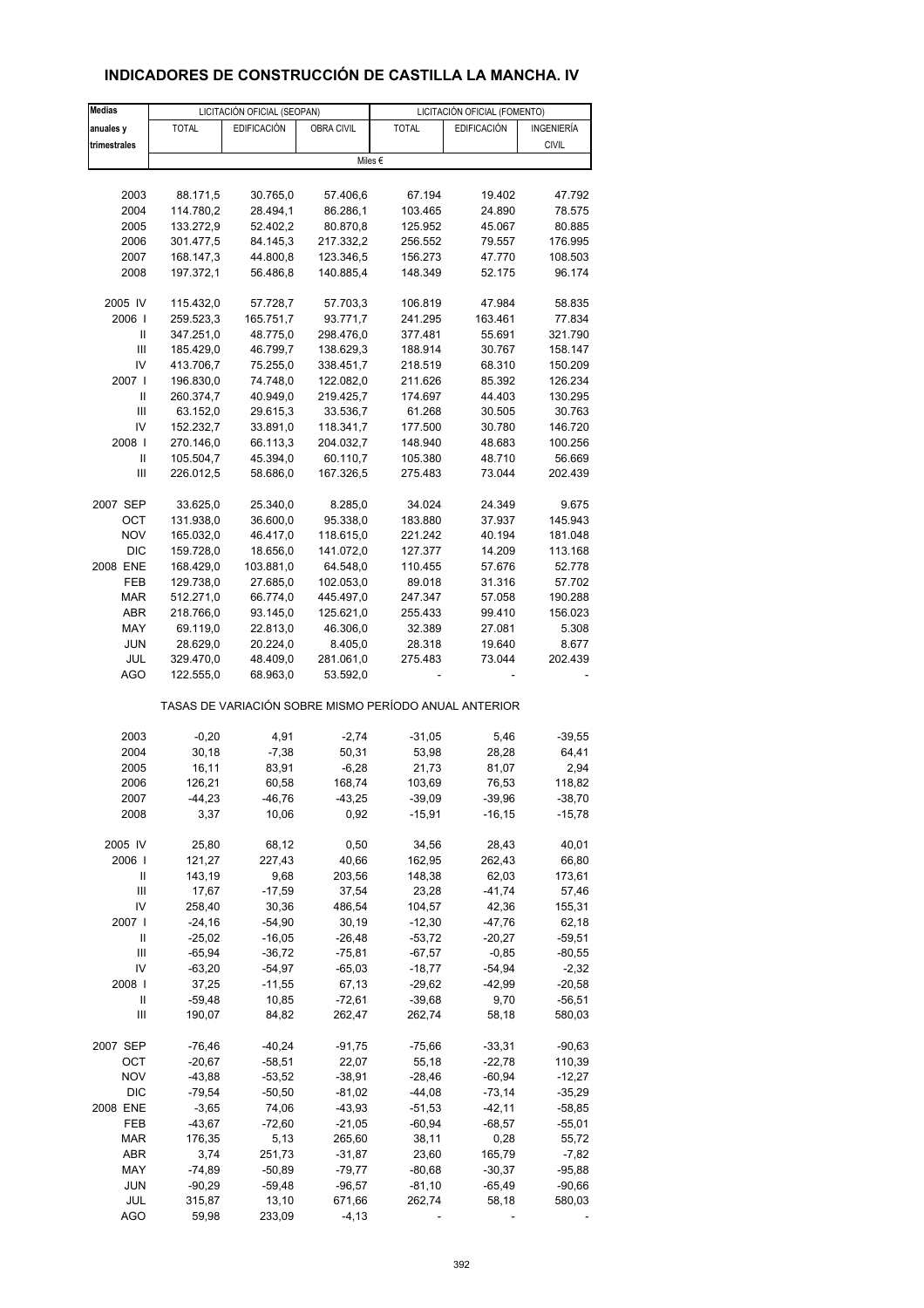# INDICADORES DE CONSTRUCCIÓN DE CASTILLA LA MANCHA. IV

| Medias anuales y trimestrales | LICITACIÓN OFICIAL (SEOPAN) | | | LICITACIÓN OFICIAL (FOMENTO) | | |
|---|---|---|---|---|---|---|
| | TOTAL | EDIFICACIÓN | OBRA CIVIL | TOTAL | EDIFICACIÓN | INGENIERÍA CIVIL |
| | Miles € | | | | | |
| 2003 | 88.171,5 | 30.765,0 | 57.406,6 | 67.194 | 19.402 | 47.792 |
| 2004 | 114.780,2 | 28.494,1 | 86.286,1 | 103.465 | 24.890 | 78.575 |
| 2005 | 133.272,9 | 52.402,2 | 80.870,8 | 125.952 | 45.067 | 80.885 |
| 2006 | 301.477,5 | 84.145,3 | 217.332,2 | 256.552 | 79.557 | 176.995 |
| 2007 | 168.147,3 | 44.800,8 | 123.346,5 | 156.273 | 47.770 | 108.503 |
| 2008 | 197.372,1 | 56.486,8 | 140.885,4 | 148.349 | 52.175 | 96.174 |
| 2005 IV | 115.432,0 | 57.728,7 | 57.703,3 | 106.819 | 47.984 | 58.835 |
| 2006 I | 259.523,3 | 165.751,7 | 93.771,7 | 241.295 | 163.461 | 77.834 |
| II | 347.251,0 | 48.775,0 | 298.476,0 | 377.481 | 55.691 | 321.790 |
| III | 185.429,0 | 46.799,7 | 138.629,3 | 188.914 | 30.767 | 158.147 |
| IV | 413.706,7 | 75.255,0 | 338.451,7 | 218.519 | 68.310 | 150.209 |
| 2007 I | 196.830,0 | 74.748,0 | 122.082,0 | 211.626 | 85.392 | 126.234 |
| II | 260.374,7 | 40.949,0 | 219.425,7 | 174.697 | 44.403 | 130.295 |
| III | 63.152,0 | 29.615,3 | 33.536,7 | 61.268 | 30.505 | 30.763 |
| IV | 152.232,7 | 33.891,0 | 118.341,7 | 177.500 | 30.780 | 146.720 |
| 2008 I | 270.146,0 | 66.113,3 | 204.032,7 | 148.940 | 48.683 | 100.256 |
| II | 105.504,7 | 45.394,0 | 60.110,7 | 105.380 | 48.710 | 56.669 |
| III | 226.012,5 | 58.686,0 | 167.326,5 | 275.483 | 73.044 | 202.439 |
| 2007 SEP | 33.625,0 | 25.340,0 | 8.285,0 | 34.024 | 24.349 | 9.675 |
| OCT | 131.938,0 | 36.600,0 | 95.338,0 | 183.880 | 37.937 | 145.943 |
| NOV | 165.032,0 | 46.417,0 | 118.615,0 | 221.242 | 40.194 | 181.048 |
| DIC | 159.728,0 | 18.656,0 | 141.072,0 | 127.377 | 14.209 | 113.168 |
| 2008 ENE | 168.429,0 | 103.881,0 | 64.548,0 | 110.455 | 57.676 | 52.778 |
| FEB | 129.738,0 | 27.685,0 | 102.053,0 | 89.018 | 31.316 | 57.702 |
| MAR | 512.271,0 | 66.774,0 | 445.497,0 | 247.347 | 57.058 | 190.288 |
| ABR | 218.766,0 | 93.145,0 | 125.621,0 | 255.433 | 99.410 | 156.023 |
| MAY | 69.119,0 | 22.813,0 | 46.306,0 | 32.389 | 27.081 | 5.308 |
| JUN | 28.629,0 | 20.224,0 | 8.405,0 | 28.318 | 19.640 | 8.677 |
| JUL | 329.470,0 | 48.409,0 | 281.061,0 | 275.483 | 73.044 | 202.439 |
| AGO | 122.555,0 | 68.963,0 | 53.592,0 | - | - | - |
| | TASAS DE VARIACIÓN SOBRE MISMO PERÍODO ANUAL ANTERIOR | | | | | |
| 2003 | -0,20 | 4,91 | -2,74 | -31,05 | 5,46 | -39,55 |
| 2004 | 30,18 | -7,38 | 50,31 | 53,98 | 28,28 | 64,41 |
| 2005 | 16,11 | 83,91 | -6,28 | 21,73 | 81,07 | 2,94 |
| 2006 | 126,21 | 60,58 | 168,74 | 103,69 | 76,53 | 118,82 |
| 2007 | -44,23 | -46,76 | -43,25 | -39,09 | -39,96 | -38,70 |
| 2008 | 3,37 | 10,06 | 0,92 | -15,91 | -16,15 | -15,78 |
| 2005 IV | 25,80 | 68,12 | 0,50 | 34,56 | 28,43 | 40,01 |
| 2006 I | 121,27 | 227,43 | 40,66 | 162,95 | 262,43 | 66,80 |
| II | 143,19 | 9,68 | 203,56 | 148,38 | 62,03 | 173,61 |
| III | 17,67 | -17,59 | 37,54 | 23,28 | -41,74 | 57,46 |
| IV | 258,40 | 30,36 | 486,54 | 104,57 | 42,36 | 155,31 |
| 2007 I | -24,16 | -54,90 | 30,19 | -12,30 | -47,76 | 62,18 |
| II | -25,02 | -16,05 | -26,48 | -53,72 | -20,27 | -59,51 |
| III | -65,94 | -36,72 | -75,81 | -67,57 | -0,85 | -80,55 |
| IV | -63,20 | -54,97 | -65,03 | -18,77 | -54,94 | -2,32 |
| 2008 I | 37,25 | -11,55 | 67,13 | -29,62 | -42,99 | -20,58 |
| II | -59,48 | 10,85 | -72,61 | -39,68 | 9,70 | -56,51 |
| III | 190,07 | 84,82 | 262,47 | 262,74 | 58,18 | 580,03 |
| 2007 SEP | -76,46 | -40,24 | -91,75 | -75,66 | -33,31 | -90,63 |
| OCT | -20,67 | -58,51 | 22,07 | 55,18 | -22,78 | 110,39 |
| NOV | -43,88 | -53,52 | -38,91 | -28,46 | -60,94 | -12,27 |
| DIC | -79,54 | -50,50 | -81,02 | -44,08 | -73,14 | -35,29 |
| 2008 ENE | -3,65 | 74,06 | -43,93 | -51,53 | -42,11 | -58,85 |
| FEB | -43,67 | -72,60 | -21,05 | -60,94 | -68,57 | -55,01 |
| MAR | 176,35 | 5,13 | 265,60 | 38,11 | 0,28 | 55,72 |
| ABR | 3,74 | 251,73 | -31,87 | 23,60 | 165,79 | -7,82 |
| MAY | -74,89 | -50,89 | -79,77 | -80,68 | -30,37 | -95,88 |
| JUN | -90,29 | -59,48 | -96,57 | -81,10 | -65,49 | -90,66 |
| JUL | 315,87 | 13,10 | 671,66 | 262,74 | 58,18 | 580,03 |
| AGO | 59,98 | 233,09 | -4,13 | - | - | - |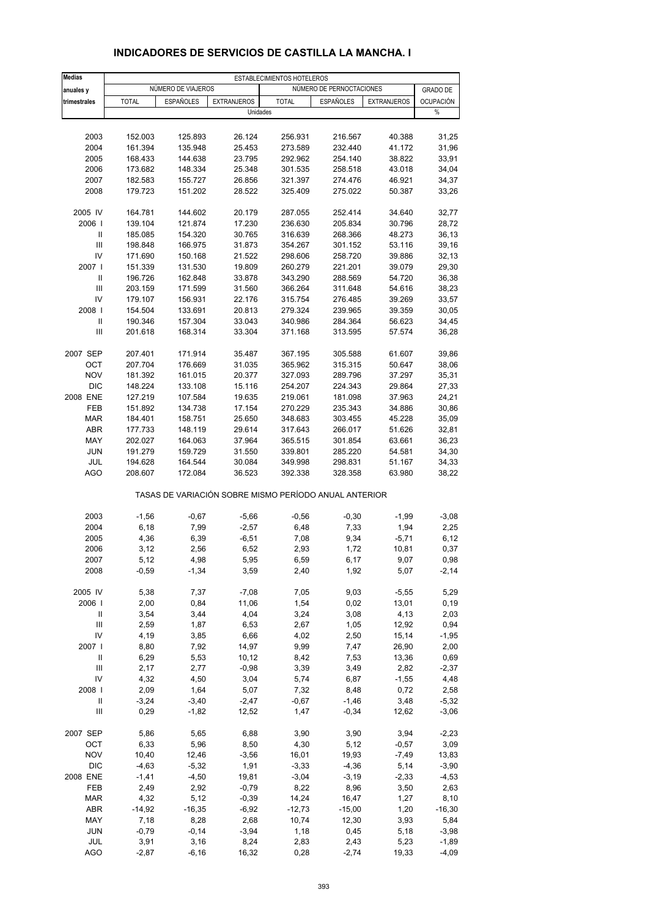# INDICADORES DE SERVICIOS DE CASTILLA LA MANCHA. I

| Medias anuales y trimestrales | ESTABLECIMIENTOS HOTELEROS | | | | | | |
|---|---|---|---|---|---|---|---|
| | NÚMERO DE VIAJEROS | | | NÚMERO DE PERNOCTACIONES | | | GRADO DE OCUPACIÓN |
| | TOTAL | ESPAÑOLES | EXTRANJEROS | TOTAL | ESPAÑOLES | EXTRANJEROS | |
| | Unidades | | | | | | % |
| 2003 | 152.003 | 125.893 | 26.124 | 256.931 | 216.567 | 40.388 | 31,25 |
| 2004 | 161.394 | 135.948 | 25.453 | 273.589 | 232.440 | 41.172 | 31,96 |
| 2005 | 168.433 | 144.638 | 23.795 | 292.962 | 254.140 | 38.822 | 33,91 |
| 2006 | 173.682 | 148.334 | 25.348 | 301.535 | 258.518 | 43.018 | 34,04 |
| 2007 | 182.583 | 155.727 | 26.856 | 321.397 | 274.476 | 46.921 | 34,37 |
| 2008 | 179.723 | 151.202 | 28.522 | 325.409 | 275.022 | 50.387 | 33,26 |
| 2005 IV | 164.781 | 144.602 | 20.179 | 287.055 | 252.414 | 34.640 | 32,77 |
| 2006 I | 139.104 | 121.874 | 17.230 | 236.630 | 205.834 | 30.796 | 28,72 |
| II | 185.085 | 154.320 | 30.765 | 316.639 | 268.366 | 48.273 | 36,13 |
| III | 198.848 | 166.975 | 31.873 | 354.267 | 301.152 | 53.116 | 39,16 |
| IV | 171.690 | 150.168 | 21.522 | 298.606 | 258.720 | 39.886 | 32,13 |
| 2007 I | 151.339 | 131.530 | 19.809 | 260.279 | 221.201 | 39.079 | 29,30 |
| II | 196.726 | 162.848 | 33.878 | 343.290 | 288.569 | 54.720 | 36,38 |
| III | 203.159 | 171.599 | 31.560 | 366.264 | 311.648 | 54.616 | 38,23 |
| IV | 179.107 | 156.931 | 22.176 | 315.754 | 276.485 | 39.269 | 33,57 |
| 2008 I | 154.504 | 133.691 | 20.813 | 279.324 | 239.965 | 39.359 | 30,05 |
| II | 190.346 | 157.304 | 33.043 | 340.986 | 284.364 | 56.623 | 34,45 |
| III | 201.618 | 168.314 | 33.304 | 371.168 | 313.595 | 57.574 | 36,28 |
| 2007 SEP | 207.401 | 171.914 | 35.487 | 367.195 | 305.588 | 61.607 | 39,86 |
| OCT | 207.704 | 176.669 | 31.035 | 365.962 | 315.315 | 50.647 | 38,06 |
| NOV | 181.392 | 161.015 | 20.377 | 327.093 | 289.796 | 37.297 | 35,31 |
| DIC | 148.224 | 133.108 | 15.116 | 254.207 | 224.343 | 29.864 | 27,33 |
| 2008 ENE | 127.219 | 107.584 | 19.635 | 219.061 | 181.098 | 37.963 | 24,21 |
| FEB | 151.892 | 134.738 | 17.154 | 270.229 | 235.343 | 34.886 | 30,86 |
| MAR | 184.401 | 158.751 | 25.650 | 348.683 | 303.455 | 45.228 | 35,09 |
| ABR | 177.733 | 148.119 | 29.614 | 317.643 | 266.017 | 51.626 | 32,81 |
| MAY | 202.027 | 164.063 | 37.964 | 365.515 | 301.854 | 63.661 | 36,23 |
| JUN | 191.279 | 159.729 | 31.550 | 339.801 | 285.220 | 54.581 | 34,30 |
| JUL | 194.628 | 164.544 | 30.084 | 349.998 | 298.831 | 51.167 | 34,33 |
| AGO | 208.607 | 172.084 | 36.523 | 392.338 | 328.358 | 63.980 | 38,22 |
| | TASAS DE VARIACIÓN SOBRE MISMO PERÍODO ANUAL ANTERIOR | | | | | | |
| 2003 | -1,56 | -0,67 | -5,66 | -0,56 | -0,30 | -1,99 | -3,08 |
| 2004 | 6,18 | 7,99 | -2,57 | 6,48 | 7,33 | 1,94 | 2,25 |
| 2005 | 4,36 | 6,39 | -6,51 | 7,08 | 9,34 | -5,71 | 6,12 |
| 2006 | 3,12 | 2,56 | 6,52 | 2,93 | 1,72 | 10,81 | 0,37 |
| 2007 | 5,12 | 4,98 | 5,95 | 6,59 | 6,17 | 9,07 | 0,98 |
| 2008 | -0,59 | -1,34 | 3,59 | 2,40 | 1,92 | 5,07 | -2,14 |
| 2005 IV | 5,38 | 7,37 | -7,08 | 7,05 | 9,03 | -5,55 | 5,29 |
| 2006 I | 2,00 | 0,84 | 11,06 | 1,54 | 0,02 | 13,01 | 0,19 |
| II | 3,54 | 3,44 | 4,04 | 3,24 | 3,08 | 4,13 | 2,03 |
| III | 2,59 | 1,87 | 6,53 | 2,67 | 1,05 | 12,92 | 0,94 |
| IV | 4,19 | 3,85 | 6,66 | 4,02 | 2,50 | 15,14 | -1,95 |
| 2007 I | 8,80 | 7,92 | 14,97 | 9,99 | 7,47 | 26,90 | 2,00 |
| II | 6,29 | 5,53 | 10,12 | 8,42 | 7,53 | 13,36 | 0,69 |
| III | 2,17 | 2,77 | -0,98 | 3,39 | 3,49 | 2,82 | -2,37 |
| IV | 4,32 | 4,50 | 3,04 | 5,74 | 6,87 | -1,55 | 4,48 |
| 2008 I | 2,09 | 1,64 | 5,07 | 7,32 | 8,48 | 0,72 | 2,58 |
| II | -3,24 | -3,40 | -2,47 | -0,67 | -1,46 | 3,48 | -5,32 |
| III | 0,29 | -1,82 | 12,52 | 1,47 | -0,34 | 12,62 | -3,06 |
| 2007 SEP | 5,86 | 5,65 | 6,88 | 3,90 | 3,90 | 3,94 | -2,23 |
| OCT | 6,33 | 5,96 | 8,50 | 4,30 | 5,12 | -0,57 | 3,09 |
| NOV | 10,40 | 12,46 | -3,56 | 16,01 | 19,93 | -7,49 | 13,83 |
| DIC | -4,63 | -5,32 | 1,91 | -3,33 | -4,36 | 5,14 | -3,90 |
| 2008 ENE | -1,41 | -4,50 | 19,81 | -3,04 | -3,19 | -2,33 | -4,53 |
| FEB | 2,49 | 2,92 | -0,79 | 8,22 | 8,96 | 3,50 | 2,63 |
| MAR | 4,32 | 5,12 | -0,39 | 14,24 | 16,47 | 1,27 | 8,10 |
| ABR | -14,92 | -16,35 | -6,92 | -12,73 | -15,00 | 1,20 | -16,30 |
| MAY | 7,18 | 8,28 | 2,68 | 10,74 | 12,30 | 3,93 | 5,84 |
| JUN | -0,79 | -0,14 | -3,94 | 1,18 | 0,45 | 5,18 | -3,98 |
| JUL | 3,91 | 3,16 | 8,24 | 2,83 | 2,43 | 5,23 | -1,89 |
| AGO | -2,87 | -6,16 | 16,32 | 0,28 | -2,74 | 19,33 | -4,09 |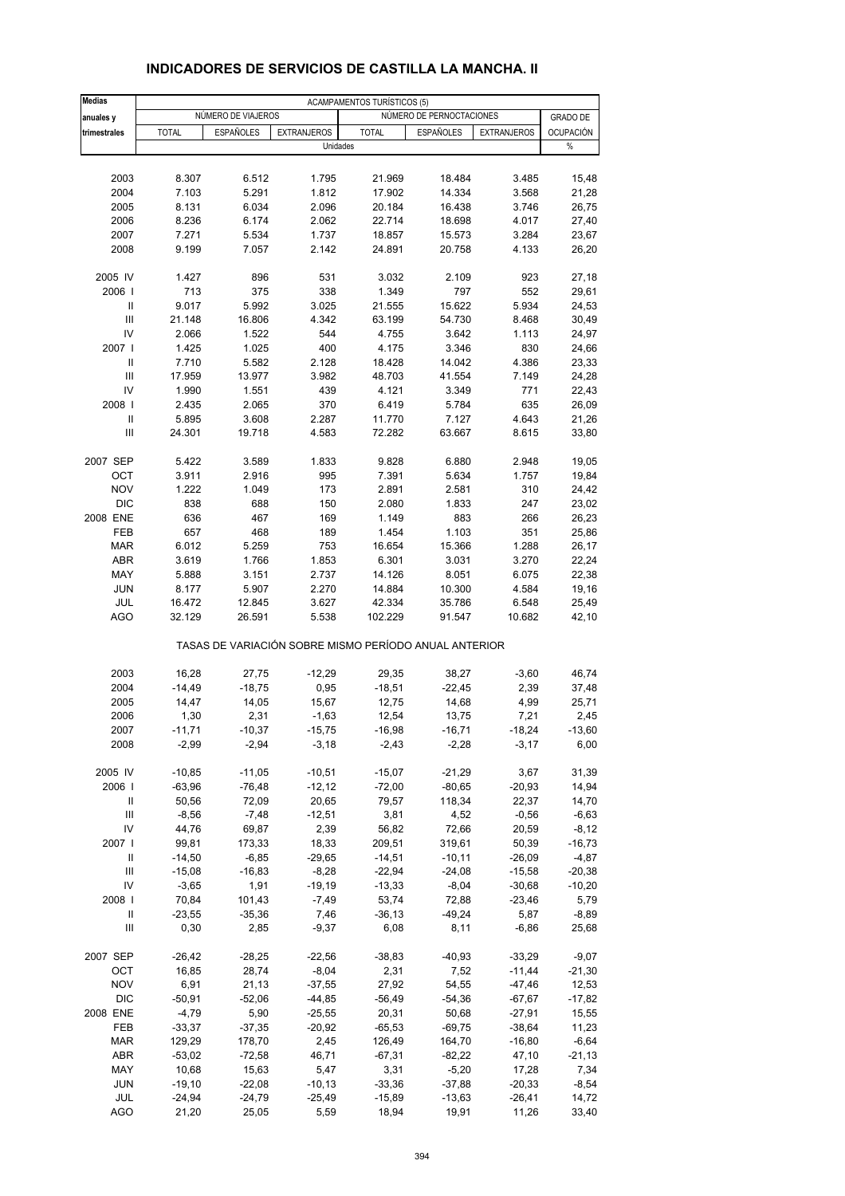# INDICADORES DE SERVICIOS DE CASTILLA LA MANCHA. II

| Medias anuales y trimestrales | ACAMPAMENTOS TURÍSTICOS (5) | | | | | | |
|---|---|---|---|---|---|---|---|
| | NÚMERO DE VIAJEROS | | | NÚMERO DE PERNOCTACIONES | | | GRADO DE OCUPACIÓN |
| | TOTAL | ESPAÑOLES | EXTRANJEROS | TOTAL | ESPAÑOLES | EXTRANJEROS | |
| | Unidades | | | | | | % |
| 2003 | 8.307 | 6.512 | 1.795 | 21.969 | 18.484 | 3.485 | 15,48 |
| 2004 | 7.103 | 5.291 | 1.812 | 17.902 | 14.334 | 3.568 | 21,28 |
| 2005 | 8.131 | 6.034 | 2.096 | 20.184 | 16.438 | 3.746 | 26,75 |
| 2006 | 8.236 | 6.174 | 2.062 | 22.714 | 18.698 | 4.017 | 27,40 |
| 2007 | 7.271 | 5.534 | 1.737 | 18.857 | 15.573 | 3.284 | 23,67 |
| 2008 | 9.199 | 7.057 | 2.142 | 24.891 | 20.758 | 4.133 | 26,20 |
| 2005 IV | 1.427 | 896 | 531 | 3.032 | 2.109 | 923 | 27,18 |
| 2006 I | 713 | 375 | 338 | 1.349 | 797 | 552 | 29,61 |
| II | 9.017 | 5.992 | 3.025 | 21.555 | 15.622 | 5.934 | 24,53 |
| III | 21.148 | 16.806 | 4.342 | 63.199 | 54.730 | 8.468 | 30,49 |
| IV | 2.066 | 1.522 | 544 | 4.755 | 3.642 | 1.113 | 24,97 |
| 2007 I | 1.425 | 1.025 | 400 | 4.175 | 3.346 | 830 | 24,66 |
| II | 7.710 | 5.582 | 2.128 | 18.428 | 14.042 | 4.386 | 23,33 |
| III | 17.959 | 13.977 | 3.982 | 48.703 | 41.554 | 7.149 | 24,28 |
| IV | 1.990 | 1.551 | 439 | 4.121 | 3.349 | 771 | 22,43 |
| 2008 I | 2.435 | 2.065 | 370 | 6.419 | 5.784 | 635 | 26,09 |
| II | 5.895 | 3.608 | 2.287 | 11.770 | 7.127 | 4.643 | 21,26 |
| III | 24.301 | 19.718 | 4.583 | 72.282 | 63.667 | 8.615 | 33,80 |
| 2007 SEP | 5.422 | 3.589 | 1.833 | 9.828 | 6.880 | 2.948 | 19,05 |
| OCT | 3.911 | 2.916 | 995 | 7.391 | 5.634 | 1.757 | 19,84 |
| NOV | 1.222 | 1.049 | 173 | 2.891 | 2.581 | 310 | 24,42 |
| DIC | 838 | 688 | 150 | 2.080 | 1.833 | 247 | 23,02 |
| 2008 ENE | 636 | 467 | 169 | 1.149 | 883 | 266 | 26,23 |
| FEB | 657 | 468 | 189 | 1.454 | 1.103 | 351 | 25,86 |
| MAR | 6.012 | 5.259 | 753 | 16.654 | 15.366 | 1.288 | 26,17 |
| ABR | 3.619 | 1.766 | 1.853 | 6.301 | 3.031 | 3.270 | 22,24 |
| MAY | 5.888 | 3.151 | 2.737 | 14.126 | 8.051 | 6.075 | 22,38 |
| JUN | 8.177 | 5.907 | 2.270 | 14.884 | 10.300 | 4.584 | 19,16 |
| JUL | 16.472 | 12.845 | 3.627 | 42.334 | 35.786 | 6.548 | 25,49 |
| AGO | 32.129 | 26.591 | 5.538 | 102.229 | 91.547 | 10.682 | 42,10 |
| | TASAS DE VARIACIÓN SOBRE MISMO PERÍODO ANUAL ANTERIOR | | | | | | |
| 2003 | 16,28 | 27,75 | -12,29 | 29,35 | 38,27 | -3,60 | 46,74 |
| 2004 | -14,49 | -18,75 | 0,95 | -18,51 | -22,45 | 2,39 | 37,48 |
| 2005 | 14,47 | 14,05 | 15,67 | 12,75 | 14,68 | 4,99 | 25,71 |
| 2006 | 1,30 | 2,31 | -1,63 | 12,54 | 13,75 | 7,21 | 2,45 |
| 2007 | -11,71 | -10,37 | -15,75 | -16,98 | -16,71 | -18,24 | -13,60 |
| 2008 | -2,99 | -2,94 | -3,18 | -2,43 | -2,28 | -3,17 | 6,00 |
| 2005 IV | -10,85 | -11,05 | -10,51 | -15,07 | -21,29 | 3,67 | 31,39 |
| 2006 I | -63,96 | -76,48 | -12,12 | -72,00 | -80,65 | -20,93 | 14,94 |
| II | 50,56 | 72,09 | 20,65 | 79,57 | 118,34 | 22,37 | 14,70 |
| III | -8,56 | -7,48 | -12,51 | 3,81 | 4,52 | -0,56 | -6,63 |
| IV | 44,76 | 69,87 | 2,39 | 56,82 | 72,66 | 20,59 | -8,12 |
| 2007 I | 99,81 | 173,33 | 18,33 | 209,51 | 319,61 | 50,39 | -16,73 |
| II | -14,50 | -6,85 | -29,65 | -14,51 | -10,11 | -26,09 | -4,87 |
| III | -15,08 | -16,83 | -8,28 | -22,94 | -24,08 | -15,58 | -20,38 |
| IV | -3,65 | 1,91 | -19,19 | -13,33 | -8,04 | -30,68 | -10,20 |
| 2008 I | 70,84 | 101,43 | -7,49 | 53,74 | 72,88 | -23,46 | 5,79 |
| II | -23,55 | -35,36 | 7,46 | -36,13 | -49,24 | 5,87 | -8,89 |
| III | 0,30 | 2,85 | -9,37 | 6,08 | 8,11 | -6,86 | 25,68 |
| 2007 SEP | -26,42 | -28,25 | -22,56 | -38,83 | -40,93 | -33,29 | -9,07 |
| OCT | 16,85 | 28,74 | -8,04 | 2,31 | 7,52 | -11,44 | -21,30 |
| NOV | 6,91 | 21,13 | -37,55 | 27,92 | 54,55 | -47,46 | 12,53 |
| DIC | -50,91 | -52,06 | -44,85 | -56,49 | -54,36 | -67,67 | -17,82 |
| 2008 ENE | -4,79 | 5,90 | -25,55 | 20,31 | 50,68 | -27,91 | 15,55 |
| FEB | -33,37 | -37,35 | -20,92 | -65,53 | -69,75 | -38,64 | 11,23 |
| MAR | 129,29 | 178,70 | 2,45 | 126,49 | 164,70 | -16,80 | -6,64 |
| ABR | -53,02 | -72,58 | 46,71 | -67,31 | -82,22 | 47,10 | -21,13 |
| MAY | 10,68 | 15,63 | 5,47 | 3,31 | -5,20 | 17,28 | 7,34 |
| JUN | -19,10 | -22,08 | -10,13 | -33,36 | -37,88 | -20,33 | -8,54 |
| JUL | -24,94 | -24,79 | -25,49 | -15,89 | -13,63 | -26,41 | 14,72 |
| AGO | 21,20 | 25,05 | 5,59 | 18,94 | 19,91 | 11,26 | 33,40 |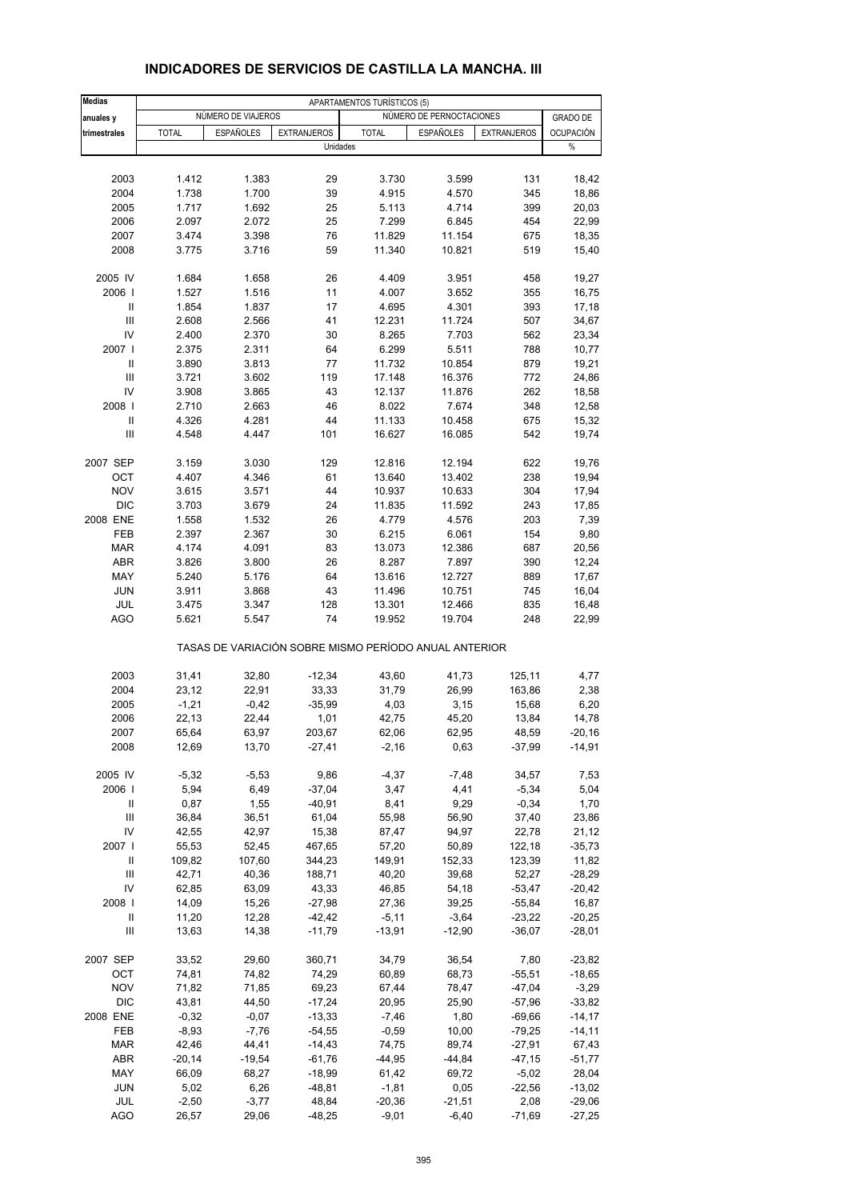# INDICADORES DE SERVICIOS DE CASTILLA LA MANCHA. III

| Medias anuales y trimestrales | APARTAMENTOS TURÍSTICOS (5) | | | | | | |
|---|---|---|---|---|---|---|---|
| | NÚMERO DE VIAJEROS | | | NÚMERO DE PERNOCTACIONES | | | GRADO DE OCUPACIÓN |
| | TOTAL | ESPAÑOLES | EXTRANJEROS | TOTAL | ESPAÑOLES | EXTRANJEROS | |
| | Unidades | | | | | | % |
| 2003 | 1.412 | 1.383 | 29 | 3.730 | 3.599 | 131 | 18,42 |
| 2004 | 1.738 | 1.700 | 39 | 4.915 | 4.570 | 345 | 18,86 |
| 2005 | 1.717 | 1.692 | 25 | 5.113 | 4.714 | 399 | 20,03 |
| 2006 | 2.097 | 2.072 | 25 | 7.299 | 6.845 | 454 | 22,99 |
| 2007 | 3.474 | 3.398 | 76 | 11.829 | 11.154 | 675 | 18,35 |
| 2008 | 3.775 | 3.716 | 59 | 11.340 | 10.821 | 519 | 15,40 |
| 2005 IV | 1.684 | 1.658 | 26 | 4.409 | 3.951 | 458 | 19,27 |
| 2006 I | 1.527 | 1.516 | 11 | 4.007 | 3.652 | 355 | 16,75 |
| II | 1.854 | 1.837 | 17 | 4.695 | 4.301 | 393 | 17,18 |
| III | 2.608 | 2.566 | 41 | 12.231 | 11.724 | 507 | 34,67 |
| IV | 2.400 | 2.370 | 30 | 8.265 | 7.703 | 562 | 23,34 |
| 2007 I | 2.375 | 2.311 | 64 | 6.299 | 5.511 | 788 | 10,77 |
| II | 3.890 | 3.813 | 77 | 11.732 | 10.854 | 879 | 19,21 |
| III | 3.721 | 3.602 | 119 | 17.148 | 16.376 | 772 | 24,86 |
| IV | 3.908 | 3.865 | 43 | 12.137 | 11.876 | 262 | 18,58 |
| 2008 I | 2.710 | 2.663 | 46 | 8.022 | 7.674 | 348 | 12,58 |
| II | 4.326 | 4.281 | 44 | 11.133 | 10.458 | 675 | 15,32 |
| III | 4.548 | 4.447 | 101 | 16.627 | 16.085 | 542 | 19,74 |
| 2007 SEP | 3.159 | 3.030 | 129 | 12.816 | 12.194 | 622 | 19,76 |
| OCT | 4.407 | 4.346 | 61 | 13.640 | 13.402 | 238 | 19,94 |
| NOV | 3.615 | 3.571 | 44 | 10.937 | 10.633 | 304 | 17,94 |
| DIC | 3.703 | 3.679 | 24 | 11.835 | 11.592 | 243 | 17,85 |
| 2008 ENE | 1.558 | 1.532 | 26 | 4.779 | 4.576 | 203 | 7,39 |
| FEB | 2.397 | 2.367 | 30 | 6.215 | 6.061 | 154 | 9,80 |
| MAR | 4.174 | 4.091 | 83 | 13.073 | 12.386 | 687 | 20,56 |
| ABR | 3.826 | 3.800 | 26 | 8.287 | 7.897 | 390 | 12,24 |
| MAY | 5.240 | 5.176 | 64 | 13.616 | 12.727 | 889 | 17,67 |
| JUN | 3.911 | 3.868 | 43 | 11.496 | 10.751 | 745 | 16,04 |
| JUL | 3.475 | 3.347 | 128 | 13.301 | 12.466 | 835 | 16,48 |
| AGO | 5.621 | 5.547 | 74 | 19.952 | 19.704 | 248 | 22,99 |
| | TASAS DE VARIACIÓN SOBRE MISMO PERÍODO ANUAL ANTERIOR | | | | | | |
| 2003 | 31,41 | 32,80 | -12,34 | 43,60 | 41,73 | 125,11 | 4,77 |
| 2004 | 23,12 | 22,91 | 33,33 | 31,79 | 26,99 | 163,86 | 2,38 |
| 2005 | -1,21 | -0,42 | -35,99 | 4,03 | 3,15 | 15,68 | 6,20 |
| 2006 | 22,13 | 22,44 | 1,01 | 42,75 | 45,20 | 13,84 | 14,78 |
| 2007 | 65,64 | 63,97 | 203,67 | 62,06 | 62,95 | 48,59 | -20,16 |
| 2008 | 12,69 | 13,70 | -27,41 | -2,16 | 0,63 | -37,99 | -14,91 |
| 2005 IV | -5,32 | -5,53 | 9,86 | -4,37 | -7,48 | 34,57 | 7,53 |
| 2006 I | 5,94 | 6,49 | -37,04 | 3,47 | 4,41 | -5,34 | 5,04 |
| II | 0,87 | 1,55 | -40,91 | 8,41 | 9,29 | -0,34 | 1,70 |
| III | 36,84 | 36,51 | 61,04 | 55,98 | 56,90 | 37,40 | 23,86 |
| IV | 42,55 | 42,97 | 15,38 | 87,47 | 94,97 | 22,78 | 21,12 |
| 2007 I | 55,53 | 52,45 | 467,65 | 57,20 | 50,89 | 122,18 | -35,73 |
| II | 109,82 | 107,60 | 344,23 | 149,91 | 152,33 | 123,39 | 11,82 |
| III | 42,71 | 40,36 | 188,71 | 40,20 | 39,68 | 52,27 | -28,29 |
| IV | 62,85 | 63,09 | 43,33 | 46,85 | 54,18 | -53,47 | -20,42 |
| 2008 I | 14,09 | 15,26 | -27,98 | 27,36 | 39,25 | -55,84 | 16,87 |
| II | 11,20 | 12,28 | -42,42 | -5,11 | -3,64 | -23,22 | -20,25 |
| III | 13,63 | 14,38 | -11,79 | -13,91 | -12,90 | -36,07 | -28,01 |
| 2007 SEP | 33,52 | 29,60 | 360,71 | 34,79 | 36,54 | 7,80 | -23,82 |
| OCT | 74,81 | 74,82 | 74,29 | 60,89 | 68,73 | -55,51 | -18,65 |
| NOV | 71,82 | 71,85 | 69,23 | 67,44 | 78,47 | -47,04 | -3,29 |
| DIC | 43,81 | 44,50 | -17,24 | 20,95 | 25,90 | -57,96 | -33,82 |
| 2008 ENE | -0,32 | -0,07 | -13,33 | -7,46 | 1,80 | -69,66 | -14,17 |
| FEB | -8,93 | -7,76 | -54,55 | -0,59 | 10,00 | -79,25 | -14,11 |
| MAR | 42,46 | 44,41 | -14,43 | 74,75 | 89,74 | -27,91 | 67,43 |
| ABR | -20,14 | -19,54 | -61,76 | -44,95 | -44,84 | -47,15 | -51,77 |
| MAY | 66,09 | 68,27 | -18,99 | 61,42 | 69,72 | -5,02 | 28,04 |
| JUN | 5,02 | 6,26 | -48,81 | -1,81 | 0,05 | -22,56 | -13,02 |
| JUL | -2,50 | -3,77 | 48,84 | -20,36 | -21,51 | 2,08 | -29,06 |
| AGO | 26,57 | 29,06 | -48,25 | -9,01 | -6,40 | -71,69 | -27,25 |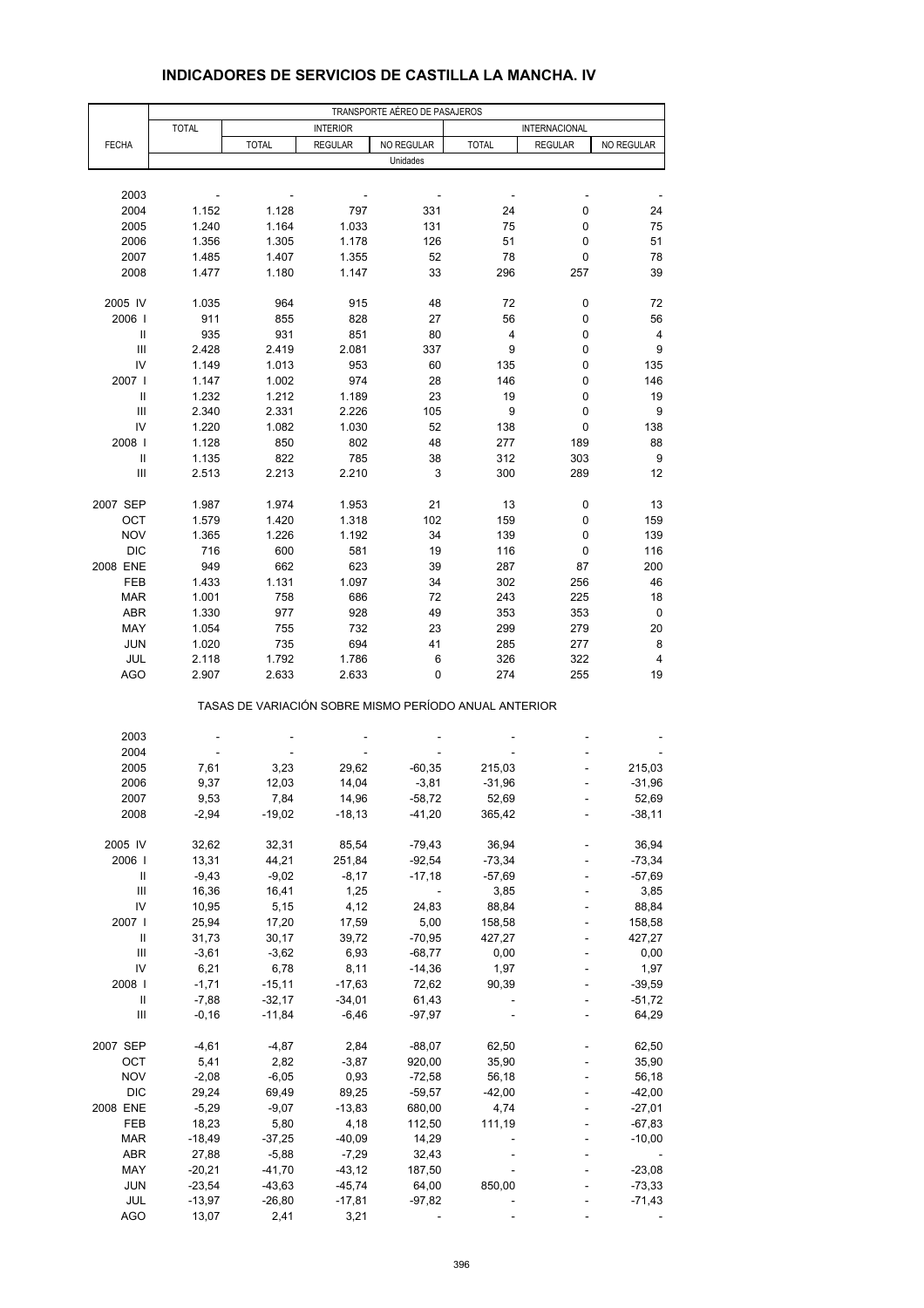# INDICADORES DE SERVICIOS DE CASTILLA LA MANCHA. IV

| FECHA | TRANSPORTE AÉREO DE PASAJEROS | | | | | | |
|---|---|---|---|---|---|---|---|
| | TOTAL | INTERIOR | | | INTERNACIONAL | | |
| | | TOTAL | REGULAR | NO REGULAR | TOTAL | REGULAR | NO REGULAR |
| | Unidades | | | | | | |
| 2003 | - | - | - | - | - | - | - |
| 2004 | 1.152 | 1.128 | 797 | 331 | 24 | 0 | 24 |
| 2005 | 1.240 | 1.164 | 1.033 | 131 | 75 | 0 | 75 |
| 2006 | 1.356 | 1.305 | 1.178 | 126 | 51 | 0 | 51 |
| 2007 | 1.485 | 1.407 | 1.355 | 52 | 78 | 0 | 78 |
| 2008 | 1.477 | 1.180 | 1.147 | 33 | 296 | 257 | 39 |
| 2005 IV | 1.035 | 964 | 915 | 48 | 72 | 0 | 72 |
| 2006 I | 911 | 855 | 828 | 27 | 56 | 0 | 56 |
| II | 935 | 931 | 851 | 80 | 4 | 0 | 4 |
| III | 2.428 | 2.419 | 2.081 | 337 | 9 | 0 | 9 |
| IV | 1.149 | 1.013 | 953 | 60 | 135 | 0 | 135 |
| 2007 I | 1.147 | 1.002 | 974 | 28 | 146 | 0 | 146 |
| II | 1.232 | 1.212 | 1.189 | 23 | 19 | 0 | 19 |
| III | 2.340 | 2.331 | 2.226 | 105 | 9 | 0 | 9 |
| IV | 1.220 | 1.082 | 1.030 | 52 | 138 | 0 | 138 |
| 2008 I | 1.128 | 850 | 802 | 48 | 277 | 189 | 88 |
| II | 1.135 | 822 | 785 | 38 | 312 | 303 | 9 |
| III | 2.513 | 2.213 | 2.210 | 3 | 300 | 289 | 12 |
| 2007 SEP | 1.987 | 1.974 | 1.953 | 21 | 13 | 0 | 13 |
| OCT | 1.579 | 1.420 | 1.318 | 102 | 159 | 0 | 159 |
| NOV | 1.365 | 1.226 | 1.192 | 34 | 139 | 0 | 139 |
| DIC | 716 | 600 | 581 | 19 | 116 | 0 | 116 |
| 2008 ENE | 949 | 662 | 623 | 39 | 287 | 87 | 200 |
| FEB | 1.433 | 1.131 | 1.097 | 34 | 302 | 256 | 46 |
| MAR | 1.001 | 758 | 686 | 72 | 243 | 225 | 18 |
| ABR | 1.330 | 977 | 928 | 49 | 353 | 353 | 0 |
| MAY | 1.054 | 755 | 732 | 23 | 299 | 279 | 20 |
| JUN | 1.020 | 735 | 694 | 41 | 285 | 277 | 8 |
| JUL | 2.118 | 1.792 | 1.786 | 6 | 326 | 322 | 4 |
| AGO | 2.907 | 2.633 | 2.633 | 0 | 274 | 255 | 19 |
| | TASAS DE VARIACIÓN SOBRE MISMO PERÍODO ANUAL ANTERIOR | | | | | | |
| 2003 | - | - | - | - | - | - | - |
| 2004 | - | - | - | - | - | - | - |
| 2005 | 7,61 | 3,23 | 29,62 | -60,35 | 215,03 | - | 215,03 |
| 2006 | 9,37 | 12,03 | 14,04 | -3,81 | -31,96 | - | -31,96 |
| 2007 | 9,53 | 7,84 | 14,96 | -58,72 | 52,69 | - | 52,69 |
| 2008 | -2,94 | -19,02 | -18,13 | -41,20 | 365,42 | - | -38,11 |
| 2005 IV | 32,62 | 32,31 | 85,54 | -79,43 | 36,94 | - | 36,94 |
| 2006 I | 13,31 | 44,21 | 251,84 | -92,54 | -73,34 | - | -73,34 |
| II | -9,43 | -9,02 | -8,17 | -17,18 | -57,69 | - | -57,69 |
| III | 16,36 | 16,41 | 1,25 | - | 3,85 | - | 3,85 |
| IV | 10,95 | 5,15 | 4,12 | 24,83 | 88,84 | - | 88,84 |
| 2007 I | 25,94 | 17,20 | 17,59 | 5,00 | 158,58 | - | 158,58 |
| II | 31,73 | 30,17 | 39,72 | -70,95 | 427,27 | - | 427,27 |
| III | -3,61 | -3,62 | 6,93 | -68,77 | 0,00 | - | 0,00 |
| IV | 6,21 | 6,78 | 8,11 | -14,36 | 1,97 | - | 1,97 |
| 2008 I | -1,71 | -15,11 | -17,63 | 72,62 | 90,39 | - | -39,59 |
| II | -7,88 | -32,17 | -34,01 | 61,43 | - | - | -51,72 |
| III | -0,16 | -11,84 | -6,46 | -97,97 | - | - | 64,29 |
| 2007 SEP | -4,61 | -4,87 | 2,84 | -88,07 | 62,50 | - | 62,50 |
| OCT | 5,41 | 2,82 | -3,87 | 920,00 | 35,90 | - | 35,90 |
| NOV | -2,08 | -6,05 | 0,93 | -72,58 | 56,18 | - | 56,18 |
| DIC | 29,24 | 69,49 | 89,25 | -59,57 | -42,00 | - | -42,00 |
| 2008 ENE | -5,29 | -9,07 | -13,83 | 680,00 | 4,74 | - | -27,01 |
| FEB | 18,23 | 5,80 | 4,18 | 112,50 | 111,19 | - | -67,83 |
| MAR | -18,49 | -37,25 | -40,09 | 14,29 | - | - | -10,00 |
| ABR | 27,88 | -5,88 | -7,29 | 32,43 | - | - | - |
| MAY | -20,21 | -41,70 | -43,12 | 187,50 | - | - | -23,08 |
| JUN | -23,54 | -43,63 | -45,74 | 64,00 | 850,00 | - | -73,33 |
| JUL | -13,97 | -26,80 | -17,81 | -97,82 | - | - | -71,43 |
| AGO | 13,07 | 2,41 | 3,21 | - | - | - | - |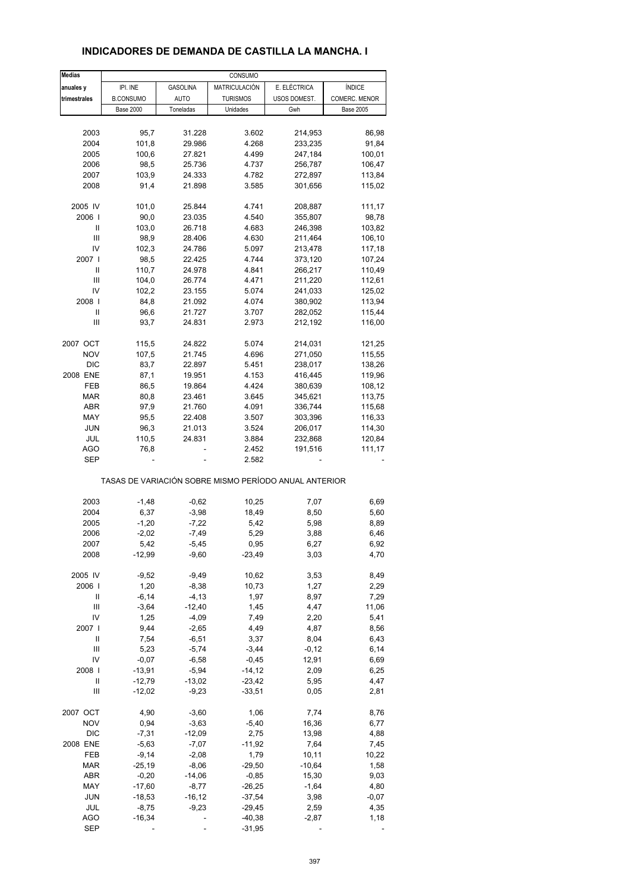## INDICADORES DE DEMANDA DE CASTILLA LA MANCHA. I

| Medias anuales y trimestrales | CONSUMO | | | | |
|---|---|---|---|---|---|
| | IPI. INE B.CONSUMO | GASOLINA AUTO | MATRICULACIÓN TURISMOS | E. ELÉCTRICA USOS DOMEST. | ÍNDICE COMERC. MENOR |
| | Base 2000 | Toneladas | Unidades | Gwh | Base 2005 |
| 2003 | 95,7 | 31.228 | 3.602 | 214,953 | 86,98 |
| 2004 | 101,8 | 29.986 | 4.268 | 233,235 | 91,84 |
| 2005 | 100,6 | 27.821 | 4.499 | 247,184 | 100,01 |
| 2006 | 98,5 | 25.736 | 4.737 | 256,787 | 106,47 |
| 2007 | 103,9 | 24.333 | 4.782 | 272,897 | 113,84 |
| 2008 | 91,4 | 21.898 | 3.585 | 301,656 | 115,02 |
| 2005 IV | 101,0 | 25.844 | 4.741 | 208,887 | 111,17 |
| 2006 I | 90,0 | 23.035 | 4.540 | 355,807 | 98,78 |
| II | 103,0 | 26.718 | 4.683 | 246,398 | 103,82 |
| III | 98,9 | 28.406 | 4.630 | 211,464 | 106,10 |
| IV | 102,3 | 24.786 | 5.097 | 213,478 | 117,18 |
| 2007 I | 98,5 | 22.425 | 4.744 | 373,120 | 107,24 |
| II | 110,7 | 24.978 | 4.841 | 266,217 | 110,49 |
| III | 104,0 | 26.774 | 4.471 | 211,220 | 112,61 |
| IV | 102,2 | 23.155 | 5.074 | 241,033 | 125,02 |
| 2008 I | 84,8 | 21.092 | 4.074 | 380,902 | 113,94 |
| II | 96,6 | 21.727 | 3.707 | 282,052 | 115,44 |
| III | 93,7 | 24.831 | 2.973 | 212,192 | 116,00 |
| 2007 OCT | 115,5 | 24.822 | 5.074 | 214,031 | 121,25 |
| NOV | 107,5 | 21.745 | 4.696 | 271,050 | 115,55 |
| DIC | 83,7 | 22.897 | 5.451 | 238,017 | 138,26 |
| 2008 ENE | 87,1 | 19.951 | 4.153 | 416,445 | 119,96 |
| FEB | 86,5 | 19.864 | 4.424 | 380,639 | 108,12 |
| MAR | 80,8 | 23.461 | 3.645 | 345,621 | 113,75 |
| ABR | 97,9 | 21.760 | 4.091 | 336,744 | 115,68 |
| MAY | 95,5 | 22.408 | 3.507 | 303,396 | 116,33 |
| JUN | 96,3 | 21.013 | 3.524 | 206,017 | 114,30 |
| JUL | 110,5 | 24.831 | 3.884 | 232,868 | 120,84 |
| AGO | 76,8 | - | 2.452 | 191,516 | 111,17 |
| SEP | - | - | 2.582 | - | - |

TASAS DE VARIACIÓN SOBRE MISMO PERÍODO ANUAL ANTERIOR

| | IPI. INE B.CONSUMO | GASOLINA AUTO | MATRICULACIÓN TURISMOS | E. ELÉCTRICA USOS DOMEST. | ÍNDICE COMERC. MENOR |
|---|---|---|---|---|---|
| 2003 | -1,48 | -0,62 | 10,25 | 7,07 | 6,69 |
| 2004 | 6,37 | -3,98 | 18,49 | 8,50 | 5,60 |
| 2005 | -1,20 | -7,22 | 5,42 | 5,98 | 8,89 |
| 2006 | -2,02 | -7,49 | 5,29 | 3,88 | 6,46 |
| 2007 | 5,42 | -5,45 | 0,95 | 6,27 | 6,92 |
| 2008 | -12,99 | -9,60 | -23,49 | 3,03 | 4,70 |
| 2005 IV | -9,52 | -9,49 | 10,62 | 3,53 | 8,49 |
| 2006 I | 1,20 | -8,38 | 10,73 | 1,27 | 2,29 |
| II | -6,14 | -4,13 | 1,97 | 8,97 | 7,29 |
| III | -3,64 | -12,40 | 1,45 | 4,47 | 11,06 |
| IV | 1,25 | -4,09 | 7,49 | 2,20 | 5,41 |
| 2007 I | 9,44 | -2,65 | 4,49 | 4,87 | 8,56 |
| II | 7,54 | -6,51 | 3,37 | 8,04 | 6,43 |
| III | 5,23 | -5,74 | -3,44 | -0,12 | 6,14 |
| IV | -0,07 | -6,58 | -0,45 | 12,91 | 6,69 |
| 2008 I | -13,91 | -5,94 | -14,12 | 2,09 | 6,25 |
| II | -12,79 | -13,02 | -23,42 | 5,95 | 4,47 |
| III | -12,02 | -9,23 | -33,51 | 0,05 | 2,81 |
| 2007 OCT | 4,90 | -3,60 | 1,06 | 7,74 | 8,76 |
| NOV | 0,94 | -3,63 | -5,40 | 16,36 | 6,77 |
| DIC | -7,31 | -12,09 | 2,75 | 13,98 | 4,88 |
| 2008 ENE | -5,63 | -7,07 | -11,92 | 7,64 | 7,45 |
| FEB | -9,14 | -2,08 | 1,79 | 10,11 | 10,22 |
| MAR | -25,19 | -8,06 | -29,50 | -10,64 | 1,58 |
| ABR | -0,20 | -14,06 | -0,85 | 15,30 | 9,03 |
| MAY | -17,60 | -8,77 | -26,25 | -1,64 | 4,80 |
| JUN | -18,53 | -16,12 | -37,54 | 3,98 | -0,07 |
| JUL | -8,75 | -9,23 | -29,45 | 2,59 | 4,35 |
| AGO | -16,34 | - | -40,38 | -2,87 | 1,18 |
| SEP | - | - | -31,95 | - | - |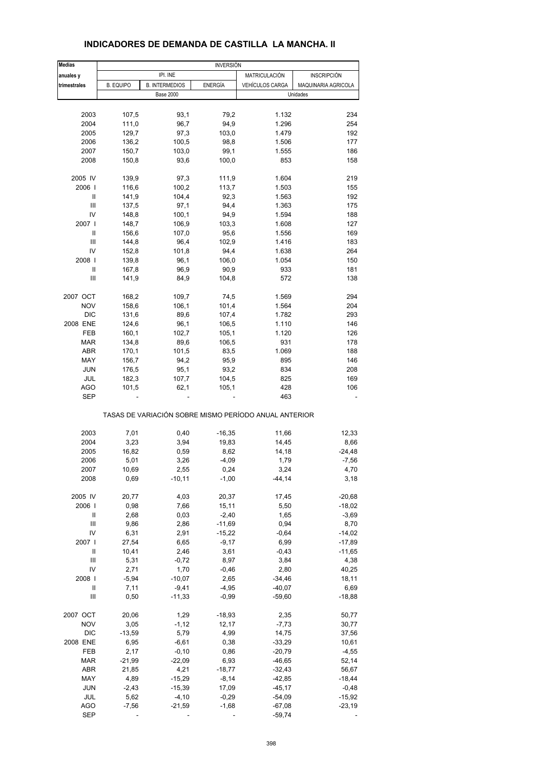# INDICADORES DE DEMANDA DE CASTILLA LA MANCHA. II

| Medias anuales y trimestrales | INVERSIÓN | | | | |
|---|---|---|---|---|---|
| | IPI. INE | | | MATRICULACIÓN | INSCRIPCIÓN |
| | B. EQUIPO | B. INTERMEDIOS | ENERGÍA | VEHÍCULOS CARGA | MAQUINARIA AGRICOLA |
| | Base 2000 | | | Unidades | |
| 2003 | 107,5 | 93,1 | 79,2 | 1.132 | 234 |
| 2004 | 111,0 | 96,7 | 94,9 | 1.296 | 254 |
| 2005 | 129,7 | 97,3 | 103,0 | 1.479 | 192 |
| 2006 | 136,2 | 100,5 | 98,8 | 1.506 | 177 |
| 2007 | 150,7 | 103,0 | 99,1 | 1.555 | 186 |
| 2008 | 150,8 | 93,6 | 100,0 | 853 | 158 |
| 2005 IV | 139,9 | 97,3 | 111,9 | 1.604 | 219 |
| 2006 I | 116,6 | 100,2 | 113,7 | 1.503 | 155 |
| II | 141,9 | 104,4 | 92,3 | 1.563 | 192 |
| III | 137,5 | 97,1 | 94,4 | 1.363 | 175 |
| IV | 148,8 | 100,1 | 94,9 | 1.594 | 188 |
| 2007 I | 148,7 | 106,9 | 103,3 | 1.608 | 127 |
| II | 156,6 | 107,0 | 95,6 | 1.556 | 169 |
| III | 144,8 | 96,4 | 102,9 | 1.416 | 183 |
| IV | 152,8 | 101,8 | 94,4 | 1.638 | 264 |
| 2008 I | 139,8 | 96,1 | 106,0 | 1.054 | 150 |
| II | 167,8 | 96,9 | 90,9 | 933 | 181 |
| III | 141,9 | 84,9 | 104,8 | 572 | 138 |
| 2007 OCT | 168,2 | 109,7 | 74,5 | 1.569 | 294 |
| NOV | 158,6 | 106,1 | 101,4 | 1.564 | 204 |
| DIC | 131,6 | 89,6 | 107,4 | 1.782 | 293 |
| 2008 ENE | 124,6 | 96,1 | 106,5 | 1.110 | 146 |
| FEB | 160,1 | 102,7 | 105,1 | 1.120 | 126 |
| MAR | 134,8 | 89,6 | 106,5 | 931 | 178 |
| ABR | 170,1 | 101,5 | 83,5 | 1.069 | 188 |
| MAY | 156,7 | 94,2 | 95,9 | 895 | 146 |
| JUN | 176,5 | 95,1 | 93,2 | 834 | 208 |
| JUL | 182,3 | 107,7 | 104,5 | 825 | 169 |
| AGO | 101,5 | 62,1 | 105,1 | 428 | 106 |
| SEP | - | - | - | 463 | - |
| | TASAS DE VARIACIÓN SOBRE MISMO PERÍODO ANUAL ANTERIOR | | | | |
| 2003 | 7,01 | 0,40 | -16,35 | 11,66 | 12,33 |
| 2004 | 3,23 | 3,94 | 19,83 | 14,45 | 8,66 |
| 2005 | 16,82 | 0,59 | 8,62 | 14,18 | -24,48 |
| 2006 | 5,01 | 3,26 | -4,09 | 1,79 | -7,56 |
| 2007 | 10,69 | 2,55 | 0,24 | 3,24 | 4,70 |
| 2008 | 0,69 | -10,11 | -1,00 | -44,14 | 3,18 |
| 2005 IV | 20,77 | 4,03 | 20,37 | 17,45 | -20,68 |
| 2006 I | 0,98 | 7,66 | 15,11 | 5,50 | -18,02 |
| II | 2,68 | 0,03 | -2,40 | 1,65 | -3,69 |
| III | 9,86 | 2,86 | -11,69 | 0,94 | 8,70 |
| IV | 6,31 | 2,91 | -15,22 | -0,64 | -14,02 |
| 2007 I | 27,54 | 6,65 | -9,17 | 6,99 | -17,89 |
| II | 10,41 | 2,46 | 3,61 | -0,43 | -11,65 |
| III | 5,31 | -0,72 | 8,97 | 3,84 | 4,38 |
| IV | 2,71 | 1,70 | -0,46 | 2,80 | 40,25 |
| 2008 I | -5,94 | -10,07 | 2,65 | -34,46 | 18,11 |
| II | 7,11 | -9,41 | -4,95 | -40,07 | 6,69 |
| III | 0,50 | -11,33 | -0,99 | -59,60 | -18,88 |
| 2007 OCT | 20,06 | 1,29 | -18,93 | 2,35 | 50,77 |
| NOV | 3,05 | -1,12 | 12,17 | -7,73 | 30,77 |
| DIC | -13,59 | 5,79 | 4,99 | 14,75 | 37,56 |
| 2008 ENE | 6,95 | -6,61 | 0,38 | -33,29 | 10,61 |
| FEB | 2,17 | -0,10 | 0,86 | -20,79 | -4,55 |
| MAR | -21,99 | -22,09 | 6,93 | -46,65 | 52,14 |
| ABR | 21,85 | 4,21 | -18,77 | -32,43 | 56,67 |
| MAY | 4,89 | -15,29 | -8,14 | -42,85 | -18,44 |
| JUN | -2,43 | -15,39 | 17,09 | -45,17 | -0,48 |
| JUL | 5,62 | -4,10 | -0,29 | -54,09 | -15,92 |
| AGO | -7,56 | -21,59 | -1,68 | -67,08 | -23,19 |
| SEP | - | - | - | -59,74 | - |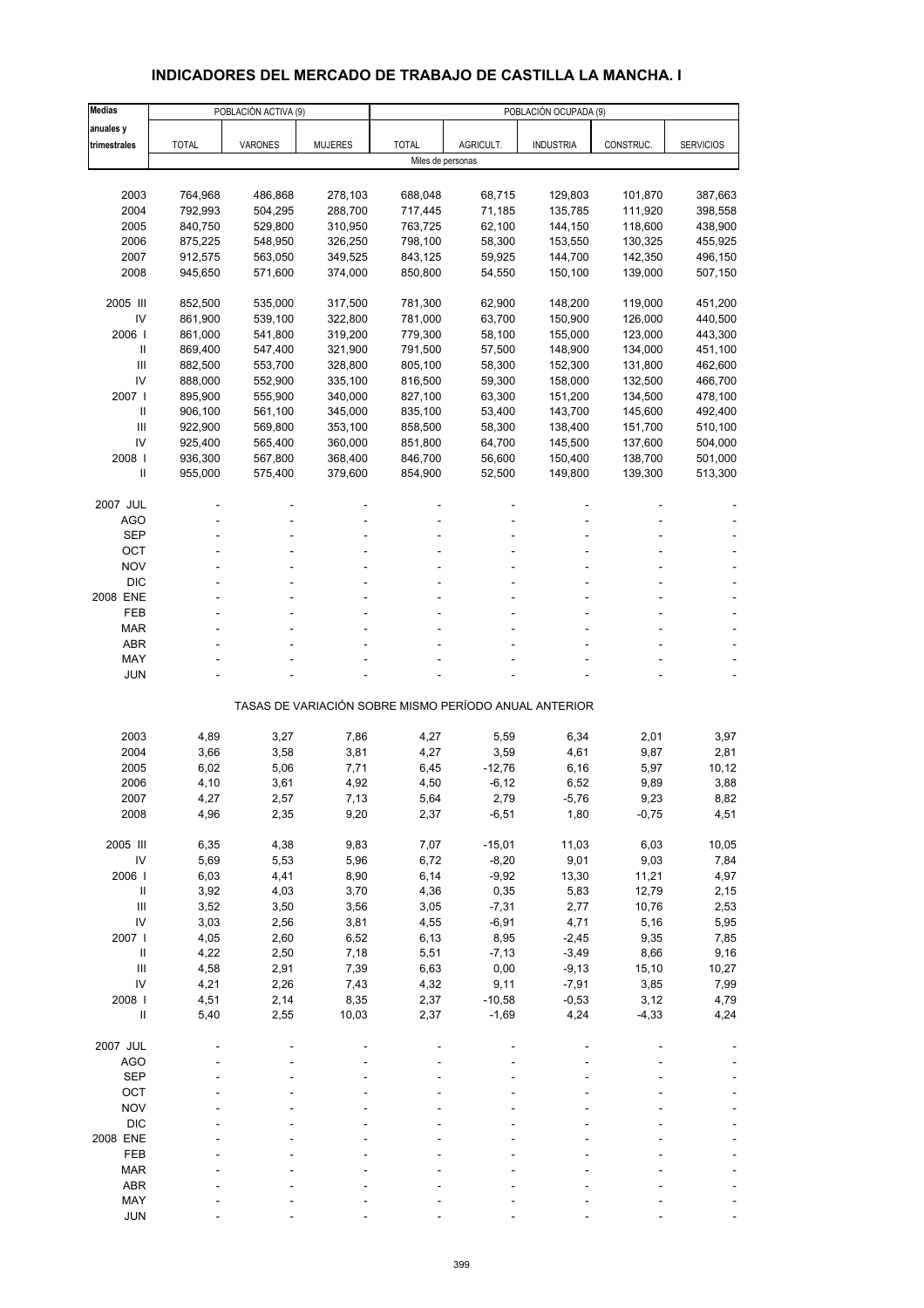# INDICADORES DEL MERCADO DE TRABAJO DE CASTILLA LA MANCHA. I

| Medias anuales y trimestrales | POBLACIÓN ACTIVA (9) | | | POBLACIÓN OCUPADA (9) | | | | |
|---|---|---|---|---|---|---|---|---|
| | TOTAL | VARONES | MUJERES | TOTAL | AGRICULT. | INDUSTRIA | CONSTRUC. | SERVICIOS |
| | Miles de personas | | | | | | | |
| 2003 | 764,968 | 486,868 | 278,103 | 688,048 | 68,715 | 129,803 | 101,870 | 387,663 |
| 2004 | 792,993 | 504,295 | 288,700 | 717,445 | 71,185 | 135,785 | 111,920 | 398,558 |
| 2005 | 840,750 | 529,800 | 310,950 | 763,725 | 62,100 | 144,150 | 118,600 | 438,900 |
| 2006 | 875,225 | 548,950 | 326,250 | 798,100 | 58,300 | 153,550 | 130,325 | 455,925 |
| 2007 | 912,575 | 563,050 | 349,525 | 843,125 | 59,925 | 144,700 | 142,350 | 496,150 |
| 2008 | 945,650 | 571,600 | 374,000 | 850,800 | 54,550 | 150,100 | 139,000 | 507,150 |
| 2005 III | 852,500 | 535,000 | 317,500 | 781,300 | 62,900 | 148,200 | 119,000 | 451,200 |
| IV | 861,900 | 539,100 | 322,800 | 781,000 | 63,700 | 150,900 | 126,000 | 440,500 |
| 2006 I | 861,000 | 541,800 | 319,200 | 779,300 | 58,100 | 155,000 | 123,000 | 443,300 |
| II | 869,400 | 547,400 | 321,900 | 791,500 | 57,500 | 148,900 | 134,000 | 451,100 |
| III | 882,500 | 553,700 | 328,800 | 805,100 | 58,300 | 152,300 | 131,800 | 462,600 |
| IV | 888,000 | 552,900 | 335,100 | 816,500 | 59,300 | 158,000 | 132,500 | 466,700 |
| 2007 I | 895,900 | 555,900 | 340,000 | 827,100 | 63,300 | 151,200 | 134,500 | 478,100 |
| II | 906,100 | 561,100 | 345,000 | 835,100 | 53,400 | 143,700 | 145,600 | 492,400 |
| III | 922,900 | 569,800 | 353,100 | 858,500 | 58,300 | 138,400 | 151,700 | 510,100 |
| IV | 925,400 | 565,400 | 360,000 | 851,800 | 64,700 | 145,500 | 137,600 | 504,000 |
| 2008 I | 936,300 | 567,800 | 368,400 | 846,700 | 56,600 | 150,400 | 138,700 | 501,000 |
| II | 955,000 | 575,400 | 379,600 | 854,900 | 52,500 | 149,800 | 139,300 | 513,300 |
| 2007 JUL | - | - | - | - | - | - | - | - |
| AGO | - | - | - | - | - | - | - | - |
| SEP | - | - | - | - | - | - | - | - |
| OCT | - | - | - | - | - | - | - | - |
| NOV | - | - | - | - | - | - | - | - |
| DIC | - | - | - | - | - | - | - | - |
| 2008 ENE | - | - | - | - | - | - | - | - |
| FEB | - | - | - | - | - | - | - | - |
| MAR | - | - | - | - | - | - | - | - |
| ABR | - | - | - | - | - | - | - | - |
| MAY | - | - | - | - | - | - | - | - |
| JUN | - | - | - | - | - | - | - | - |
| | TASAS DE VARIACIÓN SOBRE MISMO PERÍODO ANUAL ANTERIOR | | | | | | | |
| 2003 | 4,89 | 3,27 | 7,86 | 4,27 | 5,59 | 6,34 | 2,01 | 3,97 |
| 2004 | 3,66 | 3,58 | 3,81 | 4,27 | 3,59 | 4,61 | 9,87 | 2,81 |
| 2005 | 6,02 | 5,06 | 7,71 | 6,45 | -12,76 | 6,16 | 5,97 | 10,12 |
| 2006 | 4,10 | 3,61 | 4,92 | 4,50 | -6,12 | 6,52 | 9,89 | 3,88 |
| 2007 | 4,27 | 2,57 | 7,13 | 5,64 | 2,79 | -5,76 | 9,23 | 8,82 |
| 2008 | 4,96 | 2,35 | 9,20 | 2,37 | -6,51 | 1,80 | -0,75 | 4,51 |
| 2005 III | 6,35 | 4,38 | 9,83 | 7,07 | -15,01 | 11,03 | 6,03 | 10,05 |
| IV | 5,69 | 5,53 | 5,96 | 6,72 | -8,20 | 9,01 | 9,03 | 7,84 |
| 2006 I | 6,03 | 4,41 | 8,90 | 6,14 | -9,92 | 13,30 | 11,21 | 4,97 |
| II | 3,92 | 4,03 | 3,70 | 4,36 | 0,35 | 5,83 | 12,79 | 2,15 |
| III | 3,52 | 3,50 | 3,56 | 3,05 | -7,31 | 2,77 | 10,76 | 2,53 |
| IV | 3,03 | 2,56 | 3,81 | 4,55 | -6,91 | 4,71 | 5,16 | 5,95 |
| 2007 I | 4,05 | 2,60 | 6,52 | 6,13 | 8,95 | -2,45 | 9,35 | 7,85 |
| II | 4,22 | 2,50 | 7,18 | 5,51 | -7,13 | -3,49 | 8,66 | 9,16 |
| III | 4,58 | 2,91 | 7,39 | 6,63 | 0,00 | -9,13 | 15,10 | 10,27 |
| IV | 4,21 | 2,26 | 7,43 | 4,32 | 9,11 | -7,91 | 3,85 | 7,99 |
| 2008 I | 4,51 | 2,14 | 8,35 | 2,37 | -10,58 | -0,53 | 3,12 | 4,79 |
| II | 5,40 | 2,55 | 10,03 | 2,37 | -1,69 | 4,24 | -4,33 | 4,24 |
| 2007 JUL | - | - | - | - | - | - | - | - |
| AGO | - | - | - | - | - | - | - | - |
| SEP | - | - | - | - | - | - | - | - |
| OCT | - | - | - | - | - | - | - | - |
| NOV | - | - | - | - | - | - | - | - |
| DIC | - | - | - | - | - | - | - | - |
| 2008 ENE | - | - | - | - | - | - | - | - |
| FEB | - | - | - | - | - | - | - | - |
| MAR | - | - | - | - | - | - | - | - |
| ABR | - | - | - | - | - | - | - | - |
| MAY | - | - | - | - | - | - | - | - |
| JUN | - | - | - | - | - | - | - | - |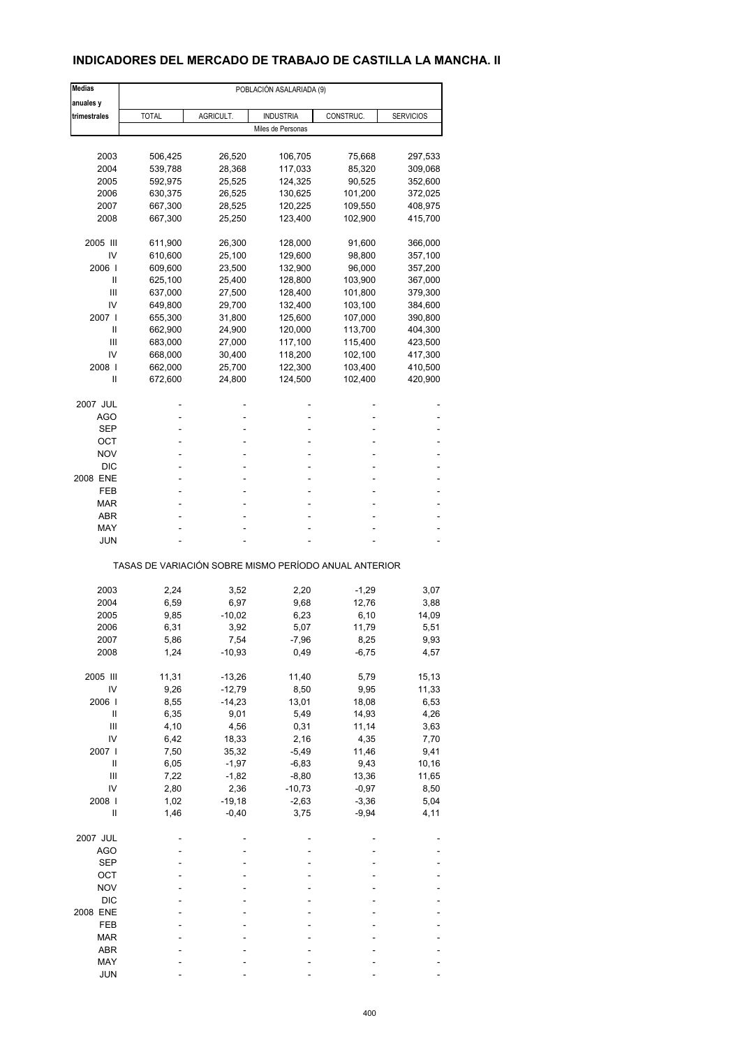## INDICADORES DEL MERCADO DE TRABAJO DE CASTILLA LA MANCHA. II

| Medias anuales y trimestrales | POBLACIÓN ASALARIADA (9) | | | | |
|---|---|---|---|---|---|
| | TOTAL | AGRICULT. | INDUSTRIA | CONSTRUC. | SERVICIOS |
| | Miles de Personas | | | | |
| 2003 | 506,425 | 26,520 | 106,705 | 75,668 | 297,533 |
| 2004 | 539,788 | 28,368 | 117,033 | 85,320 | 309,068 |
| 2005 | 592,975 | 25,525 | 124,325 | 90,525 | 352,600 |
| 2006 | 630,375 | 26,525 | 130,625 | 101,200 | 372,025 |
| 2007 | 667,300 | 28,525 | 120,225 | 109,550 | 408,975 |
| 2008 | 667,300 | 25,250 | 123,400 | 102,900 | 415,700 |
| 2005 III | 611,900 | 26,300 | 128,000 | 91,600 | 366,000 |
| IV | 610,600 | 25,100 | 129,600 | 98,800 | 357,100 |
| 2006 I | 609,600 | 23,500 | 132,900 | 96,000 | 357,200 |
| II | 625,100 | 25,400 | 128,800 | 103,900 | 367,000 |
| III | 637,000 | 27,500 | 128,400 | 101,800 | 379,300 |
| IV | 649,800 | 29,700 | 132,400 | 103,100 | 384,600 |
| 2007 I | 655,300 | 31,800 | 125,600 | 107,000 | 390,800 |
| II | 662,900 | 24,900 | 120,000 | 113,700 | 404,300 |
| III | 683,000 | 27,000 | 117,100 | 115,400 | 423,500 |
| IV | 668,000 | 30,400 | 118,200 | 102,100 | 417,300 |
| 2008 I | 662,000 | 25,700 | 122,300 | 103,400 | 410,500 |
| II | 672,600 | 24,800 | 124,500 | 102,400 | 420,900 |
| 2007 JUL | - | - | - | - | - |
| AGO | - | - | - | - | - |
| SEP | - | - | - | - | - |
| OCT | - | - | - | - | - |
| NOV | - | - | - | - | - |
| DIC | - | - | - | - | - |
| 2008 ENE | - | - | - | - | - |
| FEB | - | - | - | - | - |
| MAR | - | - | - | - | - |
| ABR | - | - | - | - | - |
| MAY | - | - | - | - | - |
| JUN | - | - | - | - | - |
| | TASAS DE VARIACIÓN SOBRE MISMO PERÍODO ANUAL ANTERIOR | | | | |
| 2003 | 2,24 | 3,52 | 2,20 | -1,29 | 3,07 |
| 2004 | 6,59 | 6,97 | 9,68 | 12,76 | 3,88 |
| 2005 | 9,85 | -10,02 | 6,23 | 6,10 | 14,09 |
| 2006 | 6,31 | 3,92 | 5,07 | 11,79 | 5,51 |
| 2007 | 5,86 | 7,54 | -7,96 | 8,25 | 9,93 |
| 2008 | 1,24 | -10,93 | 0,49 | -6,75 | 4,57 |
| 2005 III | 11,31 | -13,26 | 11,40 | 5,79 | 15,13 |
| IV | 9,26 | -12,79 | 8,50 | 9,95 | 11,33 |
| 2006 I | 8,55 | -14,23 | 13,01 | 18,08 | 6,53 |
| II | 6,35 | 9,01 | 5,49 | 14,93 | 4,26 |
| III | 4,10 | 4,56 | 0,31 | 11,14 | 3,63 |
| IV | 6,42 | 18,33 | 2,16 | 4,35 | 7,70 |
| 2007 I | 7,50 | 35,32 | -5,49 | 11,46 | 9,41 |
| II | 6,05 | -1,97 | -6,83 | 9,43 | 10,16 |
| III | 7,22 | -1,82 | -8,80 | 13,36 | 11,65 |
| IV | 2,80 | 2,36 | -10,73 | -0,97 | 8,50 |
| 2008 I | 1,02 | -19,18 | -2,63 | -3,36 | 5,04 |
| II | 1,46 | -0,40 | 3,75 | -9,94 | 4,11 |
| 2007 JUL | - | - | - | - | - |
| AGO | - | - | - | - | - |
| SEP | - | - | - | - | - |
| OCT | - | - | - | - | - |
| NOV | - | - | - | - | - |
| DIC | - | - | - | - | - |
| 2008 ENE | - | - | - | - | - |
| FEB | - | - | - | - | - |
| MAR | - | - | - | - | - |
| ABR | - | - | - | - | - |
| MAY | - | - | - | - | - |
| JUN | - | - | - | - | - |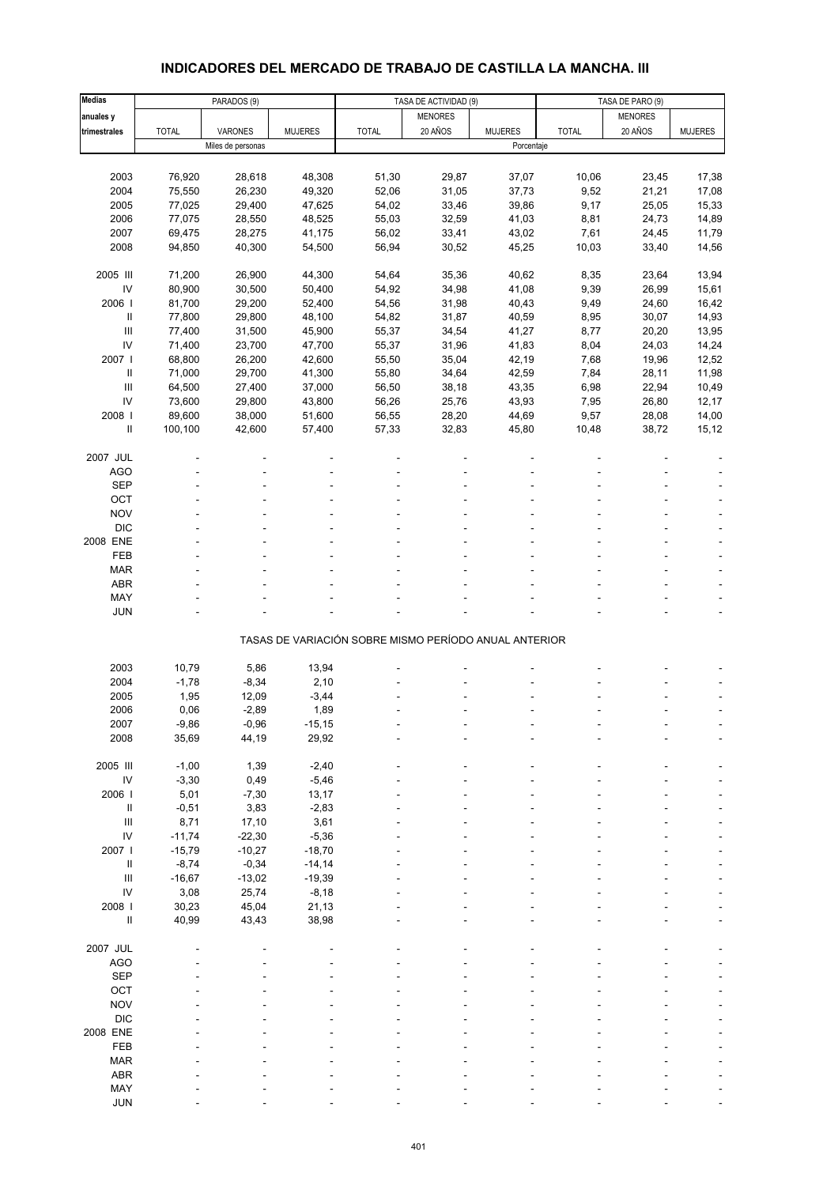## INDICADORES DEL MERCADO DE TRABAJO DE CASTILLA LA MANCHA. III

| Medias anuales y trimestrales | PARADOS (9) | | | TASA DE ACTIVIDAD (9) | | | TASA DE PARO (9) | | |
|---|---|---|---|---|---|---|---|---|---|
| | TOTAL | VARONES | MUJERES | TOTAL | MENORES 20 AÑOS | MUJERES | TOTAL | MENORES 20 AÑOS | MUJERES |
| | Miles de personas | | | Porcentaje | | | | | |
| 2003 | 76,920 | 28,618 | 48,308 | 51,30 | 29,87 | 37,07 | 10,06 | 23,45 | 17,38 |
| 2004 | 75,550 | 26,230 | 49,320 | 52,06 | 31,05 | 37,73 | 9,52 | 21,21 | 17,08 |
| 2005 | 77,025 | 29,400 | 47,625 | 54,02 | 33,46 | 39,86 | 9,17 | 25,05 | 15,33 |
| 2006 | 77,075 | 28,550 | 48,525 | 55,03 | 32,59 | 41,03 | 8,81 | 24,73 | 14,89 |
| 2007 | 69,475 | 28,275 | 41,175 | 56,02 | 33,41 | 43,02 | 7,61 | 24,45 | 11,79 |
| 2008 | 94,850 | 40,300 | 54,500 | 56,94 | 30,52 | 45,25 | 10,03 | 33,40 | 14,56 |
| 2005 III | 71,200 | 26,900 | 44,300 | 54,64 | 35,36 | 40,62 | 8,35 | 23,64 | 13,94 |
| IV | 80,900 | 30,500 | 50,400 | 54,92 | 34,98 | 41,08 | 9,39 | 26,99 | 15,61 |
| 2006 I | 81,700 | 29,200 | 52,400 | 54,56 | 31,98 | 40,43 | 9,49 | 24,60 | 16,42 |
| II | 77,800 | 29,800 | 48,100 | 54,82 | 31,87 | 40,59 | 8,95 | 30,07 | 14,93 |
| III | 77,400 | 31,500 | 45,900 | 55,37 | 34,54 | 41,27 | 8,77 | 20,20 | 13,95 |
| IV | 71,400 | 23,700 | 47,700 | 55,37 | 31,96 | 41,83 | 8,04 | 24,03 | 14,24 |
| 2007 I | 68,800 | 26,200 | 42,600 | 55,50 | 35,04 | 42,19 | 7,68 | 19,96 | 12,52 |
| II | 71,000 | 29,700 | 41,300 | 55,80 | 34,64 | 42,59 | 7,84 | 28,11 | 11,98 |
| III | 64,500 | 27,400 | 37,000 | 56,50 | 38,18 | 43,35 | 6,98 | 22,94 | 10,49 |
| IV | 73,600 | 29,800 | 43,800 | 56,26 | 25,76 | 43,93 | 7,95 | 26,80 | 12,17 |
| 2008 I | 89,600 | 38,000 | 51,600 | 56,55 | 28,20 | 44,69 | 9,57 | 28,08 | 14,00 |
| II | 100,100 | 42,600 | 57,400 | 57,33 | 32,83 | 45,80 | 10,48 | 38,72 | 15,12 |
| 2007 JUL | - | - | - | - | - | - | - | - | - |
| AGO | - | - | - | - | - | - | - | - | - |
| SEP | - | - | - | - | - | - | - | - | - |
| OCT | - | - | - | - | - | - | - | - | - |
| NOV | - | - | - | - | - | - | - | - | - |
| DIC | - | - | - | - | - | - | - | - | - |
| 2008 ENE | - | - | - | - | - | - | - | - | - |
| FEB | - | - | - | - | - | - | - | - | - |
| MAR | - | - | - | - | - | - | - | - | - |
| ABR | - | - | - | - | - | - | - | - | - |
| MAY | - | - | - | - | - | - | - | - | - |
| JUN | - | - | - | - | - | - | - | - | - |
| | TASAS DE VARIACIÓN SOBRE MISMO PERÍODO ANUAL ANTERIOR | | | | | | | | |
| 2003 | 10,79 | 5,86 | 13,94 | - | - | - | - | - | - |
| 2004 | -1,78 | -8,34 | 2,10 | - | - | - | - | - | - |
| 2005 | 1,95 | 12,09 | -3,44 | - | - | - | - | - | - |
| 2006 | 0,06 | -2,89 | 1,89 | - | - | - | - | - | - |
| 2007 | -9,86 | -0,96 | -15,15 | - | - | - | - | - | - |
| 2008 | 35,69 | 44,19 | 29,92 | - | - | - | - | - | - |
| 2005 III | -1,00 | 1,39 | -2,40 | - | - | - | - | - | - |
| IV | -3,30 | 0,49 | -5,46 | - | - | - | - | - | - |
| 2006 I | 5,01 | -7,30 | 13,17 | - | - | - | - | - | - |
| II | -0,51 | 3,83 | -2,83 | - | - | - | - | - | - |
| III | 8,71 | 17,10 | 3,61 | - | - | - | - | - | - |
| IV | -11,74 | -22,30 | -5,36 | - | - | - | - | - | - |
| 2007 I | -15,79 | -10,27 | -18,70 | - | - | - | - | - | - |
| II | -8,74 | -0,34 | -14,14 | - | - | - | - | - | - |
| III | -16,67 | -13,02 | -19,39 | - | - | - | - | - | - |
| IV | 3,08 | 25,74 | -8,18 | - | - | - | - | - | - |
| 2008 I | 30,23 | 45,04 | 21,13 | - | - | - | - | - | - |
| II | 40,99 | 43,43 | 38,98 | - | - | - | - | - | - |
| 2007 JUL | - | - | - | - | - | - | - | - | - |
| AGO | - | - | - | - | - | - | - | - | - |
| SEP | - | - | - | - | - | - | - | - | - |
| OCT | - | - | - | - | - | - | - | - | - |
| NOV | - | - | - | - | - | - | - | - | - |
| DIC | - | - | - | - | - | - | - | - | - |
| 2008 ENE | - | - | - | - | - | - | - | - | - |
| FEB | - | - | - | - | - | - | - | - | - |
| MAR | - | - | - | - | - | - | - | - | - |
| ABR | - | - | - | - | - | - | - | - | - |
| MAY | - | - | - | - | - | - | - | - | - |
| JUN | - | - | - | - | - | - | - | - | - |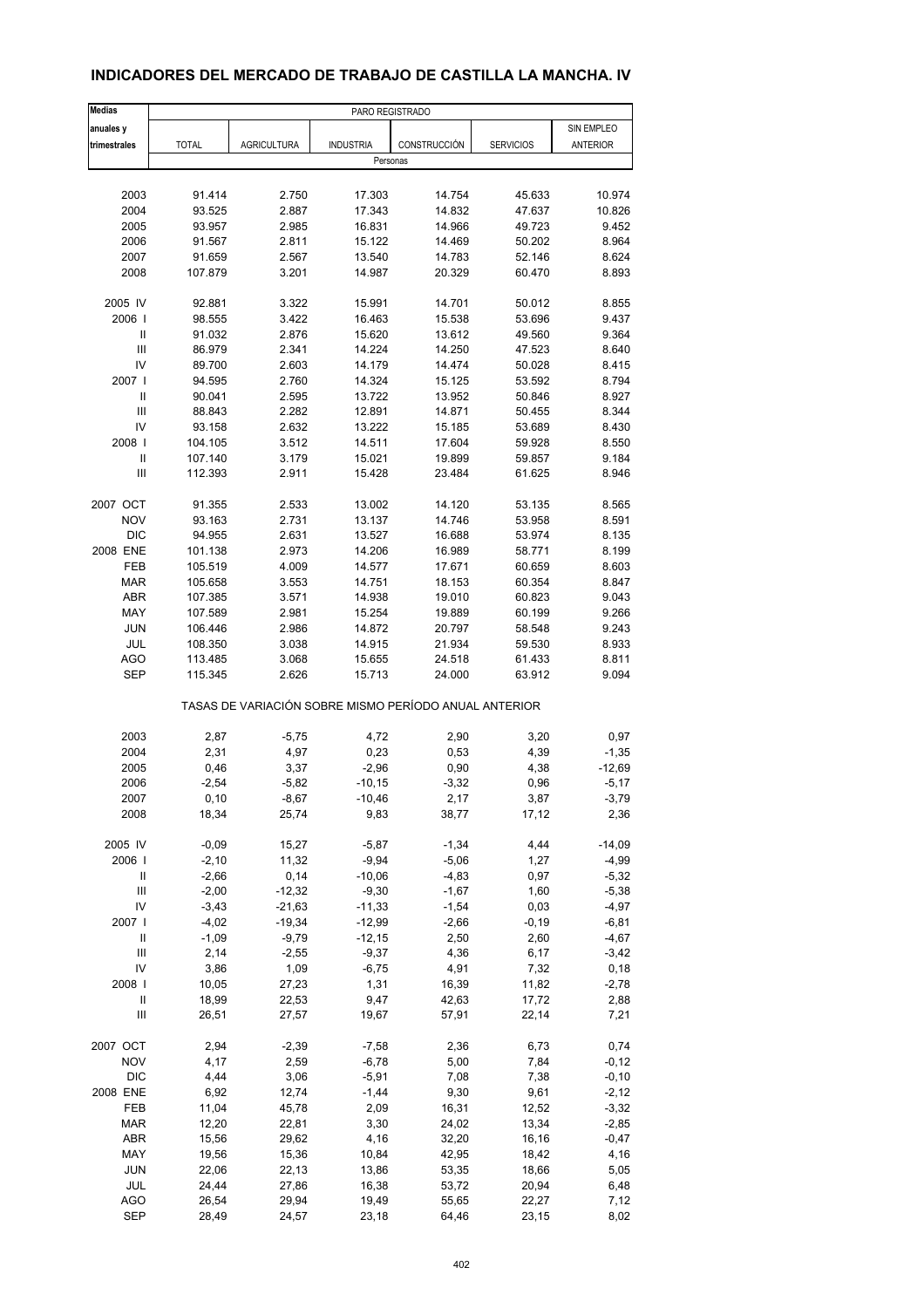## INDICADORES DEL MERCADO DE TRABAJO DE CASTILLA LA MANCHA. IV

| Medias anuales y trimestrales | PARO REGISTRADO | | | | | |
|---|---|---|---|---|---|---|
| | TOTAL | AGRICULTURA | INDUSTRIA | CONSTRUCCIÓN | SERVICIOS | SIN EMPLEO ANTERIOR |
| | Personas | | | | | |
| 2003 | 91.414 | 2.750 | 17.303 | 14.754 | 45.633 | 10.974 |
| 2004 | 93.525 | 2.887 | 17.343 | 14.832 | 47.637 | 10.826 |
| 2005 | 93.957 | 2.985 | 16.831 | 14.966 | 49.723 | 9.452 |
| 2006 | 91.567 | 2.811 | 15.122 | 14.469 | 50.202 | 8.964 |
| 2007 | 91.659 | 2.567 | 13.540 | 14.783 | 52.146 | 8.624 |
| 2008 | 107.879 | 3.201 | 14.987 | 20.329 | 60.470 | 8.893 |
| 2005 IV | 92.881 | 3.322 | 15.991 | 14.701 | 50.012 | 8.855 |
| 2006 I | 98.555 | 3.422 | 16.463 | 15.538 | 53.696 | 9.437 |
| II | 91.032 | 2.876 | 15.620 | 13.612 | 49.560 | 9.364 |
| III | 86.979 | 2.341 | 14.224 | 14.250 | 47.523 | 8.640 |
| IV | 89.700 | 2.603 | 14.179 | 14.474 | 50.028 | 8.415 |
| 2007 I | 94.595 | 2.760 | 14.324 | 15.125 | 53.592 | 8.794 |
| II | 90.041 | 2.595 | 13.722 | 13.952 | 50.846 | 8.927 |
| III | 88.843 | 2.282 | 12.891 | 14.871 | 50.455 | 8.344 |
| IV | 93.158 | 2.632 | 13.222 | 15.185 | 53.689 | 8.430 |
| 2008 I | 104.105 | 3.512 | 14.511 | 17.604 | 59.928 | 8.550 |
| II | 107.140 | 3.179 | 15.021 | 19.899 | 59.857 | 9.184 |
| III | 112.393 | 2.911 | 15.428 | 23.484 | 61.625 | 8.946 |
| 2007 OCT | 91.355 | 2.533 | 13.002 | 14.120 | 53.135 | 8.565 |
| NOV | 93.163 | 2.731 | 13.137 | 14.746 | 53.958 | 8.591 |
| DIC | 94.955 | 2.631 | 13.527 | 16.688 | 53.974 | 8.135 |
| 2008 ENE | 101.138 | 2.973 | 14.206 | 16.989 | 58.771 | 8.199 |
| FEB | 105.519 | 4.009 | 14.577 | 17.671 | 60.659 | 8.603 |
| MAR | 105.658 | 3.553 | 14.751 | 18.153 | 60.354 | 8.847 |
| ABR | 107.385 | 3.571 | 14.938 | 19.010 | 60.823 | 9.043 |
| MAY | 107.589 | 2.981 | 15.254 | 19.889 | 60.199 | 9.266 |
| JUN | 106.446 | 2.986 | 14.872 | 20.797 | 58.548 | 9.243 |
| JUL | 108.350 | 3.038 | 14.915 | 21.934 | 59.530 | 8.933 |
| AGO | 113.485 | 3.068 | 15.655 | 24.518 | 61.433 | 8.811 |
| SEP | 115.345 | 2.626 | 15.713 | 24.000 | 63.912 | 9.094 |
| | TASAS DE VARIACIÓN SOBRE MISMO PERÍODO ANUAL ANTERIOR | | | | | |
| 2003 | 2,87 | -5,75 | 4,72 | 2,90 | 3,20 | 0,97 |
| 2004 | 2,31 | 4,97 | 0,23 | 0,53 | 4,39 | -1,35 |
| 2005 | 0,46 | 3,37 | -2,96 | 0,90 | 4,38 | -12,69 |
| 2006 | -2,54 | -5,82 | -10,15 | -3,32 | 0,96 | -5,17 |
| 2007 | 0,10 | -8,67 | -10,46 | 2,17 | 3,87 | -3,79 |
| 2008 | 18,34 | 25,74 | 9,83 | 38,77 | 17,12 | 2,36 |
| 2005 IV | -0,09 | 15,27 | -5,87 | -1,34 | 4,44 | -14,09 |
| 2006 I | -2,10 | 11,32 | -9,94 | -5,06 | 1,27 | -4,99 |
| II | -2,66 | 0,14 | -10,06 | -4,83 | 0,97 | -5,32 |
| III | -2,00 | -12,32 | -9,30 | -1,67 | 1,60 | -5,38 |
| IV | -3,43 | -21,63 | -11,33 | -1,54 | 0,03 | -4,97 |
| 2007 I | -4,02 | -19,34 | -12,99 | -2,66 | -0,19 | -6,81 |
| II | -1,09 | -9,79 | -12,15 | 2,50 | 2,60 | -4,67 |
| III | 2,14 | -2,55 | -9,37 | 4,36 | 6,17 | -3,42 |
| IV | 3,86 | 1,09 | -6,75 | 4,91 | 7,32 | 0,18 |
| 2008 I | 10,05 | 27,23 | 1,31 | 16,39 | 11,82 | -2,78 |
| II | 18,99 | 22,53 | 9,47 | 42,63 | 17,72 | 2,88 |
| III | 26,51 | 27,57 | 19,67 | 57,91 | 22,14 | 7,21 |
| 2007 OCT | 2,94 | -2,39 | -7,58 | 2,36 | 6,73 | 0,74 |
| NOV | 4,17 | 2,59 | -6,78 | 5,00 | 7,84 | -0,12 |
| DIC | 4,44 | 3,06 | -5,91 | 7,08 | 7,38 | -0,10 |
| 2008 ENE | 6,92 | 12,74 | -1,44 | 9,30 | 9,61 | -2,12 |
| FEB | 11,04 | 45,78 | 2,09 | 16,31 | 12,52 | -3,32 |
| MAR | 12,20 | 22,81 | 3,30 | 24,02 | 13,34 | -2,85 |
| ABR | 15,56 | 29,62 | 4,16 | 32,20 | 16,16 | -0,47 |
| MAY | 19,56 | 15,36 | 10,84 | 42,95 | 18,42 | 4,16 |
| JUN | 22,06 | 22,13 | 13,86 | 53,35 | 18,66 | 5,05 |
| JUL | 24,44 | 27,86 | 16,38 | 53,72 | 20,94 | 6,48 |
| AGO | 26,54 | 29,94 | 19,49 | 55,65 | 22,27 | 7,12 |
| SEP | 28,49 | 24,57 | 23,18 | 64,46 | 23,15 | 8,02 |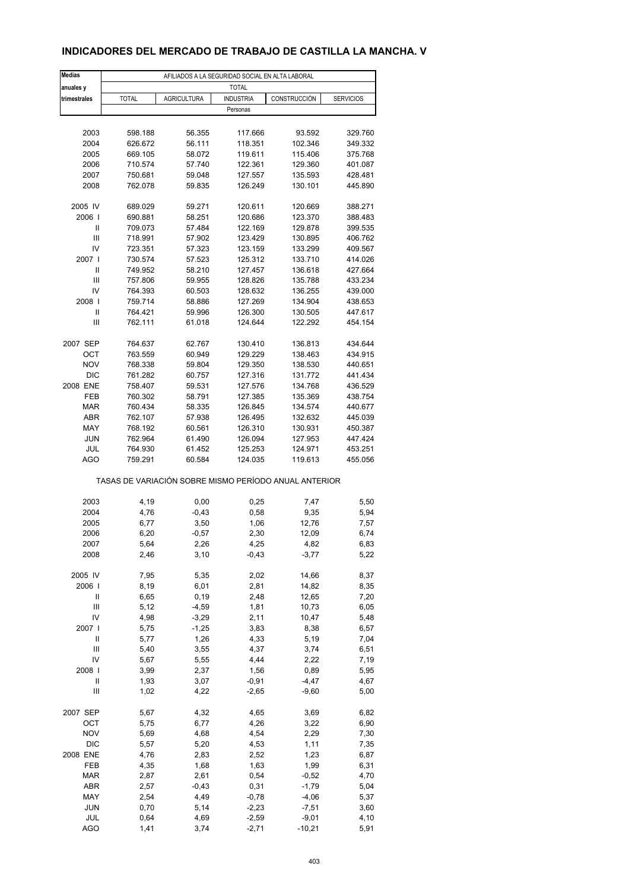## INDICADORES DEL MERCADO DE TRABAJO DE CASTILLA LA MANCHA. V

| Medias anuales y trimestrales | AFILIADOS A LA SEGURIDAD SOCIAL EN ALTA LABORAL | | | | |
|---|---|---|---|---|---|
| | TOTAL | | | | |
| | TOTAL | AGRICULTURA | INDUSTRIA | CONSTRUCCIÓN | SERVICIOS |
| | Personas | | | | |
| 2003 | 598.188 | 56.355 | 117.666 | 93.592 | 329.760 |
| 2004 | 626.672 | 56.111 | 118.351 | 102.346 | 349.332 |
| 2005 | 669.105 | 58.072 | 119.611 | 115.406 | 375.768 |
| 2006 | 710.574 | 57.740 | 122.361 | 129.360 | 401.087 |
| 2007 | 750.681 | 59.048 | 127.557 | 135.593 | 428.481 |
| 2008 | 762.078 | 59.835 | 126.249 | 130.101 | 445.890 |
| 2005 IV | 689.029 | 59.271 | 120.611 | 120.669 | 388.271 |
| 2006 I | 690.881 | 58.251 | 120.686 | 123.370 | 388.483 |
| II | 709.073 | 57.484 | 122.169 | 129.878 | 399.535 |
| III | 718.991 | 57.902 | 123.429 | 130.895 | 406.762 |
| IV | 723.351 | 57.323 | 123.159 | 133.299 | 409.567 |
| 2007 I | 730.574 | 57.523 | 125.312 | 133.710 | 414.026 |
| II | 749.952 | 58.210 | 127.457 | 136.618 | 427.664 |
| III | 757.806 | 59.955 | 128.826 | 135.788 | 433.234 |
| IV | 764.393 | 60.503 | 128.632 | 136.255 | 439.000 |
| 2008 I | 759.714 | 58.886 | 127.269 | 134.904 | 438.653 |
| II | 764.421 | 59.996 | 126.300 | 130.505 | 447.617 |
| III | 762.111 | 61.018 | 124.644 | 122.292 | 454.154 |
| 2007 SEP | 764.637 | 62.767 | 130.410 | 136.813 | 434.644 |
| OCT | 763.559 | 60.949 | 129.229 | 138.463 | 434.915 |
| NOV | 768.338 | 59.804 | 129.350 | 138.530 | 440.651 |
| DIC | 761.282 | 60.757 | 127.316 | 131.772 | 441.434 |
| 2008 ENE | 758.407 | 59.531 | 127.576 | 134.768 | 436.529 |
| FEB | 760.302 | 58.791 | 127.385 | 135.369 | 438.754 |
| MAR | 760.434 | 58.335 | 126.845 | 134.574 | 440.677 |
| ABR | 762.107 | 57.938 | 126.495 | 132.632 | 445.039 |
| MAY | 768.192 | 60.561 | 126.310 | 130.931 | 450.387 |
| JUN | 762.964 | 61.490 | 126.094 | 127.953 | 447.424 |
| JUL | 764.930 | 61.452 | 125.253 | 124.971 | 453.251 |
| AGO | 759.291 | 60.584 | 124.035 | 119.613 | 455.056 |
| | TASAS DE VARIACIÓN SOBRE MISMO PERÍODO ANUAL ANTERIOR | | | | |
| 2003 | 4,19 | 0,00 | 0,25 | 7,47 | 5,50 |
| 2004 | 4,76 | -0,43 | 0,58 | 9,35 | 5,94 |
| 2005 | 6,77 | 3,50 | 1,06 | 12,76 | 7,57 |
| 2006 | 6,20 | -0,57 | 2,30 | 12,09 | 6,74 |
| 2007 | 5,64 | 2,26 | 4,25 | 4,82 | 6,83 |
| 2008 | 2,46 | 3,10 | -0,43 | -3,77 | 5,22 |
| 2005 IV | 7,95 | 5,35 | 2,02 | 14,66 | 8,37 |
| 2006 I | 8,19 | 6,01 | 2,81 | 14,82 | 8,35 |
| II | 6,65 | 0,19 | 2,48 | 12,65 | 7,20 |
| III | 5,12 | -4,59 | 1,81 | 10,73 | 6,05 |
| IV | 4,98 | -3,29 | 2,11 | 10,47 | 5,48 |
| 2007 I | 5,75 | -1,25 | 3,83 | 8,38 | 6,57 |
| II | 5,77 | 1,26 | 4,33 | 5,19 | 7,04 |
| III | 5,40 | 3,55 | 4,37 | 3,74 | 6,51 |
| IV | 5,67 | 5,55 | 4,44 | 2,22 | 7,19 |
| 2008 I | 3,99 | 2,37 | 1,56 | 0,89 | 5,95 |
| II | 1,93 | 3,07 | -0,91 | -4,47 | 4,67 |
| III | 1,02 | 4,22 | -2,65 | -9,60 | 5,00 |
| 2007 SEP | 5,67 | 4,32 | 4,65 | 3,69 | 6,82 |
| OCT | 5,75 | 6,77 | 4,26 | 3,22 | 6,90 |
| NOV | 5,69 | 4,68 | 4,54 | 2,29 | 7,30 |
| DIC | 5,57 | 5,20 | 4,53 | 1,11 | 7,35 |
| 2008 ENE | 4,76 | 2,83 | 2,52 | 1,23 | 6,87 |
| FEB | 4,35 | 1,68 | 1,63 | 1,99 | 6,31 |
| MAR | 2,87 | 2,61 | 0,54 | -0,52 | 4,70 |
| ABR | 2,57 | -0,43 | 0,31 | -1,79 | 5,04 |
| MAY | 2,54 | 4,49 | -0,78 | -4,06 | 5,37 |
| JUN | 0,70 | 5,14 | -2,23 | -7,51 | 3,60 |
| JUL | 0,64 | 4,69 | -2,59 | -9,01 | 4,10 |
| AGO | 1,41 | 3,74 | -2,71 | -10,21 | 5,91 |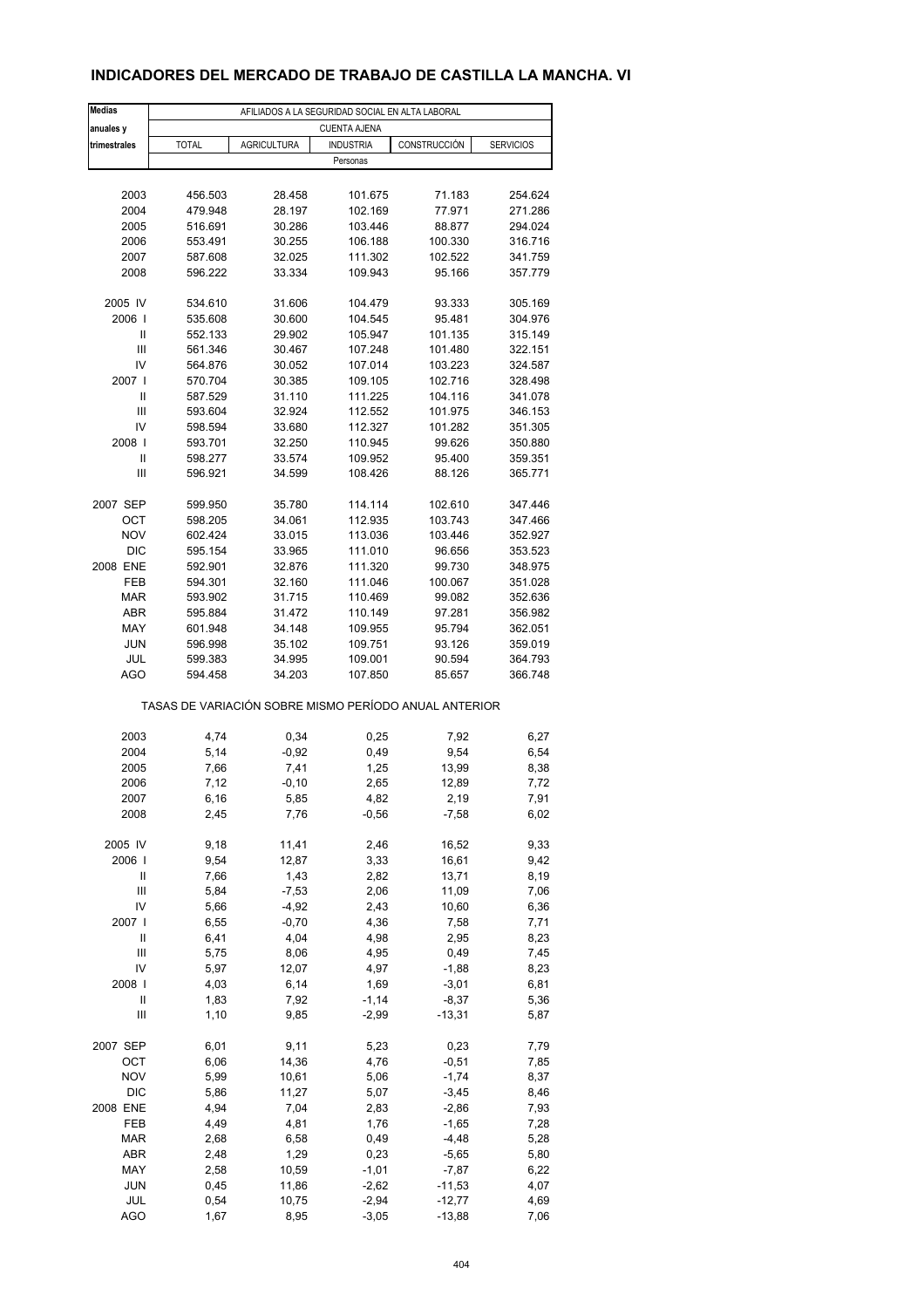# INDICADORES DEL MERCADO DE TRABAJO DE CASTILLA LA MANCHA. VI

| Medias anuales y trimestrales | AFILIADOS A LA SEGURIDAD SOCIAL EN ALTA LABORAL | | | | |
|---|---|---|---|---|---|
| | CUENTA AJENA | | | | |
| | TOTAL | AGRICULTURA | INDUSTRIA | CONSTRUCCIÓN | SERVICIOS |
| | Personas | | | | |
| 2003 | 456.503 | 28.458 | 101.675 | 71.183 | 254.624 |
| 2004 | 479.948 | 28.197 | 102.169 | 77.971 | 271.286 |
| 2005 | 516.691 | 30.286 | 103.446 | 88.877 | 294.024 |
| 2006 | 553.491 | 30.255 | 106.188 | 100.330 | 316.716 |
| 2007 | 587.608 | 32.025 | 111.302 | 102.522 | 341.759 |
| 2008 | 596.222 | 33.334 | 109.943 | 95.166 | 357.779 |
| 2005 IV | 534.610 | 31.606 | 104.479 | 93.333 | 305.169 |
| 2006 I | 535.608 | 30.600 | 104.545 | 95.481 | 304.976 |
| II | 552.133 | 29.902 | 105.947 | 101.135 | 315.149 |
| III | 561.346 | 30.467 | 107.248 | 101.480 | 322.151 |
| IV | 564.876 | 30.052 | 107.014 | 103.223 | 324.587 |
| 2007 I | 570.704 | 30.385 | 109.105 | 102.716 | 328.498 |
| II | 587.529 | 31.110 | 111.225 | 104.116 | 341.078 |
| III | 593.604 | 32.924 | 112.552 | 101.975 | 346.153 |
| IV | 598.594 | 33.680 | 112.327 | 101.282 | 351.305 |
| 2008 I | 593.701 | 32.250 | 110.945 | 99.626 | 350.880 |
| II | 598.277 | 33.574 | 109.952 | 95.400 | 359.351 |
| III | 596.921 | 34.599 | 108.426 | 88.126 | 365.771 |
| 2007 SEP | 599.950 | 35.780 | 114.114 | 102.610 | 347.446 |
| OCT | 598.205 | 34.061 | 112.935 | 103.743 | 347.466 |
| NOV | 602.424 | 33.015 | 113.036 | 103.446 | 352.927 |
| DIC | 595.154 | 33.965 | 111.010 | 96.656 | 353.523 |
| 2008 ENE | 592.901 | 32.876 | 111.320 | 99.730 | 348.975 |
| FEB | 594.301 | 32.160 | 111.046 | 100.067 | 351.028 |
| MAR | 593.902 | 31.715 | 110.469 | 99.082 | 352.636 |
| ABR | 595.884 | 31.472 | 110.149 | 97.281 | 356.982 |
| MAY | 601.948 | 34.148 | 109.955 | 95.794 | 362.051 |
| JUN | 596.998 | 35.102 | 109.751 | 93.126 | 359.019 |
| JUL | 599.383 | 34.995 | 109.001 | 90.594 | 364.793 |
| AGO | 594.458 | 34.203 | 107.850 | 85.657 | 366.748 |
| | TASAS DE VARIACIÓN SOBRE MISMO PERÍODO ANUAL ANTERIOR | | | | |
| 2003 | 4,74 | 0,34 | 0,25 | 7,92 | 6,27 |
| 2004 | 5,14 | -0,92 | 0,49 | 9,54 | 6,54 |
| 2005 | 7,66 | 7,41 | 1,25 | 13,99 | 8,38 |
| 2006 | 7,12 | -0,10 | 2,65 | 12,89 | 7,72 |
| 2007 | 6,16 | 5,85 | 4,82 | 2,19 | 7,91 |
| 2008 | 2,45 | 7,76 | -0,56 | -7,58 | 6,02 |
| 2005 IV | 9,18 | 11,41 | 2,46 | 16,52 | 9,33 |
| 2006 I | 9,54 | 12,87 | 3,33 | 16,61 | 9,42 |
| II | 7,66 | 1,43 | 2,82 | 13,71 | 8,19 |
| III | 5,84 | -7,53 | 2,06 | 11,09 | 7,06 |
| IV | 5,66 | -4,92 | 2,43 | 10,60 | 6,36 |
| 2007 I | 6,55 | -0,70 | 4,36 | 7,58 | 7,71 |
| II | 6,41 | 4,04 | 4,98 | 2,95 | 8,23 |
| III | 5,75 | 8,06 | 4,95 | 0,49 | 7,45 |
| IV | 5,97 | 12,07 | 4,97 | -1,88 | 8,23 |
| 2008 I | 4,03 | 6,14 | 1,69 | -3,01 | 6,81 |
| II | 1,83 | 7,92 | -1,14 | -8,37 | 5,36 |
| III | 1,10 | 9,85 | -2,99 | -13,31 | 5,87 |
| 2007 SEP | 6,01 | 9,11 | 5,23 | 0,23 | 7,79 |
| OCT | 6,06 | 14,36 | 4,76 | -0,51 | 7,85 |
| NOV | 5,99 | 10,61 | 5,06 | -1,74 | 8,37 |
| DIC | 5,86 | 11,27 | 5,07 | -3,45 | 8,46 |
| 2008 ENE | 4,94 | 7,04 | 2,83 | -2,86 | 7,93 |
| FEB | 4,49 | 4,81 | 1,76 | -1,65 | 7,28 |
| MAR | 2,68 | 6,58 | 0,49 | -4,48 | 5,28 |
| ABR | 2,48 | 1,29 | 0,23 | -5,65 | 5,80 |
| MAY | 2,58 | 10,59 | -1,01 | -7,87 | 6,22 |
| JUN | 0,45 | 11,86 | -2,62 | -11,53 | 4,07 |
| JUL | 0,54 | 10,75 | -2,94 | -12,77 | 4,69 |
| AGO | 1,67 | 8,95 | -3,05 | -13,88 | 7,06 |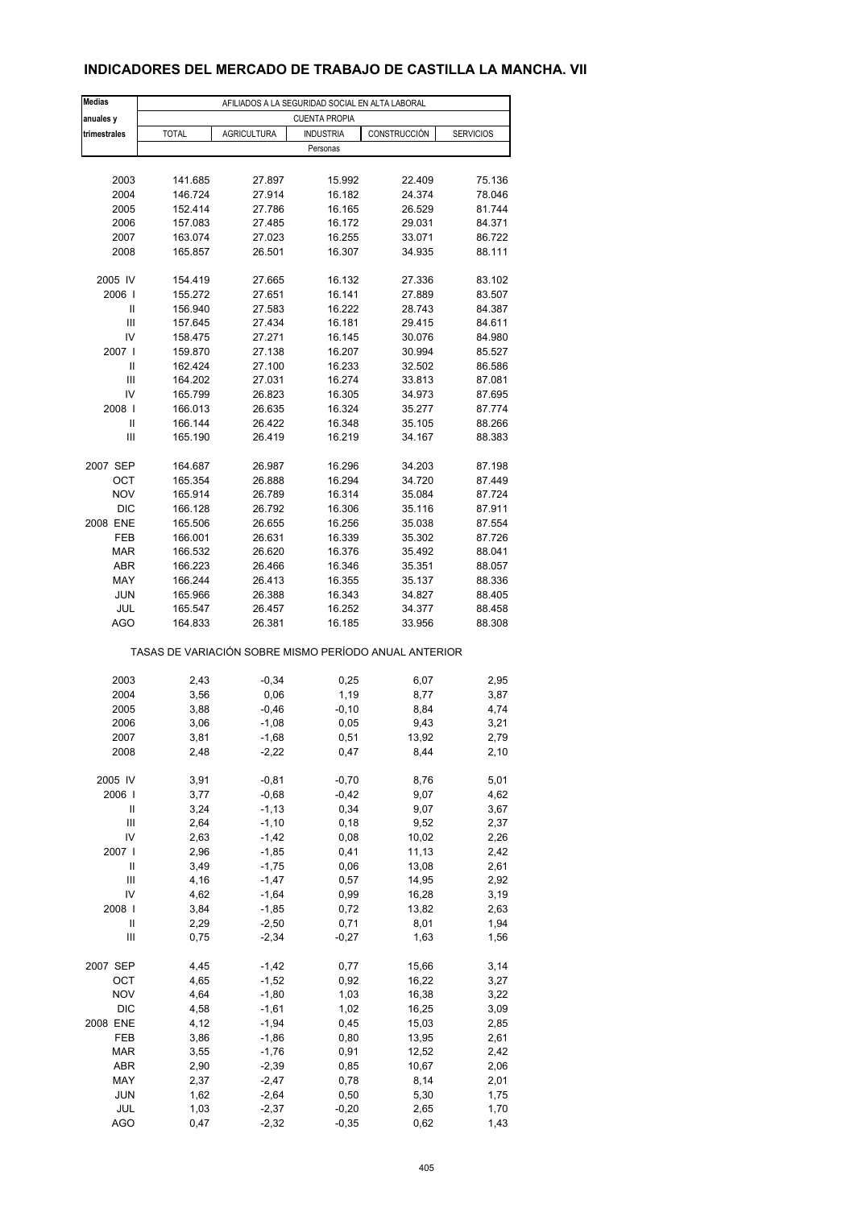# INDICADORES DEL MERCADO DE TRABAJO DE CASTILLA LA MANCHA. VII

| Medias anuales y trimestrales | AFILIADOS A LA SEGURIDAD SOCIAL EN ALTA LABORAL | | | | |
|---|---|---|---|---|---|
| | CUENTA PROPIA | | | | |
| | TOTAL | AGRICULTURA | INDUSTRIA | CONSTRUCCIÓN | SERVICIOS |
| | Personas | | | | |
| 2003 | 141.685 | 27.897 | 15.992 | 22.409 | 75.136 |
| 2004 | 146.724 | 27.914 | 16.182 | 24.374 | 78.046 |
| 2005 | 152.414 | 27.786 | 16.165 | 26.529 | 81.744 |
| 2006 | 157.083 | 27.485 | 16.172 | 29.031 | 84.371 |
| 2007 | 163.074 | 27.023 | 16.255 | 33.071 | 86.722 |
| 2008 | 165.857 | 26.501 | 16.307 | 34.935 | 88.111 |
| 2005 IV | 154.419 | 27.665 | 16.132 | 27.336 | 83.102 |
| 2006 I | 155.272 | 27.651 | 16.141 | 27.889 | 83.507 |
| II | 156.940 | 27.583 | 16.222 | 28.743 | 84.387 |
| III | 157.645 | 27.434 | 16.181 | 29.415 | 84.611 |
| IV | 158.475 | 27.271 | 16.145 | 30.076 | 84.980 |
| 2007 I | 159.870 | 27.138 | 16.207 | 30.994 | 85.527 |
| II | 162.424 | 27.100 | 16.233 | 32.502 | 86.586 |
| III | 164.202 | 27.031 | 16.274 | 33.813 | 87.081 |
| IV | 165.799 | 26.823 | 16.305 | 34.973 | 87.695 |
| 2008 I | 166.013 | 26.635 | 16.324 | 35.277 | 87.774 |
| II | 166.144 | 26.422 | 16.348 | 35.105 | 88.266 |
| III | 165.190 | 26.419 | 16.219 | 34.167 | 88.383 |
| 2007 SEP | 164.687 | 26.987 | 16.296 | 34.203 | 87.198 |
| OCT | 165.354 | 26.888 | 16.294 | 34.720 | 87.449 |
| NOV | 165.914 | 26.789 | 16.314 | 35.084 | 87.724 |
| DIC | 166.128 | 26.792 | 16.306 | 35.116 | 87.911 |
| 2008 ENE | 165.506 | 26.655 | 16.256 | 35.038 | 87.554 |
| FEB | 166.001 | 26.631 | 16.339 | 35.302 | 87.726 |
| MAR | 166.532 | 26.620 | 16.376 | 35.492 | 88.041 |
| ABR | 166.223 | 26.466 | 16.346 | 35.351 | 88.057 |
| MAY | 166.244 | 26.413 | 16.355 | 35.137 | 88.336 |
| JUN | 165.966 | 26.388 | 16.343 | 34.827 | 88.405 |
| JUL | 165.547 | 26.457 | 16.252 | 34.377 | 88.458 |
| AGO | 164.833 | 26.381 | 16.185 | 33.956 | 88.308 |
| | TASAS DE VARIACIÓN SOBRE MISMO PERÍODO ANUAL ANTERIOR | | | | |
| 2003 | 2,43 | -0,34 | 0,25 | 6,07 | 2,95 |
| 2004 | 3,56 | 0,06 | 1,19 | 8,77 | 3,87 |
| 2005 | 3,88 | -0,46 | -0,10 | 8,84 | 4,74 |
| 2006 | 3,06 | -1,08 | 0,05 | 9,43 | 3,21 |
| 2007 | 3,81 | -1,68 | 0,51 | 13,92 | 2,79 |
| 2008 | 2,48 | -2,22 | 0,47 | 8,44 | 2,10 |
| 2005 IV | 3,91 | -0,81 | -0,70 | 8,76 | 5,01 |
| 2006 I | 3,77 | -0,68 | -0,42 | 9,07 | 4,62 |
| II | 3,24 | -1,13 | 0,34 | 9,07 | 3,67 |
| III | 2,64 | -1,10 | 0,18 | 9,52 | 2,37 |
| IV | 2,63 | -1,42 | 0,08 | 10,02 | 2,26 |
| 2007 I | 2,96 | -1,85 | 0,41 | 11,13 | 2,42 |
| II | 3,49 | -1,75 | 0,06 | 13,08 | 2,61 |
| III | 4,16 | -1,47 | 0,57 | 14,95 | 2,92 |
| IV | 4,62 | -1,64 | 0,99 | 16,28 | 3,19 |
| 2008 I | 3,84 | -1,85 | 0,72 | 13,82 | 2,63 |
| II | 2,29 | -2,50 | 0,71 | 8,01 | 1,94 |
| III | 0,75 | -2,34 | -0,27 | 1,63 | 1,56 |
| 2007 SEP | 4,45 | -1,42 | 0,77 | 15,66 | 3,14 |
| OCT | 4,65 | -1,52 | 0,92 | 16,22 | 3,27 |
| NOV | 4,64 | -1,80 | 1,03 | 16,38 | 3,22 |
| DIC | 4,58 | -1,61 | 1,02 | 16,25 | 3,09 |
| 2008 ENE | 4,12 | -1,94 | 0,45 | 15,03 | 2,85 |
| FEB | 3,86 | -1,86 | 0,80 | 13,95 | 2,61 |
| MAR | 3,55 | -1,76 | 0,91 | 12,52 | 2,42 |
| ABR | 2,90 | -2,39 | 0,85 | 10,67 | 2,06 |
| MAY | 2,37 | -2,47 | 0,78 | 8,14 | 2,01 |
| JUN | 1,62 | -2,64 | 0,50 | 5,30 | 1,75 |
| JUL | 1,03 | -2,37 | -0,20 | 2,65 | 1,70 |
| AGO | 0,47 | -2,32 | -0,35 | 0,62 | 1,43 |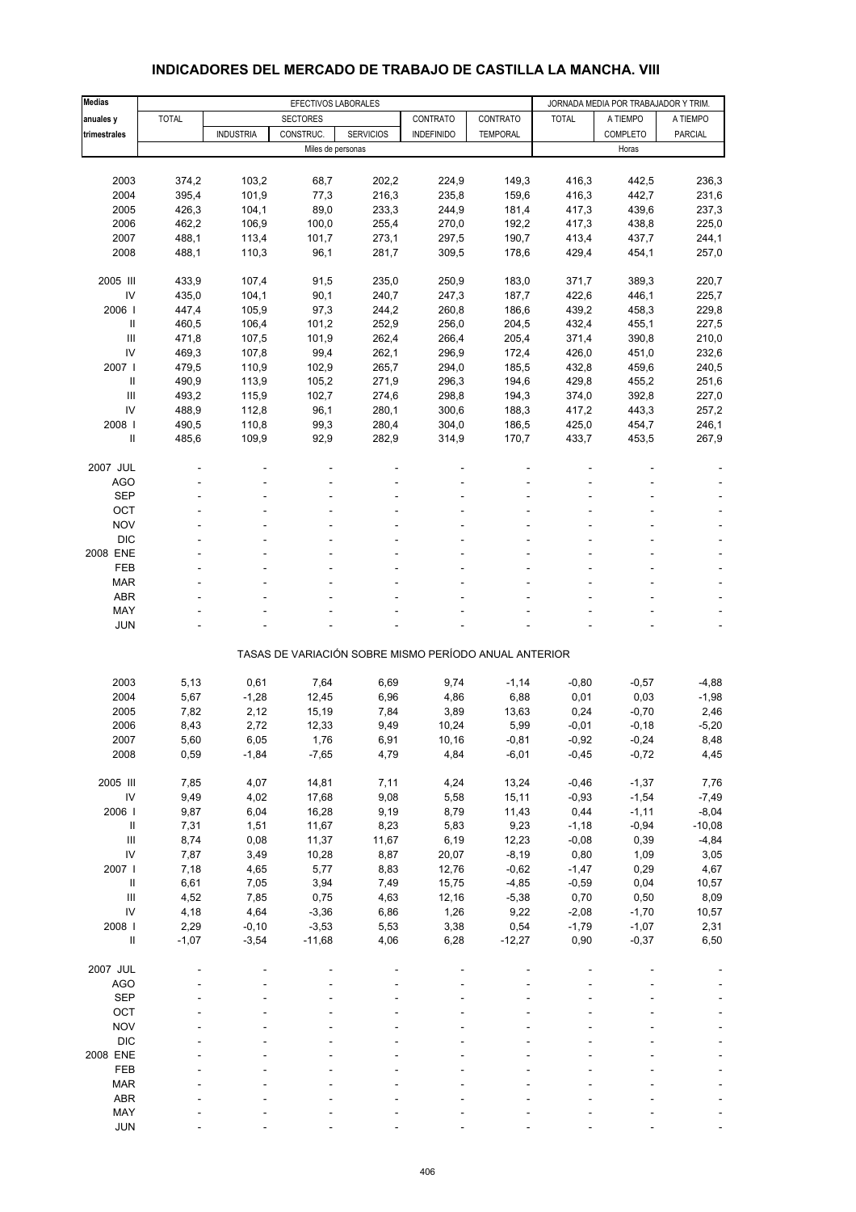# INDICADORES DEL MERCADO DE TRABAJO DE CASTILLA LA MANCHA. VIII

| Medias anuales y trimestrales | EFECTIVOS LABORALES | | | | | | JORNADA MEDIA POR TRABAJADOR Y TRIM. | | |
|---|---|---|---|---|---|---|---|---|---|
| | TOTAL | SECTORES | | | CONTRATO | CONTRATO | TOTAL | A TIEMPO | A TIEMPO |
| | | INDUSTRIA | CONSTRUC. | SERVICIOS | INDEFINIDO | TEMPORAL | | COMPLETO | PARCIAL |
| | Miles de personas | | | | | | Horas | | |
| 2003 | 374,2 | 103,2 | 68,7 | 202,2 | 224,9 | 149,3 | 416,3 | 442,5 | 236,3 |
| 2004 | 395,4 | 101,9 | 77,3 | 216,3 | 235,8 | 159,6 | 416,3 | 442,7 | 231,6 |
| 2005 | 426,3 | 104,1 | 89,0 | 233,3 | 244,9 | 181,4 | 417,3 | 439,6 | 237,3 |
| 2006 | 462,2 | 106,9 | 100,0 | 255,4 | 270,0 | 192,2 | 417,3 | 438,8 | 225,0 |
| 2007 | 488,1 | 113,4 | 101,7 | 273,1 | 297,5 | 190,7 | 413,4 | 437,7 | 244,1 |
| 2008 | 488,1 | 110,3 | 96,1 | 281,7 | 309,5 | 178,6 | 429,4 | 454,1 | 257,0 |
| 2005 III | 433,9 | 107,4 | 91,5 | 235,0 | 250,9 | 183,0 | 371,7 | 389,3 | 220,7 |
| IV | 435,0 | 104,1 | 90,1 | 240,7 | 247,3 | 187,7 | 422,6 | 446,1 | 225,7 |
| 2006 I | 447,4 | 105,9 | 97,3 | 244,2 | 260,8 | 186,6 | 439,2 | 458,3 | 229,8 |
| II | 460,5 | 106,4 | 101,2 | 252,9 | 256,0 | 204,5 | 432,4 | 455,1 | 227,5 |
| III | 471,8 | 107,5 | 101,9 | 262,4 | 266,4 | 205,4 | 371,4 | 390,8 | 210,0 |
| IV | 469,3 | 107,8 | 99,4 | 262,1 | 296,9 | 172,4 | 426,0 | 451,0 | 232,6 |
| 2007 I | 479,5 | 110,9 | 102,9 | 265,7 | 294,0 | 185,5 | 432,8 | 459,6 | 240,5 |
| II | 490,9 | 113,9 | 105,2 | 271,9 | 296,3 | 194,6 | 429,8 | 455,2 | 251,6 |
| III | 493,2 | 115,9 | 102,7 | 274,6 | 298,8 | 194,3 | 374,0 | 392,8 | 227,0 |
| IV | 488,9 | 112,8 | 96,1 | 280,1 | 300,6 | 188,3 | 417,2 | 443,3 | 257,2 |
| 2008 I | 490,5 | 110,8 | 99,3 | 280,4 | 304,0 | 186,5 | 425,0 | 454,7 | 246,1 |
| II | 485,6 | 109,9 | 92,9 | 282,9 | 314,9 | 170,7 | 433,7 | 453,5 | 267,9 |
| 2007 JUL | - | - | - | - | - | - | - | - | - |
| AGO | - | - | - | - | - | - | - | - | - |
| SEP | - | - | - | - | - | - | - | - | - |
| OCT | - | - | - | - | - | - | - | - | - |
| NOV | - | - | - | - | - | - | - | - | - |
| DIC | - | - | - | - | - | - | - | - | - |
| 2008 ENE | - | - | - | - | - | - | - | - | - |
| FEB | - | - | - | - | - | - | - | - | - |
| MAR | - | - | - | - | - | - | - | - | - |
| ABR | - | - | - | - | - | - | - | - | - |
| MAY | - | - | - | - | - | - | - | - | - |
| JUN | - | - | - | - | - | - | - | - | - |
| | TASAS DE VARIACIÓN SOBRE MISMO PERÍODO ANUAL ANTERIOR | | | | | | | | |
| 2003 | 5,13 | 0,61 | 7,64 | 6,69 | 9,74 | -1,14 | -0,80 | -0,57 | -4,88 |
| 2004 | 5,67 | -1,28 | 12,45 | 6,96 | 4,86 | 6,88 | 0,01 | 0,03 | -1,98 |
| 2005 | 7,82 | 2,12 | 15,19 | 7,84 | 3,89 | 13,63 | 0,24 | -0,70 | 2,46 |
| 2006 | 8,43 | 2,72 | 12,33 | 9,49 | 10,24 | 5,99 | -0,01 | -0,18 | -5,20 |
| 2007 | 5,60 | 6,05 | 1,76 | 6,91 | 10,16 | -0,81 | -0,92 | -0,24 | 8,48 |
| 2008 | 0,59 | -1,84 | -7,65 | 4,79 | 4,84 | -6,01 | -0,45 | -0,72 | 4,45 |
| 2005 III | 7,85 | 4,07 | 14,81 | 7,11 | 4,24 | 13,24 | -0,46 | -1,37 | 7,76 |
| IV | 9,49 | 4,02 | 17,68 | 9,08 | 5,58 | 15,11 | -0,93 | -1,54 | -7,49 |
| 2006 I | 9,87 | 6,04 | 16,28 | 9,19 | 8,79 | 11,43 | 0,44 | -1,11 | -8,04 |
| II | 7,31 | 1,51 | 11,67 | 8,23 | 5,83 | 9,23 | -1,18 | -0,94 | -10,08 |
| III | 8,74 | 0,08 | 11,37 | 11,67 | 6,19 | 12,23 | -0,08 | 0,39 | -4,84 |
| IV | 7,87 | 3,49 | 10,28 | 8,87 | 20,07 | -8,19 | 0,80 | 1,09 | 3,05 |
| 2007 I | 7,18 | 4,65 | 5,77 | 8,83 | 12,76 | -0,62 | -1,47 | 0,29 | 4,67 |
| II | 6,61 | 7,05 | 3,94 | 7,49 | 15,75 | -4,85 | -0,59 | 0,04 | 10,57 |
| III | 4,52 | 7,85 | 0,75 | 4,63 | 12,16 | -5,38 | 0,70 | 0,50 | 8,09 |
| IV | 4,18 | 4,64 | -3,36 | 6,86 | 1,26 | 9,22 | -2,08 | -1,70 | 10,57 |
| 2008 I | 2,29 | -0,10 | -3,53 | 5,53 | 3,38 | 0,54 | -1,79 | -1,07 | 2,31 |
| II | -1,07 | -3,54 | -11,68 | 4,06 | 6,28 | -12,27 | 0,90 | -0,37 | 6,50 |
| 2007 JUL | - | - | - | - | - | - | - | - | - |
| AGO | - | - | - | - | - | - | - | - | - |
| SEP | - | - | - | - | - | - | - | - | - |
| OCT | - | - | - | - | - | - | - | - | - |
| NOV | - | - | - | - | - | - | - | - | - |
| DIC | - | - | - | - | - | - | - | - | - |
| 2008 ENE | - | - | - | - | - | - | - | - | - |
| FEB | - | - | - | - | - | - | - | - | - |
| MAR | - | - | - | - | - | - | - | - | - |
| ABR | - | - | - | - | - | - | - | - | - |
| MAY | - | - | - | - | - | - | - | - | - |
| JUN | - | - | - | - | - | - | - | - | - |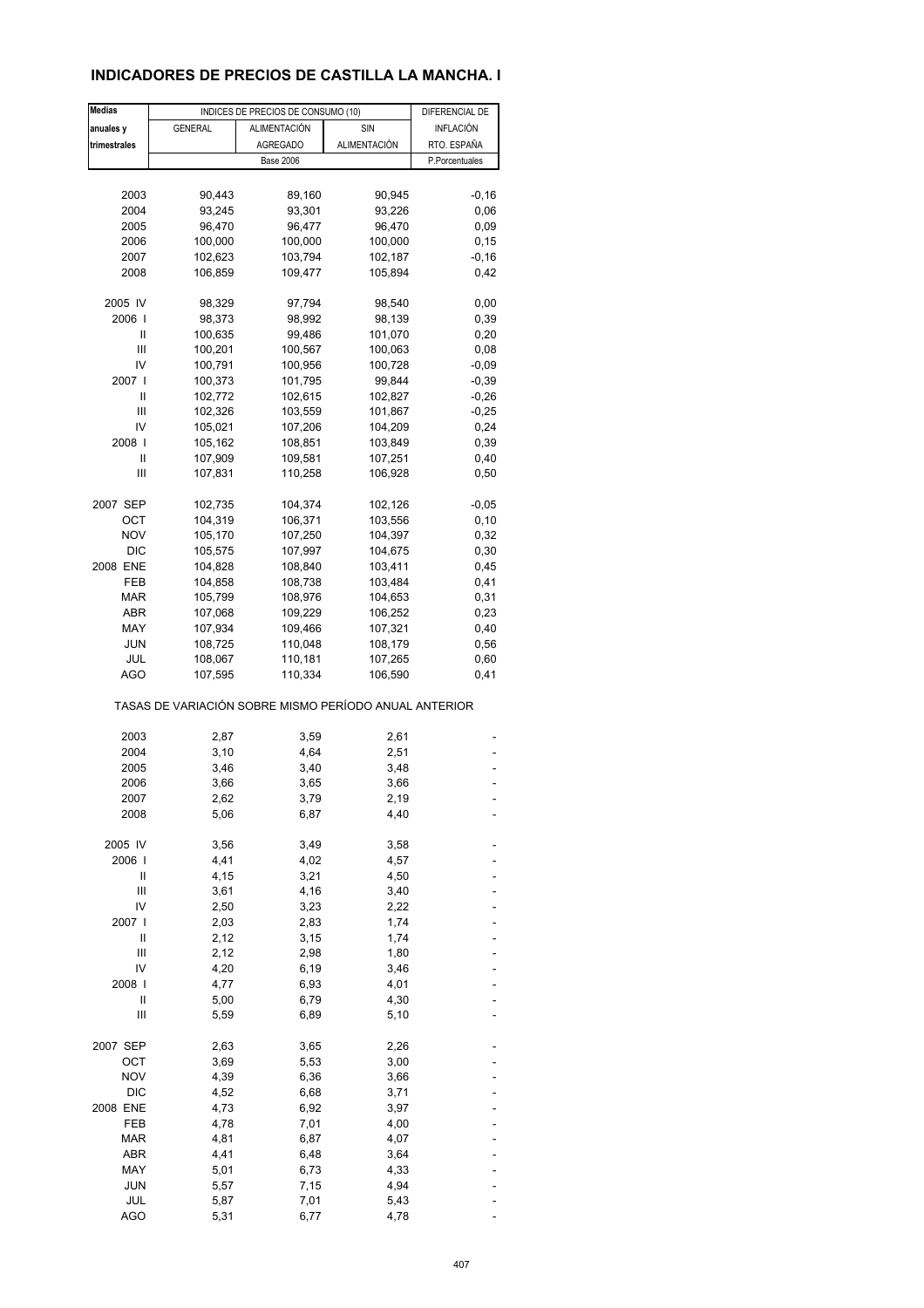# INDICADORES DE PRECIOS DE CASTILLA LA MANCHA. I

| Medias anuales y trimestrales | INDICES DE PRECIOS DE CONSUMO (10) | | | DIFERENCIAL DE INFLACIÓN RTO. ESPAÑA |
|---|---|---|---|---|
| | GENERAL | ALIMENTACIÓN AGREGADO | SIN ALIMENTACIÓN | |
| | Base 2006 | | | P.Porcentuales |
| 2003 | 90,443 | 89,160 | 90,945 | -0,16 |
| 2004 | 93,245 | 93,301 | 93,226 | 0,06 |
| 2005 | 96,470 | 96,477 | 96,470 | 0,09 |
| 2006 | 100,000 | 100,000 | 100,000 | 0,15 |
| 2007 | 102,623 | 103,794 | 102,187 | -0,16 |
| 2008 | 106,859 | 109,477 | 105,894 | 0,42 |
| 2005 IV | 98,329 | 97,794 | 98,540 | 0,00 |
| 2006 I | 98,373 | 98,992 | 98,139 | 0,39 |
| II | 100,635 | 99,486 | 101,070 | 0,20 |
| III | 100,201 | 100,567 | 100,063 | 0,08 |
| IV | 100,791 | 100,956 | 100,728 | -0,09 |
| 2007 I | 100,373 | 101,795 | 99,844 | -0,39 |
| II | 102,772 | 102,615 | 102,827 | -0,26 |
| III | 102,326 | 103,559 | 101,867 | -0,25 |
| IV | 105,021 | 107,206 | 104,209 | 0,24 |
| 2008 I | 105,162 | 108,851 | 103,849 | 0,39 |
| II | 107,909 | 109,581 | 107,251 | 0,40 |
| III | 107,831 | 110,258 | 106,928 | 0,50 |
| 2007 SEP | 102,735 | 104,374 | 102,126 | -0,05 |
| OCT | 104,319 | 106,371 | 103,556 | 0,10 |
| NOV | 105,170 | 107,250 | 104,397 | 0,32 |
| DIC | 105,575 | 107,997 | 104,675 | 0,30 |
| 2008 ENE | 104,828 | 108,840 | 103,411 | 0,45 |
| FEB | 104,858 | 108,738 | 103,484 | 0,41 |
| MAR | 105,799 | 108,976 | 104,653 | 0,31 |
| ABR | 107,068 | 109,229 | 106,252 | 0,23 |
| MAY | 107,934 | 109,466 | 107,321 | 0,40 |
| JUN | 108,725 | 110,048 | 108,179 | 0,56 |
| JUL | 108,067 | 110,181 | 107,265 | 0,60 |
| AGO | 107,595 | 110,334 | 106,590 | 0,41 |
| TASAS DE VARIACIÓN SOBRE MISMO PERÍODO ANUAL ANTERIOR | | | | |
| 2003 | 2,87 | 3,59 | 2,61 | - |
| 2004 | 3,10 | 4,64 | 2,51 | - |
| 2005 | 3,46 | 3,40 | 3,48 | - |
| 2006 | 3,66 | 3,65 | 3,66 | - |
| 2007 | 2,62 | 3,79 | 2,19 | - |
| 2008 | 5,06 | 6,87 | 4,40 | - |
| 2005 IV | 3,56 | 3,49 | 3,58 | - |
| 2006 I | 4,41 | 4,02 | 4,57 | - |
| II | 4,15 | 3,21 | 4,50 | - |
| III | 3,61 | 4,16 | 3,40 | - |
| IV | 2,50 | 3,23 | 2,22 | - |
| 2007 I | 2,03 | 2,83 | 1,74 | - |
| II | 2,12 | 3,15 | 1,74 | - |
| III | 2,12 | 2,98 | 1,80 | - |
| IV | 4,20 | 6,19 | 3,46 | - |
| 2008 I | 4,77 | 6,93 | 4,01 | - |
| II | 5,00 | 6,79 | 4,30 | - |
| III | 5,59 | 6,89 | 5,10 | - |
| 2007 SEP | 2,63 | 3,65 | 2,26 | - |
| OCT | 3,69 | 5,53 | 3,00 | - |
| NOV | 4,39 | 6,36 | 3,66 | - |
| DIC | 4,52 | 6,68 | 3,71 | - |
| 2008 ENE | 4,73 | 6,92 | 3,97 | - |
| FEB | 4,78 | 7,01 | 4,00 | - |
| MAR | 4,81 | 6,87 | 4,07 | - |
| ABR | 4,41 | 6,48 | 3,64 | - |
| MAY | 5,01 | 6,73 | 4,33 | - |
| JUN | 5,57 | 7,15 | 4,94 | - |
| JUL | 5,87 | 7,01 | 5,43 | - |
| AGO | 5,31 | 6,77 | 4,78 | - |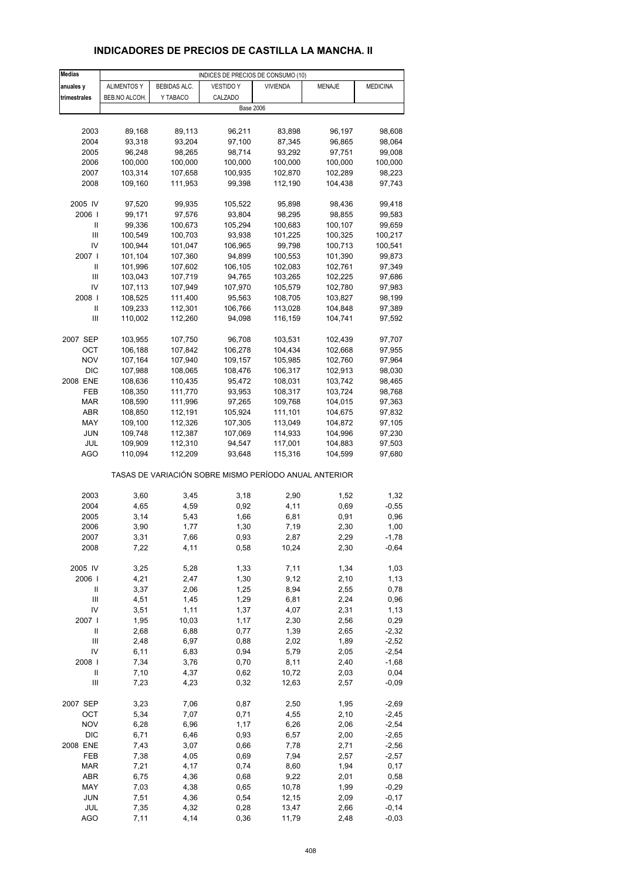# INDICADORES DE PRECIOS DE CASTILLA LA MANCHA. II

| Medias anuales y trimestrales | INDICES DE PRECIOS DE CONSUMO (10) | | | | | |
|---|---|---|---|---|---|---|
| | ALIMENTOS Y BEB.NO ALCOH. | BEBIDAS ALC. Y TABACO | VESTIDO Y CALZADO | VIVIENDA | MENAJE | MEDICINA |
| | Base 2006 | | | | | |
| 2003 | 89,168 | 89,113 | 96,211 | 83,898 | 96,197 | 98,608 |
| 2004 | 93,318 | 93,204 | 97,100 | 87,345 | 96,865 | 98,064 |
| 2005 | 96,248 | 98,265 | 98,714 | 93,292 | 97,751 | 99,008 |
| 2006 | 100,000 | 100,000 | 100,000 | 100,000 | 100,000 | 100,000 |
| 2007 | 103,314 | 107,658 | 100,935 | 102,870 | 102,289 | 98,223 |
| 2008 | 109,160 | 111,953 | 99,398 | 112,190 | 104,438 | 97,743 |
| 2005 IV | 97,520 | 99,935 | 105,522 | 95,898 | 98,436 | 99,418 |
| 2006 I | 99,171 | 97,576 | 93,804 | 98,295 | 98,855 | 99,583 |
| II | 99,336 | 100,673 | 105,294 | 100,683 | 100,107 | 99,659 |
| III | 100,549 | 100,703 | 93,938 | 101,225 | 100,325 | 100,217 |
| IV | 100,944 | 101,047 | 106,965 | 99,798 | 100,713 | 100,541 |
| 2007 I | 101,104 | 107,360 | 94,899 | 100,553 | 101,390 | 99,873 |
| II | 101,996 | 107,602 | 106,105 | 102,083 | 102,761 | 97,349 |
| III | 103,043 | 107,719 | 94,765 | 103,265 | 102,225 | 97,686 |
| IV | 107,113 | 107,949 | 107,970 | 105,579 | 102,780 | 97,983 |
| 2008 I | 108,525 | 111,400 | 95,563 | 108,705 | 103,827 | 98,199 |
| II | 109,233 | 112,301 | 106,766 | 113,028 | 104,848 | 97,389 |
| III | 110,002 | 112,260 | 94,098 | 116,159 | 104,741 | 97,592 |
| 2007 SEP | 103,955 | 107,750 | 96,708 | 103,531 | 102,439 | 97,707 |
| OCT | 106,188 | 107,842 | 106,278 | 104,434 | 102,668 | 97,955 |
| NOV | 107,164 | 107,940 | 109,157 | 105,985 | 102,760 | 97,964 |
| DIC | 107,988 | 108,065 | 108,476 | 106,317 | 102,913 | 98,030 |
| 2008 ENE | 108,636 | 110,435 | 95,472 | 108,031 | 103,742 | 98,465 |
| FEB | 108,350 | 111,770 | 93,953 | 108,317 | 103,724 | 98,768 |
| MAR | 108,590 | 111,996 | 97,265 | 109,768 | 104,015 | 97,363 |
| ABR | 108,850 | 112,191 | 105,924 | 111,101 | 104,675 | 97,832 |
| MAY | 109,100 | 112,326 | 107,305 | 113,049 | 104,872 | 97,105 |
| JUN | 109,748 | 112,387 | 107,069 | 114,933 | 104,996 | 97,230 |
| JUL | 109,909 | 112,310 | 94,547 | 117,001 | 104,883 | 97,503 |
| AGO | 110,094 | 112,209 | 93,648 | 115,316 | 104,599 | 97,680 |
| | TASAS DE VARIACIÓN SOBRE MISMO PERÍODO ANUAL ANTERIOR | | | | | |
| 2003 | 3,60 | 3,45 | 3,18 | 2,90 | 1,52 | 1,32 |
| 2004 | 4,65 | 4,59 | 0,92 | 4,11 | 0,69 | -0,55 |
| 2005 | 3,14 | 5,43 | 1,66 | 6,81 | 0,91 | 0,96 |
| 2006 | 3,90 | 1,77 | 1,30 | 7,19 | 2,30 | 1,00 |
| 2007 | 3,31 | 7,66 | 0,93 | 2,87 | 2,29 | -1,78 |
| 2008 | 7,22 | 4,11 | 0,58 | 10,24 | 2,30 | -0,64 |
| 2005 IV | 3,25 | 5,28 | 1,33 | 7,11 | 1,34 | 1,03 |
| 2006 I | 4,21 | 2,47 | 1,30 | 9,12 | 2,10 | 1,13 |
| II | 3,37 | 2,06 | 1,25 | 8,94 | 2,55 | 0,78 |
| III | 4,51 | 1,45 | 1,29 | 6,81 | 2,24 | 0,96 |
| IV | 3,51 | 1,11 | 1,37 | 4,07 | 2,31 | 1,13 |
| 2007 I | 1,95 | 10,03 | 1,17 | 2,30 | 2,56 | 0,29 |
| II | 2,68 | 6,88 | 0,77 | 1,39 | 2,65 | -2,32 |
| III | 2,48 | 6,97 | 0,88 | 2,02 | 1,89 | -2,52 |
| IV | 6,11 | 6,83 | 0,94 | 5,79 | 2,05 | -2,54 |
| 2008 I | 7,34 | 3,76 | 0,70 | 8,11 | 2,40 | -1,68 |
| II | 7,10 | 4,37 | 0,62 | 10,72 | 2,03 | 0,04 |
| III | 7,23 | 4,23 | 0,32 | 12,63 | 2,57 | -0,09 |
| 2007 SEP | 3,23 | 7,06 | 0,87 | 2,50 | 1,95 | -2,69 |
| OCT | 5,34 | 7,07 | 0,71 | 4,55 | 2,10 | -2,45 |
| NOV | 6,28 | 6,96 | 1,17 | 6,26 | 2,06 | -2,54 |
| DIC | 6,71 | 6,46 | 0,93 | 6,57 | 2,00 | -2,65 |
| 2008 ENE | 7,43 | 3,07 | 0,66 | 7,78 | 2,71 | -2,56 |
| FEB | 7,38 | 4,05 | 0,69 | 7,94 | 2,57 | -2,57 |
| MAR | 7,21 | 4,17 | 0,74 | 8,60 | 1,94 | 0,17 |
| ABR | 6,75 | 4,36 | 0,68 | 9,22 | 2,01 | 0,58 |
| MAY | 7,03 | 4,38 | 0,65 | 10,78 | 1,99 | -0,29 |
| JUN | 7,51 | 4,36 | 0,54 | 12,15 | 2,09 | -0,17 |
| JUL | 7,35 | 4,32 | 0,28 | 13,47 | 2,66 | -0,14 |
| AGO | 7,11 | 4,14 | 0,36 | 11,79 | 2,48 | -0,03 |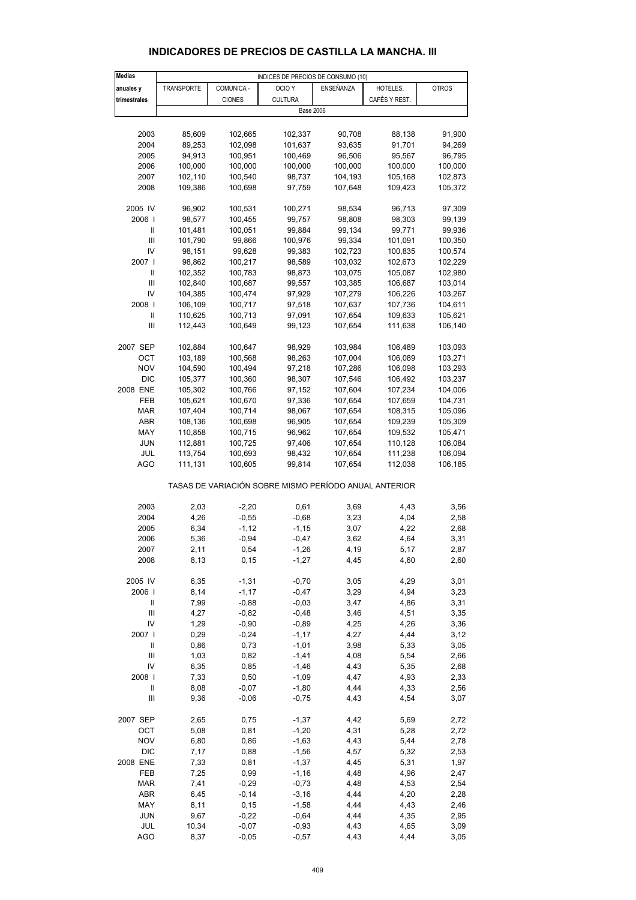## INDICADORES DE PRECIOS DE CASTILLA LA MANCHA. III

| Medias anuales y trimestrales | INDICES DE PRECIOS DE CONSUMO (10) | | | | | |
|---|---|---|---|---|---|---|
| | TRANSPORTE | COMUNICA - CIONES | OCIO Y CULTURA | ENSEÑANZA | HOTELES, CAFÉS Y REST. | OTROS |
| | Base 2006 | | | | | |
| 2003 | 85,609 | 102,665 | 102,337 | 90,708 | 88,138 | 91,900 |
| 2004 | 89,253 | 102,098 | 101,637 | 93,635 | 91,701 | 94,269 |
| 2005 | 94,913 | 100,951 | 100,469 | 96,506 | 95,567 | 96,795 |
| 2006 | 100,000 | 100,000 | 100,000 | 100,000 | 100,000 | 100,000 |
| 2007 | 102,110 | 100,540 | 98,737 | 104,193 | 105,168 | 102,873 |
| 2008 | 109,386 | 100,698 | 97,759 | 107,648 | 109,423 | 105,372 |
| 2005 IV | 96,902 | 100,531 | 100,271 | 98,534 | 96,713 | 97,309 |
| 2006 I | 98,577 | 100,455 | 99,757 | 98,808 | 98,303 | 99,139 |
| II | 101,481 | 100,051 | 99,884 | 99,134 | 99,771 | 99,936 |
| III | 101,790 | 99,866 | 100,976 | 99,334 | 101,091 | 100,350 |
| IV | 98,151 | 99,628 | 99,383 | 102,723 | 100,835 | 100,574 |
| 2007 I | 98,862 | 100,217 | 98,589 | 103,032 | 102,673 | 102,229 |
| II | 102,352 | 100,783 | 98,873 | 103,075 | 105,087 | 102,980 |
| III | 102,840 | 100,687 | 99,557 | 103,385 | 106,687 | 103,014 |
| IV | 104,385 | 100,474 | 97,929 | 107,279 | 106,226 | 103,267 |
| 2008 I | 106,109 | 100,717 | 97,518 | 107,637 | 107,736 | 104,611 |
| II | 110,625 | 100,713 | 97,091 | 107,654 | 109,633 | 105,621 |
| III | 112,443 | 100,649 | 99,123 | 107,654 | 111,638 | 106,140 |
| 2007 SEP | 102,884 | 100,647 | 98,929 | 103,984 | 106,489 | 103,093 |
| OCT | 103,189 | 100,568 | 98,263 | 107,004 | 106,089 | 103,271 |
| NOV | 104,590 | 100,494 | 97,218 | 107,286 | 106,098 | 103,293 |
| DIC | 105,377 | 100,360 | 98,307 | 107,546 | 106,492 | 103,237 |
| 2008 ENE | 105,302 | 100,766 | 97,152 | 107,604 | 107,234 | 104,006 |
| FEB | 105,621 | 100,670 | 97,336 | 107,654 | 107,659 | 104,731 |
| MAR | 107,404 | 100,714 | 98,067 | 107,654 | 108,315 | 105,096 |
| ABR | 108,136 | 100,698 | 96,905 | 107,654 | 109,239 | 105,309 |
| MAY | 110,858 | 100,715 | 96,962 | 107,654 | 109,532 | 105,471 |
| JUN | 112,881 | 100,725 | 97,406 | 107,654 | 110,128 | 106,084 |
| JUL | 113,754 | 100,693 | 98,432 | 107,654 | 111,238 | 106,094 |
| AGO | 111,131 | 100,605 | 99,814 | 107,654 | 112,038 | 106,185 |
| | TASAS DE VARIACIÓN SOBRE MISMO PERÍODO ANUAL ANTERIOR | | | | | |
| 2003 | 2,03 | -2,20 | 0,61 | 3,69 | 4,43 | 3,56 |
| 2004 | 4,26 | -0,55 | -0,68 | 3,23 | 4,04 | 2,58 |
| 2005 | 6,34 | -1,12 | -1,15 | 3,07 | 4,22 | 2,68 |
| 2006 | 5,36 | -0,94 | -0,47 | 3,62 | 4,64 | 3,31 |
| 2007 | 2,11 | 0,54 | -1,26 | 4,19 | 5,17 | 2,87 |
| 2008 | 8,13 | 0,15 | -1,27 | 4,45 | 4,60 | 2,60 |
| 2005 IV | 6,35 | -1,31 | -0,70 | 3,05 | 4,29 | 3,01 |
| 2006 I | 8,14 | -1,17 | -0,47 | 3,29 | 4,94 | 3,23 |
| II | 7,99 | -0,88 | -0,03 | 3,47 | 4,86 | 3,31 |
| III | 4,27 | -0,82 | -0,48 | 3,46 | 4,51 | 3,35 |
| IV | 1,29 | -0,90 | -0,89 | 4,25 | 4,26 | 3,36 |
| 2007 I | 0,29 | -0,24 | -1,17 | 4,27 | 4,44 | 3,12 |
| II | 0,86 | 0,73 | -1,01 | 3,98 | 5,33 | 3,05 |
| III | 1,03 | 0,82 | -1,41 | 4,08 | 5,54 | 2,66 |
| IV | 6,35 | 0,85 | -1,46 | 4,43 | 5,35 | 2,68 |
| 2008 I | 7,33 | 0,50 | -1,09 | 4,47 | 4,93 | 2,33 |
| II | 8,08 | -0,07 | -1,80 | 4,44 | 4,33 | 2,56 |
| III | 9,36 | -0,06 | -0,75 | 4,43 | 4,54 | 3,07 |
| 2007 SEP | 2,65 | 0,75 | -1,37 | 4,42 | 5,69 | 2,72 |
| OCT | 5,08 | 0,81 | -1,20 | 4,31 | 5,28 | 2,72 |
| NOV | 6,80 | 0,86 | -1,63 | 4,43 | 5,44 | 2,78 |
| DIC | 7,17 | 0,88 | -1,56 | 4,57 | 5,32 | 2,53 |
| 2008 ENE | 7,33 | 0,81 | -1,37 | 4,45 | 5,31 | 1,97 |
| FEB | 7,25 | 0,99 | -1,16 | 4,48 | 4,96 | 2,47 |
| MAR | 7,41 | -0,29 | -0,73 | 4,48 | 4,53 | 2,54 |
| ABR | 6,45 | -0,14 | -3,16 | 4,44 | 4,20 | 2,28 |
| MAY | 8,11 | 0,15 | -1,58 | 4,44 | 4,43 | 2,46 |
| JUN | 9,67 | -0,22 | -0,64 | 4,44 | 4,35 | 2,95 |
| JUL | 10,34 | -0,07 | -0,93 | 4,43 | 4,65 | 3,09 |
| AGO | 8,37 | -0,05 | -0,57 | 4,43 | 4,44 | 3,05 |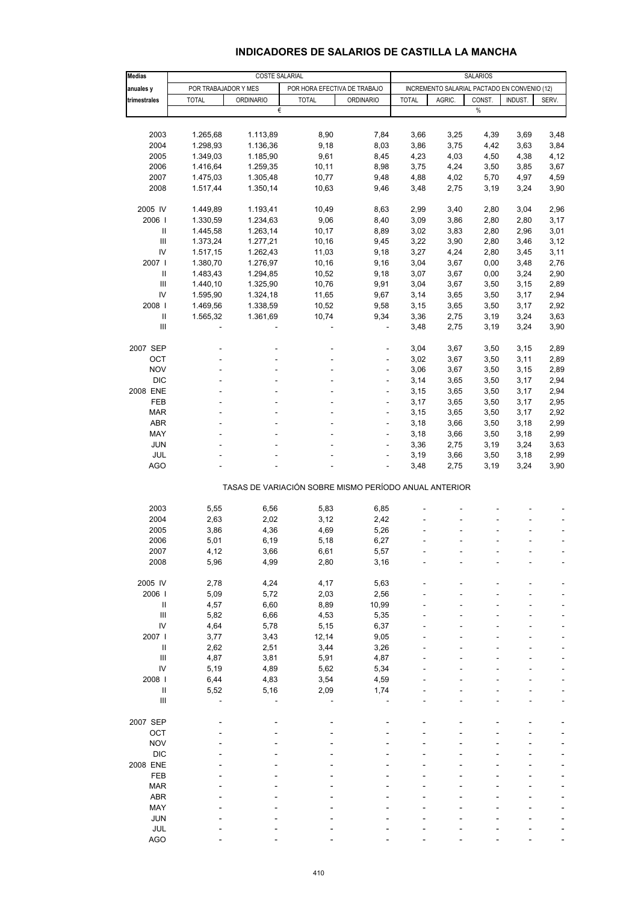# INDICADORES DE SALARIOS DE CASTILLA LA MANCHA

| Medias anuales y trimestrales | COSTE SALARIAL | | | | SALARIOS | | | | |
|---|---|---|---|---|---|---|---|---|---|
| | POR TRABAJADOR Y MES | | POR HORA EFECTIVA DE TRABAJO | | INCREMENTO SALARIAL PACTADO EN CONVENIO (12) | | | | |
| | TOTAL | ORDINARIO | TOTAL | ORDINARIO | TOTAL | AGRIC. | CONST. | INDUST. | SERV. |
| | € | | | | % | | | | |
| 2003 | 1.265,68 | 1.113,89 | 8,90 | 7,84 | 3,66 | 3,25 | 4,39 | 3,69 | 3,48 |
| 2004 | 1.298,93 | 1.136,36 | 9,18 | 8,03 | 3,86 | 3,75 | 4,42 | 3,63 | 3,84 |
| 2005 | 1.349,03 | 1.185,90 | 9,61 | 8,45 | 4,23 | 4,03 | 4,50 | 4,38 | 4,12 |
| 2006 | 1.416,64 | 1.259,35 | 10,11 | 8,98 | 3,75 | 4,24 | 3,50 | 3,85 | 3,67 |
| 2007 | 1.475,03 | 1.305,48 | 10,77 | 9,48 | 4,88 | 4,02 | 5,70 | 4,97 | 4,59 |
| 2008 | 1.517,44 | 1.350,14 | 10,63 | 9,46 | 3,48 | 2,75 | 3,19 | 3,24 | 3,90 |
| 2005 IV | 1.449,89 | 1.193,41 | 10,49 | 8,63 | 2,99 | 3,40 | 2,80 | 3,04 | 2,96 |
| 2006 I | 1.330,59 | 1.234,63 | 9,06 | 8,40 | 3,09 | 3,86 | 2,80 | 2,80 | 3,17 |
| II | 1.445,58 | 1.263,14 | 10,17 | 8,89 | 3,02 | 3,83 | 2,80 | 2,96 | 3,01 |
| III | 1.373,24 | 1.277,21 | 10,16 | 9,45 | 3,22 | 3,90 | 2,80 | 3,46 | 3,12 |
| IV | 1.517,15 | 1.262,43 | 11,03 | 9,18 | 3,27 | 4,24 | 2,80 | 3,45 | 3,11 |
| 2007 I | 1.380,70 | 1.276,97 | 10,16 | 9,16 | 3,04 | 3,67 | 0,00 | 3,48 | 2,76 |
| II | 1.483,43 | 1.294,85 | 10,52 | 9,18 | 3,07 | 3,67 | 0,00 | 3,24 | 2,90 |
| III | 1.440,10 | 1.325,90 | 10,76 | 9,91 | 3,04 | 3,67 | 3,50 | 3,15 | 2,89 |
| IV | 1.595,90 | 1.324,18 | 11,65 | 9,67 | 3,14 | 3,65 | 3,50 | 3,17 | 2,94 |
| 2008 I | 1.469,56 | 1.338,59 | 10,52 | 9,58 | 3,15 | 3,65 | 3,50 | 3,17 | 2,92 |
| II | 1.565,32 | 1.361,69 | 10,74 | 9,34 | 3,36 | 2,75 | 3,19 | 3,24 | 3,63 |
| III | - | - | - | - | 3,48 | 2,75 | 3,19 | 3,24 | 3,90 |
| 2007 SEP | - | - | - | - | 3,04 | 3,67 | 3,50 | 3,15 | 2,89 |
| OCT | - | - | - | - | 3,02 | 3,67 | 3,50 | 3,11 | 2,89 |
| NOV | - | - | - | - | 3,06 | 3,67 | 3,50 | 3,15 | 2,89 |
| DIC | - | - | - | - | 3,14 | 3,65 | 3,50 | 3,17 | 2,94 |
| 2008 ENE | - | - | - | - | 3,15 | 3,65 | 3,50 | 3,17 | 2,94 |
| FEB | - | - | - | - | 3,17 | 3,65 | 3,50 | 3,17 | 2,95 |
| MAR | - | - | - | - | 3,15 | 3,65 | 3,50 | 3,17 | 2,92 |
| ABR | - | - | - | - | 3,18 | 3,66 | 3,50 | 3,18 | 2,99 |
| MAY | - | - | - | - | 3,18 | 3,66 | 3,50 | 3,18 | 2,99 |
| JUN | - | - | - | - | 3,36 | 2,75 | 3,19 | 3,24 | 3,63 |
| JUL | - | - | - | - | 3,19 | 3,66 | 3,50 | 3,18 | 2,99 |
| AGO | - | - | - | - | 3,48 | 2,75 | 3,19 | 3,24 | 3,90 |
| TASAS DE VARIACIÓN SOBRE MISMO PERÍODO ANUAL ANTERIOR | | | | | | | | | |
| 2003 | 5,55 | 6,56 | 5,83 | 6,85 | - | - | - | - | - |
| 2004 | 2,63 | 2,02 | 3,12 | 2,42 | - | - | - | - | - |
| 2005 | 3,86 | 4,36 | 4,69 | 5,26 | - | - | - | - | - |
| 2006 | 5,01 | 6,19 | 5,18 | 6,27 | - | - | - | - | - |
| 2007 | 4,12 | 3,66 | 6,61 | 5,57 | - | - | - | - | - |
| 2008 | 5,96 | 4,99 | 2,80 | 3,16 | - | - | - | - | - |
| 2005 IV | 2,78 | 4,24 | 4,17 | 5,63 | - | - | - | - | - |
| 2006 I | 5,09 | 5,72 | 2,03 | 2,56 | - | - | - | - | - |
| II | 4,57 | 6,60 | 8,89 | 10,99 | - | - | - | - | - |
| III | 5,82 | 6,66 | 4,53 | 5,35 | - | - | - | - | - |
| IV | 4,64 | 5,78 | 5,15 | 6,37 | - | - | - | - | - |
| 2007 I | 3,77 | 3,43 | 12,14 | 9,05 | - | - | - | - | - |
| II | 2,62 | 2,51 | 3,44 | 3,26 | - | - | - | - | - |
| III | 4,87 | 3,81 | 5,91 | 4,87 | - | - | - | - | - |
| IV | 5,19 | 4,89 | 5,62 | 5,34 | - | - | - | - | - |
| 2008 I | 6,44 | 4,83 | 3,54 | 4,59 | - | - | - | - | - |
| II | 5,52 | 5,16 | 2,09 | 1,74 | - | - | - | - | - |
| III | - | - | - | - | - | - | - | - | - |
| 2007 SEP | - | - | - | - | - | - | - | - | - |
| OCT | - | - | - | - | - | - | - | - | - |
| NOV | - | - | - | - | - | - | - | - | - |
| DIC | - | - | - | - | - | - | - | - | - |
| 2008 ENE | - | - | - | - | - | - | - | - | - |
| FEB | - | - | - | - | - | - | - | - | - |
| MAR | - | - | - | - | - | - | - | - | - |
| ABR | - | - | - | - | - | - | - | - | - |
| MAY | - | - | - | - | - | - | - | - | - |
| JUN | - | - | - | - | - | - | - | - | - |
| JUL | - | - | - | - | - | - | - | - | - |
| AGO | - | - | - | - | - | - | - | - | - |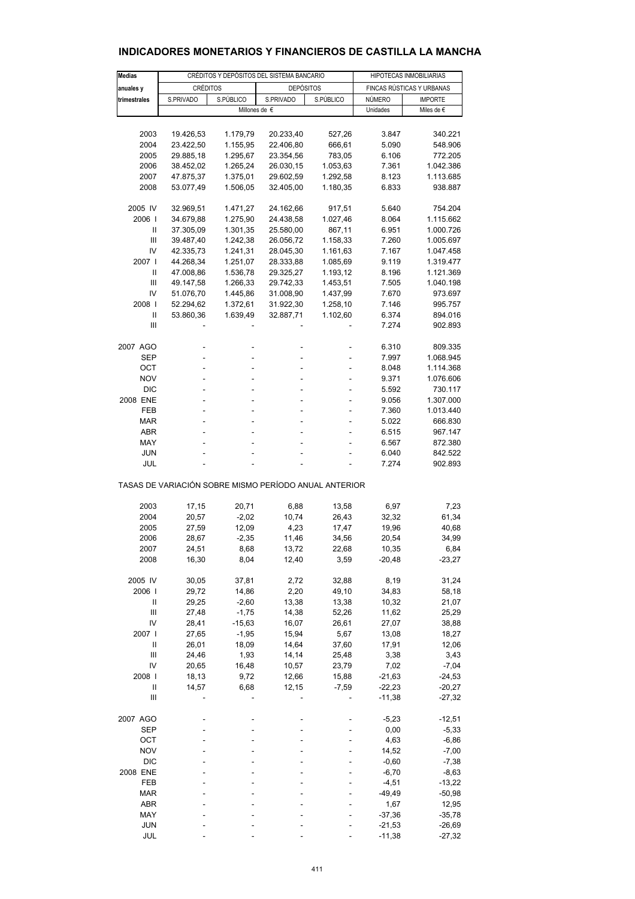# INDICADORES MONETARIOS Y FINANCIEROS DE CASTILLA LA MANCHA

| Medias anuales y trimestrales | CRÉDITOS Y DEPÓSITOS DEL SISTEMA BANCARIO | | | | HIPOTECAS INMOBILIARIAS | |
|---|---|---|---|---|---|---|
| | CRÉDITOS | | DEPÓSITOS | | FINCAS RÚSTICAS Y URBANAS | |
| | S.PRIVADO | S.PÚBLICO | S.PRIVADO | S.PÚBLICO | NÚMERO | IMPORTE |
| | Millones de € | | | | Unidades | Miles de € |
| 2003 | 19.426,53 | 1.179,79 | 20.233,40 | 527,26 | 3.847 | 340.221 |
| 2004 | 23.422,50 | 1.155,95 | 22.406,80 | 666,61 | 5.090 | 548.906 |
| 2005 | 29.885,18 | 1.295,67 | 23.354,56 | 783,05 | 6.106 | 772.205 |
| 2006 | 38.452,02 | 1.265,24 | 26.030,15 | 1.053,63 | 7.361 | 1.042.386 |
| 2007 | 47.875,37 | 1.375,01 | 29.602,59 | 1.292,58 | 8.123 | 1.113.685 |
| 2008 | 53.077,49 | 1.506,05 | 32.405,00 | 1.180,35 | 6.833 | 938.887 |
| 2005 IV | 32.969,51 | 1.471,27 | 24.162,66 | 917,51 | 5.640 | 754.204 |
| 2006 I | 34.679,88 | 1.275,90 | 24.438,58 | 1.027,46 | 8.064 | 1.115.662 |
| II | 37.305,09 | 1.301,35 | 25.580,00 | 867,11 | 6.951 | 1.000.726 |
| III | 39.487,40 | 1.242,38 | 26.056,72 | 1.158,33 | 7.260 | 1.005.697 |
| IV | 42.335,73 | 1.241,31 | 28.045,30 | 1.161,63 | 7.167 | 1.047.458 |
| 2007 I | 44.268,34 | 1.251,07 | 28.333,88 | 1.085,69 | 9.119 | 1.319.477 |
| II | 47.008,86 | 1.536,78 | 29.325,27 | 1.193,12 | 8.196 | 1.121.369 |
| III | 49.147,58 | 1.266,33 | 29.742,33 | 1.453,51 | 7.505 | 1.040.198 |
| IV | 51.076,70 | 1.445,86 | 31.008,90 | 1.437,99 | 7.670 | 973.697 |
| 2008 I | 52.294,62 | 1.372,61 | 31.922,30 | 1.258,10 | 7.146 | 995.757 |
| II | 53.860,36 | 1.639,49 | 32.887,71 | 1.102,60 | 6.374 | 894.016 |
| III | - | - | - | - | 7.274 | 902.893 |
| 2007 AGO | - | - | - | - | 6.310 | 809.335 |
| SEP | - | - | - | - | 7.997 | 1.068.945 |
| OCT | - | - | - | - | 8.048 | 1.114.368 |
| NOV | - | - | - | - | 9.371 | 1.076.606 |
| DIC | - | - | - | - | 5.592 | 730.117 |
| 2008 ENE | - | - | - | - | 9.056 | 1.307.000 |
| FEB | - | - | - | - | 7.360 | 1.013.440 |
| MAR | - | - | - | - | 5.022 | 666.830 |
| ABR | - | - | - | - | 6.515 | 967.147 |
| MAY | - | - | - | - | 6.567 | 872.380 |
| JUN | - | - | - | - | 6.040 | 842.522 |
| JUL | - | - | - | - | 7.274 | 902.893 |
| TASAS DE VARIACIÓN SOBRE MISMO PERÍODO ANUAL ANTERIOR | | | | | | |
| 2003 | 17,15 | 20,71 | 6,88 | 13,58 | 6,97 | 7,23 |
| 2004 | 20,57 | -2,02 | 10,74 | 26,43 | 32,32 | 61,34 |
| 2005 | 27,59 | 12,09 | 4,23 | 17,47 | 19,96 | 40,68 |
| 2006 | 28,67 | -2,35 | 11,46 | 34,56 | 20,54 | 34,99 |
| 2007 | 24,51 | 8,68 | 13,72 | 22,68 | 10,35 | 6,84 |
| 2008 | 16,30 | 8,04 | 12,40 | 3,59 | -20,48 | -23,27 |
| 2005 IV | 30,05 | 37,81 | 2,72 | 32,88 | 8,19 | 31,24 |
| 2006 I | 29,72 | 14,86 | 2,20 | 49,10 | 34,83 | 58,18 |
| II | 29,25 | -2,60 | 13,38 | 13,38 | 10,32 | 21,07 |
| III | 27,48 | -1,75 | 14,38 | 52,26 | 11,62 | 25,29 |
| IV | 28,41 | -15,63 | 16,07 | 26,61 | 27,07 | 38,88 |
| 2007 I | 27,65 | -1,95 | 15,94 | 5,67 | 13,08 | 18,27 |
| II | 26,01 | 18,09 | 14,64 | 37,60 | 17,91 | 12,06 |
| III | 24,46 | 1,93 | 14,14 | 25,48 | 3,38 | 3,43 |
| IV | 20,65 | 16,48 | 10,57 | 23,79 | 7,02 | -7,04 |
| 2008 I | 18,13 | 9,72 | 12,66 | 15,88 | -21,63 | -24,53 |
| II | 14,57 | 6,68 | 12,15 | -7,59 | -22,23 | -20,27 |
| III | - | - | - | - | -11,38 | -27,32 |
| 2007 AGO | - | - | - | - | -5,23 | -12,51 |
| SEP | - | - | - | - | 0,00 | -5,33 |
| OCT | - | - | - | - | 4,63 | -6,86 |
| NOV | - | - | - | - | 14,52 | -7,00 |
| DIC | - | - | - | - | -0,60 | -7,38 |
| 2008 ENE | - | - | - | - | -6,70 | -8,63 |
| FEB | - | - | - | - | -4,51 | -13,22 |
| MAR | - | - | - | - | -49,49 | -50,98 |
| ABR | - | - | - | - | 1,67 | 12,95 |
| MAY | - | - | - | - | -37,36 | -35,78 |
| JUN | - | - | - | - | -21,53 | -26,69 |
| JUL | - | - | - | - | -11,38 | -27,32 |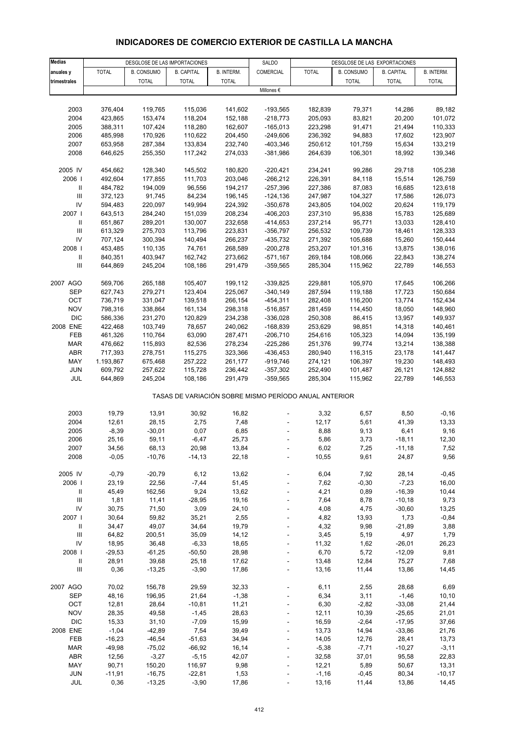# INDICADORES DE COMERCIO EXTERIOR DE CASTILLA LA MANCHA

| Medias anuales y trimestrales | DESGLOSE DE LAS IMPORTACIONES | | | | SALDO | DESGLOSE DE LAS EXPORTACIONES | | | |
|---|---|---|---|---|---|---|---|---|---|
| | TOTAL | B. CONSUMO TOTAL | B. CAPITAL TOTAL | B. INTERM. TOTAL | COMERCIAL | TOTAL | B. CONSUMO TOTAL | B. CAPITAL TOTAL | B. INTERM. TOTAL |
| | | | | | Millones € | | | | |
| 2003 | 376,404 | 119,765 | 115,036 | 141,602 | -193,565 | 182,839 | 79,371 | 14,286 | 89,182 |
| 2004 | 423,865 | 153,474 | 118,204 | 152,188 | -218,773 | 205,093 | 83,821 | 20,200 | 101,072 |
| 2005 | 388,311 | 107,424 | 118,280 | 162,607 | -165,013 | 223,298 | 91,471 | 21,494 | 110,333 |
| 2006 | 485,998 | 170,926 | 110,622 | 204,450 | -249,606 | 236,392 | 94,883 | 17,602 | 123,907 |
| 2007 | 653,958 | 287,384 | 133,834 | 232,740 | -403,346 | 250,612 | 101,759 | 15,634 | 133,219 |
| 2008 | 646,625 | 255,350 | 117,242 | 274,033 | -381,986 | 264,639 | 106,301 | 18,992 | 139,346 |
| 2005 IV | 454,662 | 128,340 | 145,502 | 180,820 | -220,421 | 234,241 | 99,286 | 29,718 | 105,238 |
| 2006 I | 492,604 | 177,855 | 111,703 | 203,046 | -266,212 | 226,391 | 84,118 | 15,514 | 126,759 |
| II | 484,782 | 194,009 | 96,556 | 194,217 | -257,396 | 227,386 | 87,083 | 16,685 | 123,618 |
| III | 372,123 | 91,745 | 84,234 | 196,145 | -124,136 | 247,987 | 104,327 | 17,586 | 126,073 |
| IV | 594,483 | 220,097 | 149,994 | 224,392 | -350,678 | 243,805 | 104,002 | 20,624 | 119,179 |
| 2007 I | 643,513 | 284,240 | 151,039 | 208,234 | -406,203 | 237,310 | 95,838 | 15,783 | 125,689 |
| II | 651,867 | 289,201 | 130,007 | 232,658 | -414,653 | 237,214 | 95,771 | 13,033 | 128,410 |
| III | 613,329 | 275,703 | 113,796 | 223,831 | -356,797 | 256,532 | 109,739 | 18,461 | 128,333 |
| IV | 707,124 | 300,394 | 140,494 | 266,237 | -435,732 | 271,392 | 105,688 | 15,260 | 150,444 |
| 2008 I | 453,485 | 110,135 | 74,761 | 268,589 | -200,278 | 253,207 | 101,316 | 13,875 | 138,016 |
| II | 840,351 | 403,947 | 162,742 | 273,662 | -571,167 | 269,184 | 108,066 | 22,843 | 138,274 |
| III | 644,869 | 245,204 | 108,186 | 291,479 | -359,565 | 285,304 | 115,962 | 22,789 | 146,553 |
| 2007 AGO | 569,706 | 265,188 | 105,407 | 199,112 | -339,825 | 229,881 | 105,970 | 17,645 | 106,266 |
| SEP | 627,743 | 279,271 | 123,404 | 225,067 | -340,149 | 287,594 | 119,188 | 17,723 | 150,684 |
| OCT | 736,719 | 331,047 | 139,518 | 266,154 | -454,311 | 282,408 | 116,200 | 13,774 | 152,434 |
| NOV | 798,316 | 338,864 | 161,134 | 298,318 | -516,857 | 281,459 | 114,450 | 18,050 | 148,960 |
| DIC | 586,336 | 231,270 | 120,829 | 234,238 | -336,028 | 250,308 | 86,415 | 13,957 | 149,937 |
| 2008 ENE | 422,468 | 103,749 | 78,657 | 240,062 | -168,839 | 253,629 | 98,851 | 14,318 | 140,461 |
| FEB | 461,326 | 110,764 | 63,090 | 287,471 | -206,710 | 254,616 | 105,323 | 14,094 | 135,199 |
| MAR | 476,662 | 115,893 | 82,536 | 278,234 | -225,286 | 251,376 | 99,774 | 13,214 | 138,388 |
| ABR | 717,393 | 278,751 | 115,275 | 323,366 | -436,453 | 280,940 | 116,315 | 23,178 | 141,447 |
| MAY | 1.193,867 | 675,468 | 257,222 | 261,177 | -919,746 | 274,121 | 106,397 | 19,230 | 148,493 |
| JUN | 609,792 | 257,622 | 115,728 | 236,442 | -357,302 | 252,490 | 101,487 | 26,121 | 124,882 |
| JUL | 644,869 | 245,204 | 108,186 | 291,479 | -359,565 | 285,304 | 115,962 | 22,789 | 146,553 |
| | TASAS DE VARIACIÓN SOBRE MISMO PERÍODO ANUAL ANTERIOR | | | | | | | | |
| 2003 | 19,79 | 13,91 | 30,92 | 16,82 | - | 3,32 | 6,57 | 8,50 | -0,16 |
| 2004 | 12,61 | 28,15 | 2,75 | 7,48 | - | 12,17 | 5,61 | 41,39 | 13,33 |
| 2005 | -8,39 | -30,01 | 0,07 | 6,85 | - | 8,88 | 9,13 | 6,41 | 9,16 |
| 2006 | 25,16 | 59,11 | -6,47 | 25,73 | - | 5,86 | 3,73 | -18,11 | 12,30 |
| 2007 | 34,56 | 68,13 | 20,98 | 13,84 | - | 6,02 | 7,25 | -11,18 | 7,52 |
| 2008 | -0,05 | -10,76 | -14,13 | 22,18 | - | 10,55 | 9,61 | 24,87 | 9,56 |
| 2005 IV | -0,79 | -20,79 | 6,12 | 13,62 | - | 6,04 | 7,92 | 28,14 | -0,45 |
| 2006 I | 23,19 | 22,56 | -7,44 | 51,45 | - | 7,62 | -0,30 | -7,23 | 16,00 |
| II | 45,49 | 162,56 | 9,24 | 13,62 | - | 4,21 | 0,89 | -16,39 | 10,44 |
| III | 1,81 | 11,41 | -28,95 | 19,16 | - | 7,64 | 8,78 | -10,18 | 9,73 |
| IV | 30,75 | 71,50 | 3,09 | 24,10 | - | 4,08 | 4,75 | -30,60 | 13,25 |
| 2007 I | 30,64 | 59,82 | 35,21 | 2,55 | - | 4,82 | 13,93 | 1,73 | -0,84 |
| II | 34,47 | 49,07 | 34,64 | 19,79 | - | 4,32 | 9,98 | -21,89 | 3,88 |
| III | 64,82 | 200,51 | 35,09 | 14,12 | - | 3,45 | 5,19 | 4,97 | 1,79 |
| IV | 18,95 | 36,48 | -6,33 | 18,65 | - | 11,32 | 1,62 | -26,01 | 26,23 |
| 2008 I | -29,53 | -61,25 | -50,50 | 28,98 | - | 6,70 | 5,72 | -12,09 | 9,81 |
| II | 28,91 | 39,68 | 25,18 | 17,62 | - | 13,48 | 12,84 | 75,27 | 7,68 |
| III | 0,36 | -13,25 | -3,90 | 17,86 | - | 13,16 | 11,44 | 13,86 | 14,45 |
| 2007 AGO | 70,02 | 156,78 | 29,59 | 32,33 | - | 6,11 | 2,55 | 28,68 | 6,69 |
| SEP | 48,16 | 196,95 | 21,64 | -1,38 | - | 6,34 | 3,11 | -1,46 | 10,10 |
| OCT | 12,81 | 28,64 | -10,81 | 11,21 | - | 6,30 | -2,82 | -33,08 | 21,44 |
| NOV | 28,35 | 49,58 | -1,45 | 28,63 | - | 12,11 | 10,39 | -25,65 | 21,01 |
| DIC | 15,33 | 31,10 | -7,09 | 15,99 | - | 16,59 | -2,64 | -17,95 | 37,66 |
| 2008 ENE | -1,04 | -42,89 | 7,54 | 39,49 | - | 13,73 | 14,94 | -33,86 | 21,76 |
| FEB | -16,23 | -46,54 | -51,63 | 34,94 | - | 14,05 | 12,76 | 28,41 | 13,73 |
| MAR | -49,98 | -75,02 | -66,92 | 16,14 | - | -5,38 | -7,71 | -10,27 | -3,11 |
| ABR | 12,56 | -3,27 | -5,15 | 42,07 | - | 32,58 | 37,01 | 95,58 | 22,83 |
| MAY | 90,71 | 150,20 | 116,97 | 9,98 | - | 12,21 | 5,89 | 50,67 | 13,31 |
| JUN | -11,91 | -16,75 | -22,81 | 1,53 | - | -1,16 | -0,45 | 80,34 | -10,17 |
| JUL | 0,36 | -13,25 | -3,90 | 17,86 | - | 13,16 | 11,44 | 13,86 | 14,45 |